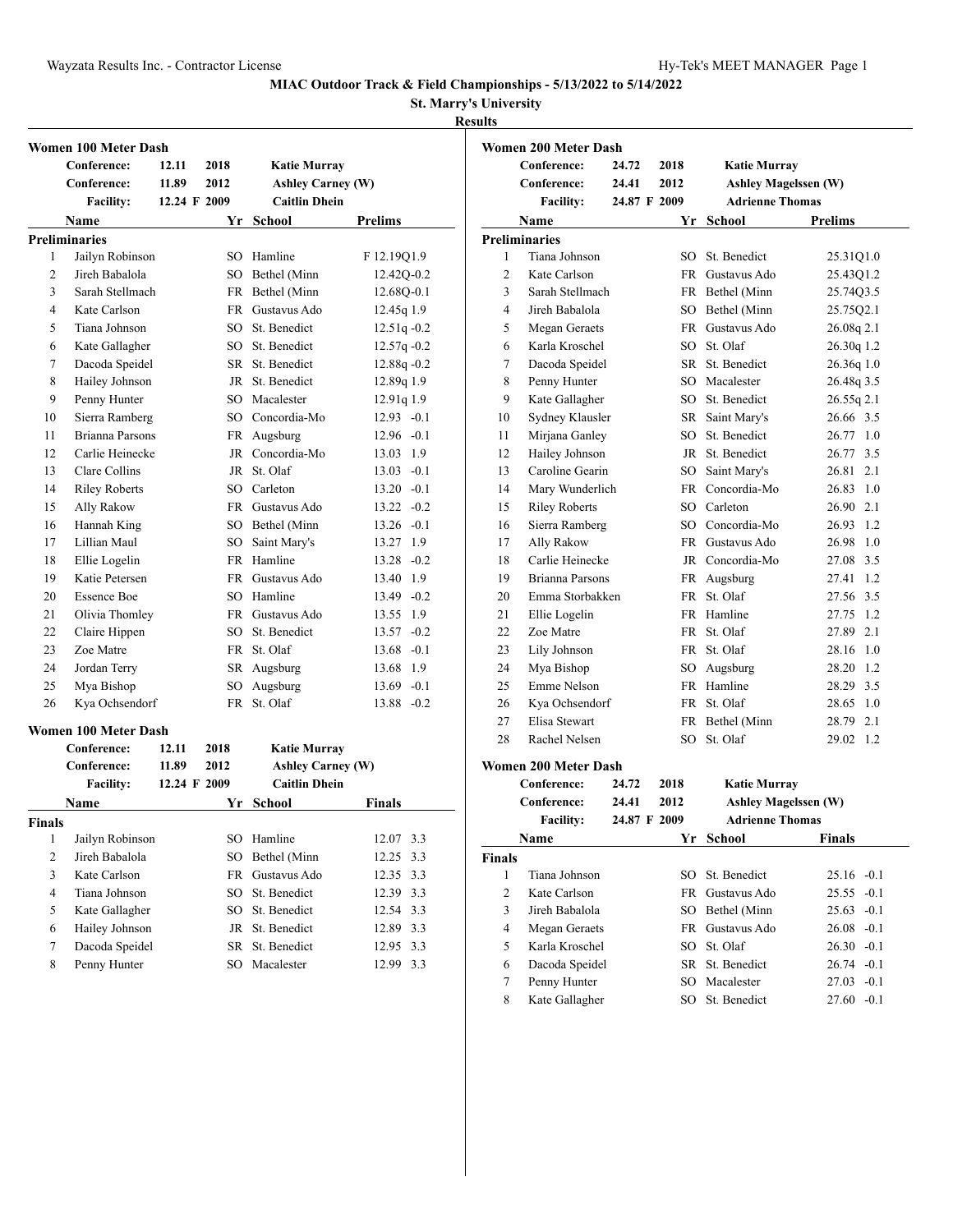# MIAC Outdoor Track & Field Championships - 5/13/2022 to 5/14/2022

**St. Marry's University**

**Results**

## Women 100 Meter Dash

| | | | |
|---|---|---|---|
| **Conference:** | 12.11 | 2018 | Katie Murray |
| **Conference:** | 11.89 | 2012 | Ashley Carney (W) |
| **Facility:** | 12.24 F | 2009 | Caitlin Dhein |

**Preliminaries**

| | Name | Yr | School | Prelims | |
|---|---|---|---|---|---|
| 1 | Jailyn Robinson | SO | Hamline | F 12.19Q | 1.9 |
| 2 | Jireh Babalola | SO | Bethel (Minn | 12.42Q | -0.2 |
| 3 | Sarah Stellmach | FR | Bethel (Minn | 12.68Q | -0.1 |
| 4 | Kate Carlson | FR | Gustavus Ado | 12.45q | 1.9 |
| 5 | Tiana Johnson | SO | St. Benedict | 12.51q | -0.2 |
| 6 | Kate Gallagher | SO | St. Benedict | 12.57q | -0.2 |
| 7 | Dacoda Speidel | SR | St. Benedict | 12.88q | -0.2 |
| 8 | Hailey Johnson | JR | St. Benedict | 12.89q | 1.9 |
| 9 | Penny Hunter | SO | Macalester | 12.91q | 1.9 |
| 10 | Sierra Ramberg | SO | Concordia-Mo | 12.93 | -0.1 |
| 11 | Brianna Parsons | FR | Augsburg | 12.96 | -0.1 |
| 12 | Carlie Heinecke | JR | Concordia-Mo | 13.03 | 1.9 |
| 13 | Clare Collins | JR | St. Olaf | 13.03 | -0.1 |
| 14 | Riley Roberts | SO | Carleton | 13.20 | -0.1 |
| 15 | Ally Rakow | FR | Gustavus Ado | 13.22 | -0.2 |
| 16 | Hannah King | SO | Bethel (Minn | 13.26 | -0.1 |
| 17 | Lillian Maul | SO | Saint Mary's | 13.27 | 1.9 |
| 18 | Ellie Logelin | FR | Hamline | 13.28 | -0.2 |
| 19 | Katie Petersen | FR | Gustavus Ado | 13.40 | 1.9 |
| 20 | Essence Boe | SO | Hamline | 13.49 | -0.2 |
| 21 | Olivia Thomley | FR | Gustavus Ado | 13.55 | 1.9 |
| 22 | Claire Hippen | SO | St. Benedict | 13.57 | -0.2 |
| 23 | Zoe Matre | FR | St. Olaf | 13.68 | -0.1 |
| 24 | Jordan Terry | SR | Augsburg | 13.68 | 1.9 |
| 25 | Mya Bishop | SO | Augsburg | 13.69 | -0.1 |
| 26 | Kya Ochsendorf | FR | St. Olaf | 13.88 | -0.2 |

## Women 100 Meter Dash

| | | | |
|---|---|---|---|
| **Conference:** | 12.11 | 2018 | Katie Murray |
| **Conference:** | 11.89 | 2012 | Ashley Carney (W) |
| **Facility:** | 12.24 F | 2009 | Caitlin Dhein |

**Finals**

| | Name | Yr | School | Finals | |
|---|---|---|---|---|---|
| 1 | Jailyn Robinson | SO | Hamline | 12.07 | 3.3 |
| 2 | Jireh Babalola | SO | Bethel (Minn | 12.25 | 3.3 |
| 3 | Kate Carlson | FR | Gustavus Ado | 12.35 | 3.3 |
| 4 | Tiana Johnson | SO | St. Benedict | 12.39 | 3.3 |
| 5 | Kate Gallagher | SO | St. Benedict | 12.54 | 3.3 |
| 6 | Hailey Johnson | JR | St. Benedict | 12.89 | 3.3 |
| 7 | Dacoda Speidel | SR | St. Benedict | 12.95 | 3.3 |
| 8 | Penny Hunter | SO | Macalester | 12.99 | 3.3 |

## Women 200 Meter Dash

| | | | |
|---|---|---|---|
| **Conference:** | 24.72 | 2018 | Katie Murray |
| **Conference:** | 24.41 | 2012 | Ashley Magelssen (W) |
| **Facility:** | 24.87 F | 2009 | Adrienne Thomas |

**Preliminaries**

| | Name | Yr | School | Prelims | |
|---|---|---|---|---|---|
| 1 | Tiana Johnson | SO | St. Benedict | 25.31Q | 1.0 |
| 2 | Kate Carlson | FR | Gustavus Ado | 25.43Q | 1.2 |
| 3 | Sarah Stellmach | FR | Bethel (Minn | 25.74Q | 3.5 |
| 4 | Jireh Babalola | SO | Bethel (Minn | 25.75Q | 2.1 |
| 5 | Megan Geraets | FR | Gustavus Ado | 26.08q | 2.1 |
| 6 | Karla Kroschel | SO | St. Olaf | 26.30q | 1.2 |
| 7 | Dacoda Speidel | SR | St. Benedict | 26.36q | 1.0 |
| 8 | Penny Hunter | SO | Macalester | 26.48q | 3.5 |
| 9 | Kate Gallagher | SO | St. Benedict | 26.55q | 2.1 |
| 10 | Sydney Klausler | SR | Saint Mary's | 26.66 | 3.5 |
| 11 | Mirjana Ganley | SO | St. Benedict | 26.77 | 1.0 |
| 12 | Hailey Johnson | JR | St. Benedict | 26.77 | 3.5 |
| 13 | Caroline Gearin | SO | Saint Mary's | 26.81 | 2.1 |
| 14 | Mary Wunderlich | FR | Concordia-Mo | 26.83 | 1.0 |
| 15 | Riley Roberts | SO | Carleton | 26.90 | 2.1 |
| 16 | Sierra Ramberg | SO | Concordia-Mo | 26.93 | 1.2 |
| 17 | Ally Rakow | FR | Gustavus Ado | 26.98 | 1.0 |
| 18 | Carlie Heinecke | JR | Concordia-Mo | 27.08 | 3.5 |
| 19 | Brianna Parsons | FR | Augsburg | 27.41 | 1.2 |
| 20 | Emma Storbakken | FR | St. Olaf | 27.56 | 3.5 |
| 21 | Ellie Logelin | FR | Hamline | 27.75 | 1.2 |
| 22 | Zoe Matre | FR | St. Olaf | 27.89 | 2.1 |
| 23 | Lily Johnson | FR | St. Olaf | 28.16 | 1.0 |
| 24 | Mya Bishop | SO | Augsburg | 28.20 | 1.2 |
| 25 | Emme Nelson | FR | Hamline | 28.29 | 3.5 |
| 26 | Kya Ochsendorf | FR | St. Olaf | 28.65 | 1.0 |
| 27 | Elisa Stewart | FR | Bethel (Minn | 28.79 | 2.1 |
| 28 | Rachel Nelsen | SO | St. Olaf | 29.02 | 1.2 |

## Women 200 Meter Dash

| | | | |
|---|---|---|---|
| **Conference:** | 24.72 | 2018 | Katie Murray |
| **Conference:** | 24.41 | 2012 | Ashley Magelssen (W) |
| **Facility:** | 24.87 F | 2009 | Adrienne Thomas |

**Finals**

| | Name | Yr | School | Finals | |
|---|---|---|---|---|---|
| 1 | Tiana Johnson | SO | St. Benedict | 25.16 | -0.1 |
| 2 | Kate Carlson | FR | Gustavus Ado | 25.55 | -0.1 |
| 3 | Jireh Babalola | SO | Bethel (Minn | 25.63 | -0.1 |
| 4 | Megan Geraets | FR | Gustavus Ado | 26.08 | -0.1 |
| 5 | Karla Kroschel | SO | St. Olaf | 26.30 | -0.1 |
| 6 | Dacoda Speidel | SR | St. Benedict | 26.74 | -0.1 |
| 7 | Penny Hunter | SO | Macalester | 27.03 | -0.1 |
| 8 | Kate Gallagher | SO | St. Benedict | 27.60 | -0.1 |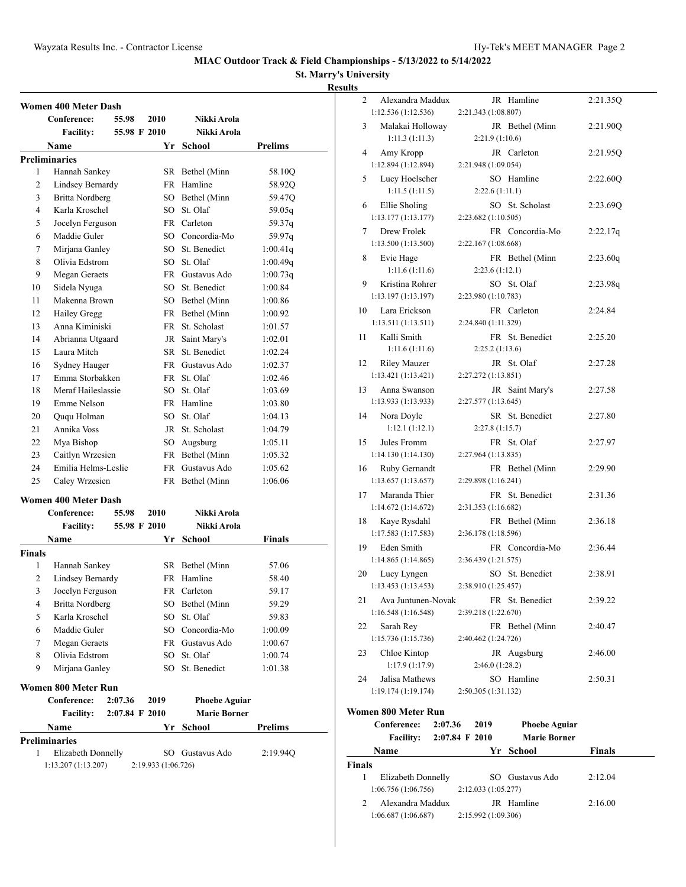## MIAC Outdoor Track & Field Championships - 5/13/2022 to 5/14/2022

**St. Marry's University**

**Results**

### Women 400 Meter Dash

| | Conference: | 55.98 | 2010 | Nikki Arola |
|---|---|---|---|---|
| | Facility: | 55.98 F | 2010 | Nikki Arola |

**Preliminaries**

| | Name | Yr | School | Prelims |
|---|---|---|---|---|
| 1 | Hannah Sankey | SR | Bethel (Minn | 58.10Q |
| 2 | Lindsey Bernardy | FR | Hamline | 58.92Q |
| 3 | Britta Nordberg | SO | Bethel (Minn | 59.47Q |
| 4 | Karla Kroschel | SO | St. Olaf | 59.05q |
| 5 | Jocelyn Ferguson | FR | Carleton | 59.37q |
| 6 | Maddie Guler | SO | Concordia-Mo | 59.97q |
| 7 | Mirjana Ganley | SO | St. Benedict | 1:00.41q |
| 8 | Olivia Edstrom | SO | St. Olaf | 1:00.49q |
| 9 | Megan Geraets | FR | Gustavus Ado | 1:00.73q |
| 10 | Sidela Nyuga | SO | St. Benedict | 1:00.84 |
| 11 | Makenna Brown | SO | Bethel (Minn | 1:00.86 |
| 12 | Hailey Gregg | FR | Bethel (Minn | 1:00.92 |
| 13 | Anna Kiminiski | FR | St. Scholast | 1:01.57 |
| 14 | Abrianna Utgaard | JR | Saint Mary's | 1:02.01 |
| 15 | Laura Mitch | SR | St. Benedict | 1:02.24 |
| 16 | Sydney Hauger | FR | Gustavus Ado | 1:02.37 |
| 17 | Emma Storbakken | FR | St. Olaf | 1:02.46 |
| 18 | Meraf Haileslassie | SO | St. Olaf | 1:03.69 |
| 19 | Emme Nelson | FR | Hamline | 1:03.80 |
| 20 | Ququ Holman | SO | St. Olaf | 1:04.13 |
| 21 | Annika Voss | JR | St. Scholast | 1:04.79 |
| 22 | Mya Bishop | SO | Augsburg | 1:05.11 |
| 23 | Caitlyn Wrzesien | FR | Bethel (Minn | 1:05.32 |
| 24 | Emilia Helms-Leslie | FR | Gustavus Ado | 1:05.62 |
| 25 | Caley Wrzesien | FR | Bethel (Minn | 1:06.06 |

### Women 400 Meter Dash

| | Conference: | 55.98 | 2010 | Nikki Arola |
|---|---|---|---|---|
| | Facility: | 55.98 F | 2010 | Nikki Arola |

**Finals**

| | Name | Yr | School | Finals |
|---|---|---|---|---|
| 1 | Hannah Sankey | SR | Bethel (Minn | 57.06 |
| 2 | Lindsey Bernardy | FR | Hamline | 58.40 |
| 3 | Jocelyn Ferguson | FR | Carleton | 59.17 |
| 4 | Britta Nordberg | SO | Bethel (Minn | 59.29 |
| 5 | Karla Kroschel | SO | St. Olaf | 59.83 |
| 6 | Maddie Guler | SO | Concordia-Mo | 1:00.09 |
| 7 | Megan Geraets | FR | Gustavus Ado | 1:00.67 |
| 8 | Olivia Edstrom | SO | St. Olaf | 1:00.74 |
| 9 | Mirjana Ganley | SO | St. Benedict | 1:01.38 |

### Women 800 Meter Run

| | Conference: | 2:07.36 | 2019 | Phoebe Aguiar |
|---|---|---|---|---|
| | Facility: | 2:07.84 F | 2010 | Marie Borner |

**Preliminaries**

| | Name | Yr | School | Prelims |
|---|---|---|---|---|
| 1 | Elizabeth Donnelly | SO | Gustavus Ado | 2:19.94Q |
| | 1:13.207 (1:13.207) | 2:19.933 (1:06.726) | | |
| 2 | Alexandra Maddux | JR | Hamline | 2:21.35Q |
| | 1:12.536 (1:12.536) | 2:21.343 (1:08.807) | | |
| 3 | Malakai Holloway | JR | Bethel (Minn | 2:21.90Q |
| | 1:11.3 (1:11.3) | 2:21.9 (1:10.6) | | |
| 4 | Amy Kropp | JR | Carleton | 2:21.95Q |
| | 1:12.894 (1:12.894) | 2:21.948 (1:09.054) | | |
| 5 | Lucy Hoelscher | SO | Hamline | 2:22.60Q |
| | 1:11.5 (1:11.5) | 2:22.6 (1:11.1) | | |
| 6 | Ellie Sholing | SO | St. Scholast | 2:23.69Q |
| | 1:13.177 (1:13.177) | 2:23.682 (1:10.505) | | |
| 7 | Drew Frolek | FR | Concordia-Mo | 2:22.17q |
| | 1:13.500 (1:13.500) | 2:22.167 (1:08.668) | | |
| 8 | Evie Hage | FR | Bethel (Minn | 2:23.60q |
| | 1:11.6 (1:11.6) | 2:23.6 (1:12.1) | | |
| 9 | Kristina Rohrer | SO | St. Olaf | 2:23.98q |
| | 1:13.197 (1:13.197) | 2:23.980 (1:10.783) | | |
| 10 | Lara Erickson | FR | Carleton | 2:24.84 |
| | 1:13.511 (1:13.511) | 2:24.840 (1:11.329) | | |
| 11 | Kalli Smith | FR | St. Benedict | 2:25.20 |
| | 1:11.6 (1:11.6) | 2:25.2 (1:13.6) | | |
| 12 | Riley Mauzer | JR | St. Olaf | 2:27.28 |
| | 1:13.421 (1:13.421) | 2:27.272 (1:13.851) | | |
| 13 | Anna Swanson | JR | Saint Mary's | 2:27.58 |
| | 1:13.933 (1:13.933) | 2:27.577 (1:13.645) | | |
| 14 | Nora Doyle | SR | St. Benedict | 2:27.80 |
| | 1:12.1 (1:12.1) | 2:27.8 (1:15.7) | | |
| 15 | Jules Fromm | FR | St. Olaf | 2:27.97 |
| | 1:14.130 (1:14.130) | 2:27.964 (1:13.835) | | |
| 16 | Ruby Gernandt | FR | Bethel (Minn | 2:29.90 |
| | 1:13.657 (1:13.657) | 2:29.898 (1:16.241) | | |
| 17 | Maranda Thier | FR | St. Benedict | 2:31.36 |
| | 1:14.672 (1:14.672) | 2:31.353 (1:16.682) | | |
| 18 | Kaye Rysdahl | FR | Bethel (Minn | 2:36.18 |
| | 1:17.583 (1:17.583) | 2:36.178 (1:18.596) | | |
| 19 | Eden Smith | FR | Concordia-Mo | 2:36.44 |
| | 1:14.865 (1:14.865) | 2:36.439 (1:21.575) | | |
| 20 | Lucy Lyngen | SO | St. Benedict | 2:38.91 |
| | 1:13.453 (1:13.453) | 2:38.910 (1:25.457) | | |
| 21 | Ava Juntunen-Novak | FR | St. Benedict | 2:39.22 |
| | 1:16.548 (1:16.548) | 2:39.218 (1:22.670) | | |
| 22 | Sarah Rey | FR | Bethel (Minn | 2:40.47 |
| | 1:15.736 (1:15.736) | 2:40.462 (1:24.726) | | |
| 23 | Chloe Kintop | JR | Augsburg | 2:46.00 |
| | 1:17.9 (1:17.9) | 2:46.0 (1:28.2) | | |
| 24 | Jalisa Mathews | SO | Hamline | 2:50.31 |
| | 1:19.174 (1:19.174) | 2:50.305 (1:31.132) | | |

### Women 800 Meter Run

| | Conference: | 2:07.36 | 2019 | Phoebe Aguiar |
|---|---|---|---|---|
| | Facility: | 2:07.84 F | 2010 | Marie Borner |

**Finals**

| | Name | Yr | School | Finals |
|---|---|---|---|---|
| 1 | Elizabeth Donnelly | SO | Gustavus Ado | 2:12.04 |
| | 1:06.756 (1:06.756) | 2:12.033 (1:05.277) | | |
| 2 | Alexandra Maddux | JR | Hamline | 2:16.00 |
| | 1:06.687 (1:06.687) | 2:15.992 (1:09.306) | | |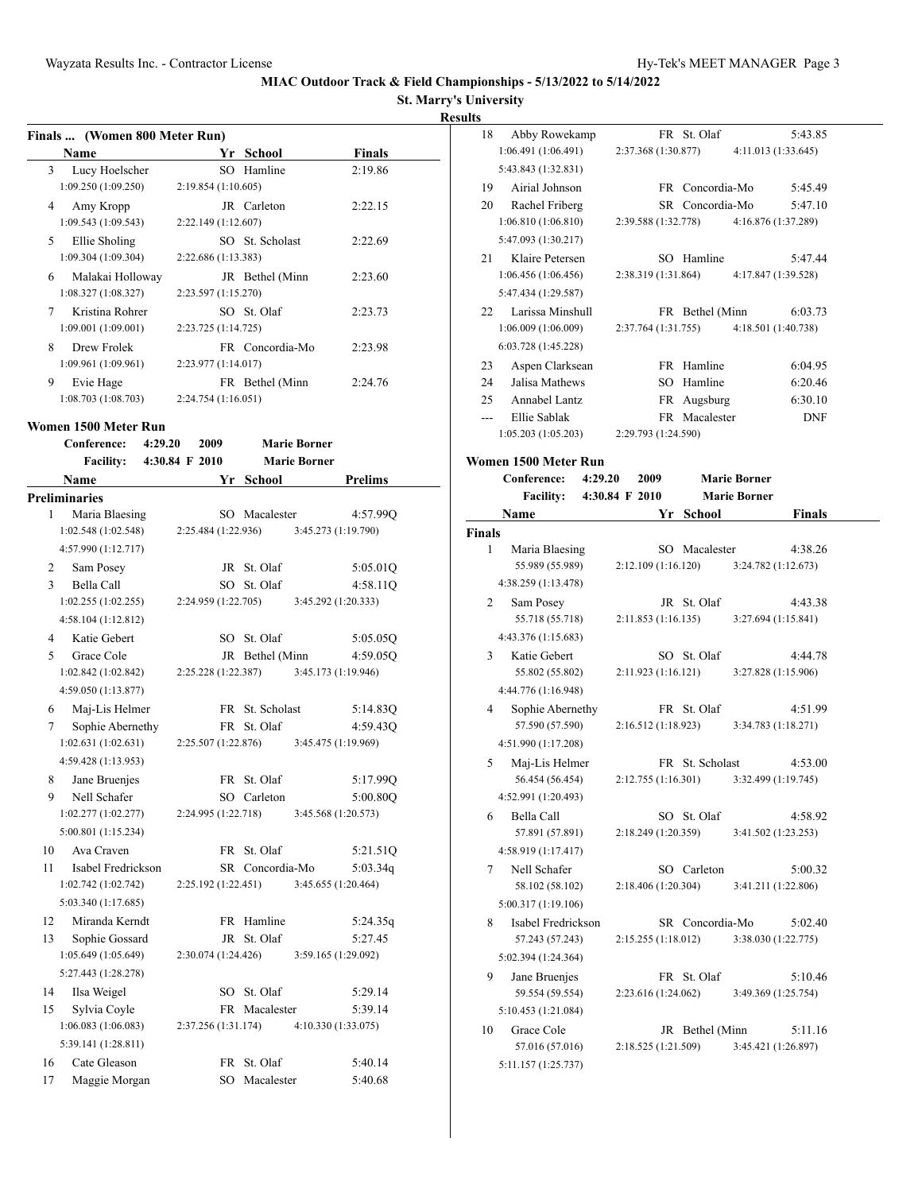# MIAC Outdoor Track & Field Championships - 5/13/2022 to 5/14/2022

**St. Marry's University**

**Results**

## Finals ... (Women 800 Meter Run)

| | Name | Yr | School | Finals |
|---|---|---|---|---|
| 3 | Lucy Hoelscher | SO | Hamline | 2:19.86 |
| | 1:09.250 (1:09.250) | 2:19.854 (1:10.605) | | |
| 4 | Amy Kropp | JR | Carleton | 2:22.15 |
| | 1:09.543 (1:09.543) | 2:22.149 (1:12.607) | | |
| 5 | Ellie Sholing | SO | St. Scholast | 2:22.69 |
| | 1:09.304 (1:09.304) | 2:22.686 (1:13.383) | | |
| 6 | Malakai Holloway | JR | Bethel (Minn | 2:23.60 |
| | 1:08.327 (1:08.327) | 2:23.597 (1:15.270) | | |
| 7 | Kristina Rohrer | SO | St. Olaf | 2:23.73 |
| | 1:09.001 (1:09.001) | 2:23.725 (1:14.725) | | |
| 8 | Drew Frolek | FR | Concordia-Mo | 2:23.98 |
| | 1:09.961 (1:09.961) | 2:23.977 (1:14.017) | | |
| 9 | Evie Hage | FR | Bethel (Minn | 2:24.76 |
| | 1:08.703 (1:08.703) | 2:24.754 (1:16.051) | | |

## Women 1500 Meter Run

Conference: 4:29.20 2009 Marie Borner
Facility: 4:30.84 F 2010 Marie Borner

### Preliminaries

| | Name | Yr | School | Prelims |
|---|---|---|---|---|
| 1 | Maria Blaesing | SO | Macalester | 4:57.99Q |
| | 1:02.548 (1:02.548) | 2:25.484 (1:22.936) | 3:45.273 (1:19.790) | |
| | 4:57.990 (1:12.717) | | | |
| 2 | Sam Posey | JR | St. Olaf | 5:05.01Q |
| 3 | Bella Call | SO | St. Olaf | 4:58.11Q |
| | 1:02.255 (1:02.255) | 2:24.959 (1:22.705) | 3:45.292 (1:20.333) | |
| | 4:58.104 (1:12.812) | | | |
| 4 | Katie Gebert | SO | St. Olaf | 5:05.05Q |
| 5 | Grace Cole | JR | Bethel (Minn | 4:59.05Q |
| | 1:02.842 (1:02.842) | 2:25.228 (1:22.387) | 3:45.173 (1:19.946) | |
| | 4:59.050 (1:13.877) | | | |
| 6 | Maj-Lis Helmer | FR | St. Scholast | 5:14.83Q |
| 7 | Sophie Abernethy | FR | St. Olaf | 4:59.43Q |
| | 1:02.631 (1:02.631) | 2:25.507 (1:22.876) | 3:45.475 (1:19.969) | |
| | 4:59.428 (1:13.953) | | | |
| 8 | Jane Bruenjes | FR | St. Olaf | 5:17.99Q |
| 9 | Nell Schafer | SO | Carleton | 5:00.80Q |
| | 1:02.277 (1:02.277) | 2:24.995 (1:22.718) | 3:45.568 (1:20.573) | |
| | 5:00.801 (1:15.234) | | | |
| 10 | Ava Craven | FR | St. Olaf | 5:21.51Q |
| 11 | Isabel Fredrickson | SR | Concordia-Mo | 5:03.34q |
| | 1:02.742 (1:02.742) | 2:25.192 (1:22.451) | 3:45.655 (1:20.464) | |
| | 5:03.340 (1:17.685) | | | |
| 12 | Miranda Kerndt | FR | Hamline | 5:24.35q |
| 13 | Sophie Gossard | JR | St. Olaf | 5:27.45 |
| | 1:05.649 (1:05.649) | 2:30.074 (1:24.426) | 3:59.165 (1:29.092) | |
| | 5:27.443 (1:28.278) | | | |
| 14 | Ilsa Weigel | SO | St. Olaf | 5:29.14 |
| 15 | Sylvia Coyle | FR | Macalester | 5:39.14 |
| | 1:06.083 (1:06.083) | 2:37.256 (1:31.174) | 4:10.330 (1:33.075) | |
| | 5:39.141 (1:28.811) | | | |
| 16 | Cate Gleason | FR | St. Olaf | 5:40.14 |
| 17 | Maggie Morgan | SO | Macalester | 5:40.68 |
| 18 | Abby Rowekamp | FR | St. Olaf | 5:43.85 |
| | 1:06.491 (1:06.491) | 2:37.368 (1:30.877) | 4:11.013 (1:33.645) | |
| | 5:43.843 (1:32.831) | | | |
| 19 | Airial Johnson | FR | Concordia-Mo | 5:45.49 |
| 20 | Rachel Friberg | SR | Concordia-Mo | 5:47.10 |
| | 1:06.810 (1:06.810) | 2:39.588 (1:32.778) | 4:16.876 (1:37.289) | |
| | 5:47.093 (1:30.217) | | | |
| 21 | Klaire Petersen | SO | Hamline | 5:47.44 |
| | 1:06.456 (1:06.456) | 2:38.319 (1:31.864) | 4:17.847 (1:39.528) | |
| | 5:47.434 (1:29.587) | | | |
| 22 | Larissa Minshull | FR | Bethel (Minn | 6:03.73 |
| | 1:06.009 (1:06.009) | 2:37.764 (1:31.755) | 4:18.501 (1:40.738) | |
| | 6:03.728 (1:45.228) | | | |
| 23 | Aspen Clarksean | FR | Hamline | 6:04.95 |
| 24 | Jalisa Mathews | SO | Hamline | 6:20.46 |
| 25 | Annabel Lantz | FR | Augsburg | 6:30.10 |
| --- | Ellie Sablak | FR | Macalester | DNF |
| | 1:05.203 (1:05.203) | 2:29.793 (1:24.590) | | |

## Women 1500 Meter Run

Conference: 4:29.20 2009 Marie Borner
Facility: 4:30.84 F 2010 Marie Borner

### Finals

| | Name | Yr | School | Finals |
|---|---|---|---|---|
| 1 | Maria Blaesing | SO | Macalester | 4:38.26 |
| | 55.989 (55.989) | 2:12.109 (1:16.120) | 3:24.782 (1:12.673) | |
| | 4:38.259 (1:13.478) | | | |
| 2 | Sam Posey | JR | St. Olaf | 4:43.38 |
| | 55.718 (55.718) | 2:11.853 (1:16.135) | 3:27.694 (1:15.841) | |
| | 4:43.376 (1:15.683) | | | |
| 3 | Katie Gebert | SO | St. Olaf | 4:44.78 |
| | 55.802 (55.802) | 2:11.923 (1:16.121) | 3:27.828 (1:15.906) | |
| | 4:44.776 (1:16.948) | | | |
| 4 | Sophie Abernethy | FR | St. Olaf | 4:51.99 |
| | 57.590 (57.590) | 2:16.512 (1:18.923) | 3:34.783 (1:18.271) | |
| | 4:51.990 (1:17.208) | | | |
| 5 | Maj-Lis Helmer | FR | St. Scholast | 4:53.00 |
| | 56.454 (56.454) | 2:12.755 (1:16.301) | 3:32.499 (1:19.745) | |
| | 4:52.991 (1:20.493) | | | |
| 6 | Bella Call | SO | St. Olaf | 4:58.92 |
| | 57.891 (57.891) | 2:18.249 (1:20.359) | 3:41.502 (1:23.253) | |
| | 4:58.919 (1:17.417) | | | |
| 7 | Nell Schafer | SO | Carleton | 5:00.32 |
| | 58.102 (58.102) | 2:18.406 (1:20.304) | 3:41.211 (1:22.806) | |
| | 5:00.317 (1:19.106) | | | |
| 8 | Isabel Fredrickson | SR | Concordia-Mo | 5:02.40 |
| | 57.243 (57.243) | 2:15.255 (1:18.012) | 3:38.030 (1:22.775) | |
| | 5:02.394 (1:24.364) | | | |
| 9 | Jane Bruenjes | FR | St. Olaf | 5:10.46 |
| | 59.554 (59.554) | 2:23.616 (1:24.062) | 3:49.369 (1:25.754) | |
| | 5:10.453 (1:21.084) | | | |
| 10 | Grace Cole | JR | Bethel (Minn | 5:11.16 |
| | 57.016 (57.016) | 2:18.525 (1:21.509) | 3:45.421 (1:26.897) | |
| | 5:11.157 (1:25.737) | | | |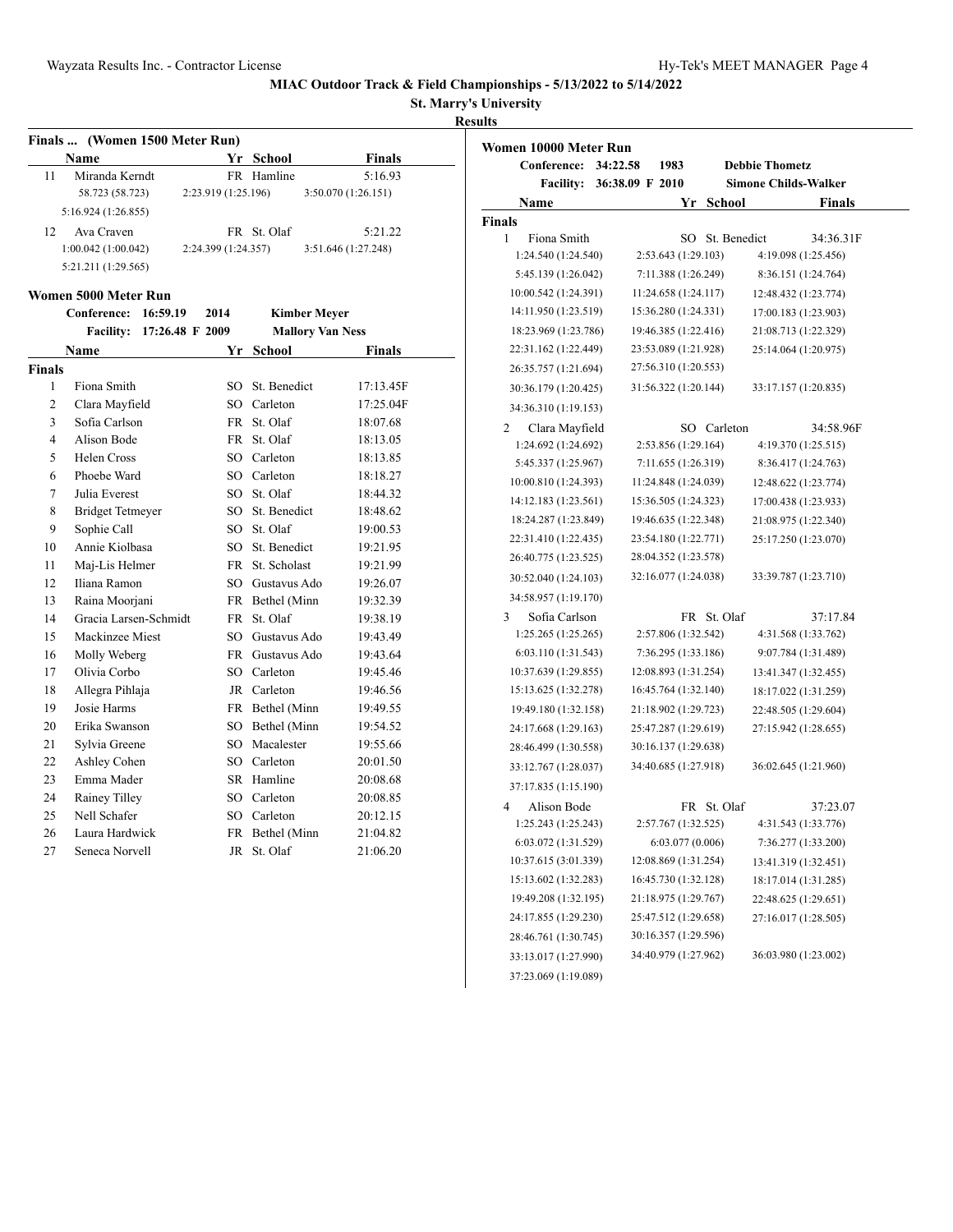MIAC Outdoor Track & Field Championships - 5/13/2022 to 5/14/2022

St. Marry's University

Results

### Finals ... (Women 1500 Meter Run)

| | Name | Yr | School | Finals |
|---|---|---|---|---|
| 11 | Miranda Kerndt | FR | Hamline | 5:16.93 |
| | 58.723 (58.723) | 2:23.919 (1:25.196) | 3:50.070 (1:26.151) | |
| | 5:16.924 (1:26.855) | | | |
| 12 | Ava Craven | FR | St. Olaf | 5:21.22 |
| | 1:00.042 (1:00.042) | 2:24.399 (1:24.357) | 3:51.646 (1:27.248) | |
| | 5:21.211 (1:29.565) | | | |

### Women 5000 Meter Run

Conference: 16:59.19 2014 Kimber Meyer

Facility: 17:26.48 F 2009 Mallory Van Ness

**Finals**

| | Name | Yr | School | Finals |
|---|---|---|---|---|
| 1 | Fiona Smith | SO | St. Benedict | 17:13.45F |
| 2 | Clara Mayfield | SO | Carleton | 17:25.04F |
| 3 | Sofia Carlson | FR | St. Olaf | 18:07.68 |
| 4 | Alison Bode | FR | St. Olaf | 18:13.05 |
| 5 | Helen Cross | SO | Carleton | 18:13.85 |
| 6 | Phoebe Ward | SO | Carleton | 18:18.27 |
| 7 | Julia Everest | SO | St. Olaf | 18:44.32 |
| 8 | Bridget Tetmeyer | SO | St. Benedict | 18:48.62 |
| 9 | Sophie Call | SO | St. Olaf | 19:00.53 |
| 10 | Annie Kiolbasa | SO | St. Benedict | 19:21.95 |
| 11 | Maj-Lis Helmer | FR | St. Scholast | 19:21.99 |
| 12 | Iliana Ramon | SO | Gustavus Ado | 19:26.07 |
| 13 | Raina Moorjani | FR | Bethel (Minn | 19:32.39 |
| 14 | Gracia Larsen-Schmidt | FR | St. Olaf | 19:38.19 |
| 15 | Mackinzee Miest | SO | Gustavus Ado | 19:43.49 |
| 16 | Molly Weberg | FR | Gustavus Ado | 19:43.64 |
| 17 | Olivia Corbo | SO | Carleton | 19:45.46 |
| 18 | Allegra Pihlaja | JR | Carleton | 19:46.56 |
| 19 | Josie Harms | FR | Bethel (Minn | 19:49.55 |
| 20 | Erika Swanson | SO | Bethel (Minn | 19:54.52 |
| 21 | Sylvia Greene | SO | Macalester | 19:55.66 |
| 22 | Ashley Cohen | SO | Carleton | 20:01.50 |
| 23 | Emma Mader | SR | Hamline | 20:08.68 |
| 24 | Rainey Tilley | SO | Carleton | 20:08.85 |
| 25 | Nell Schafer | SO | Carleton | 20:12.15 |
| 26 | Laura Hardwick | FR | Bethel (Minn | 21:04.82 |
| 27 | Seneca Norvell | JR | St. Olaf | 21:06.20 |

### Women 10000 Meter Run

Conference: 34:22.58 1983 Debbie Thometz

Facility: 36:38.09 F 2010 Simone Childs-Walker

**Finals**

| | Name | Yr | School | Finals |
|---|---|---|---|---|
| 1 | Fiona Smith | SO | St. Benedict | 34:36.31F |
| | 1:24.540 (1:24.540) | 2:53.643 (1:29.103) | 4:19.098 (1:25.456) | |
| | 5:45.139 (1:26.042) | 7:11.388 (1:26.249) | 8:36.151 (1:24.764) | |
| | 10:00.542 (1:24.391) | 11:24.658 (1:24.117) | 12:48.432 (1:23.774) | |
| | 14:11.950 (1:23.519) | 15:36.280 (1:24.331) | 17:00.183 (1:23.903) | |
| | 18:23.969 (1:23.786) | 19:46.385 (1:22.416) | 21:08.713 (1:22.329) | |
| | 22:31.162 (1:22.449) | 23:53.089 (1:21.928) | 25:14.064 (1:20.975) | |
| | 26:35.757 (1:21.694) | 27:56.310 (1:20.553) | | |
| | 30:36.179 (1:20.425) | 31:56.322 (1:20.144) | 33:17.157 (1:20.835) | |
| | 34:36.310 (1:19.153) | | | |
| 2 | Clara Mayfield | SO | Carleton | 34:58.96F |
| | 1:24.692 (1:24.692) | 2:53.856 (1:29.164) | 4:19.370 (1:25.515) | |
| | 5:45.337 (1:25.967) | 7:11.655 (1:26.319) | 8:36.417 (1:24.763) | |
| | 10:00.810 (1:24.393) | 11:24.848 (1:24.039) | 12:48.622 (1:23.774) | |
| | 14:12.183 (1:23.561) | 15:36.505 (1:24.323) | 17:00.438 (1:23.933) | |
| | 18:24.287 (1:23.849) | 19:46.635 (1:22.348) | 21:08.975 (1:22.340) | |
| | 22:31.410 (1:22.435) | 23:54.180 (1:22.771) | 25:17.250 (1:23.070) | |
| | 26:40.775 (1:23.525) | 28:04.352 (1:23.578) | | |
| | 30:52.040 (1:24.103) | 32:16.077 (1:24.038) | 33:39.787 (1:23.710) | |
| | 34:58.957 (1:19.170) | | | |
| 3 | Sofia Carlson | FR | St. Olaf | 37:17.84 |
| | 1:25.265 (1:25.265) | 2:57.806 (1:32.542) | 4:31.568 (1:33.762) | |
| | 6:03.110 (1:31.543) | 7:36.295 (1:33.186) | 9:07.784 (1:31.489) | |
| | 10:37.639 (1:29.855) | 12:08.893 (1:31.254) | 13:41.347 (1:32.455) | |
| | 15:13.625 (1:32.278) | 16:45.764 (1:32.140) | 18:17.022 (1:31.259) | |
| | 19:49.180 (1:32.158) | 21:18.902 (1:29.723) | 22:48.505 (1:29.604) | |
| | 24:17.668 (1:29.163) | 25:47.287 (1:29.619) | 27:15.942 (1:28.655) | |
| | 28:46.499 (1:30.558) | 30:16.137 (1:29.638) | | |
| | 33:12.767 (1:28.037) | 34:40.685 (1:27.918) | 36:02.645 (1:21.960) | |
| | 37:17.835 (1:15.190) | | | |
| 4 | Alison Bode | FR | St. Olaf | 37:23.07 |
| | 1:25.243 (1:25.243) | 2:57.767 (1:32.525) | 4:31.543 (1:33.776) | |
| | 6:03.072 (1:31.529) | 6:03.077 (0.006) | 7:36.277 (1:33.200) | |
| | 10:37.615 (3:01.339) | 12:08.869 (1:31.254) | 13:41.319 (1:32.451) | |
| | 15:13.602 (1:32.283) | 16:45.730 (1:32.128) | 18:17.014 (1:31.285) | |
| | 19:49.208 (1:32.195) | 21:18.975 (1:29.767) | 22:48.625 (1:29.651) | |
| | 24:17.855 (1:29.230) | 25:47.512 (1:29.658) | 27:16.017 (1:28.505) | |
| | 28:46.761 (1:30.745) | 30:16.357 (1:29.596) | | |
| | 33:13.017 (1:27.990) | 34:40.979 (1:27.962) | 36:03.980 (1:23.002) | |
| | 37:23.069 (1:19.089) | | | |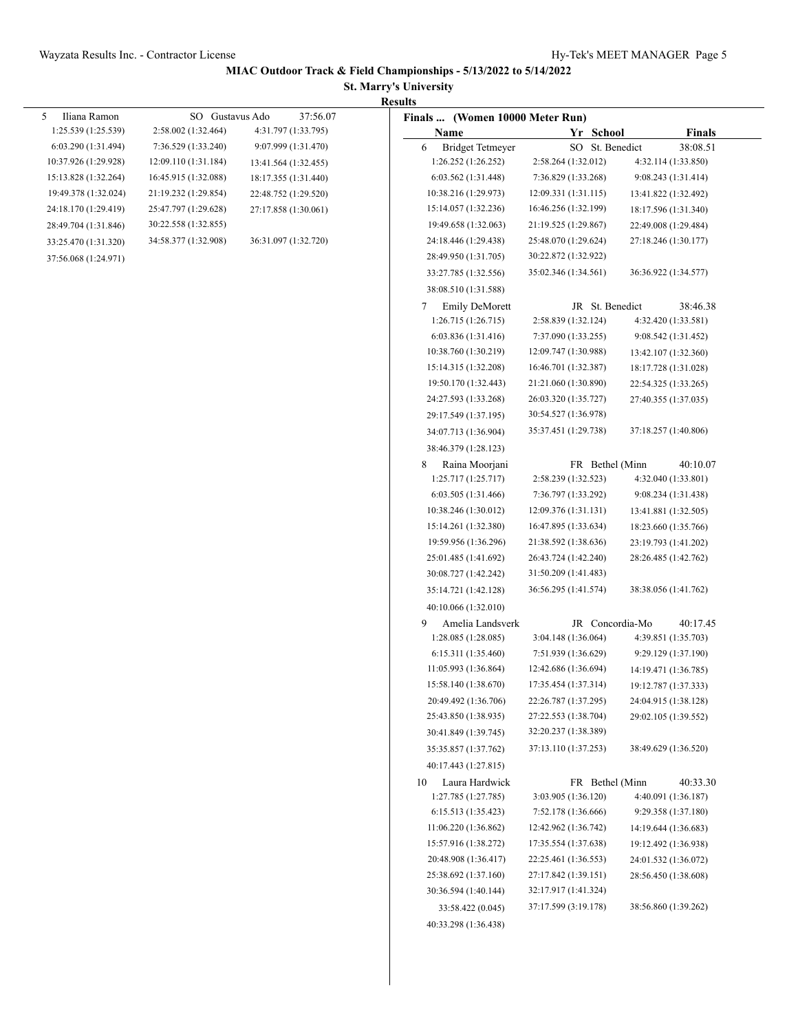## MIAC Outdoor Track & Field Championships - 5/13/2022 to 5/14/2022

### St. Marry's University

**Results**

| 5 | Iliana Ramon | SO Gustavus Ado | 37:56.07 |
|---|---|---|---|
| | 1:25.539 (1:25.539) | 2:58.002 (1:32.464) | 4:31.797 (1:33.795) |
| | 6:03.290 (1:31.494) | 7:36.529 (1:33.240) | 9:07.999 (1:31.470) |
| | 10:37.926 (1:29.928) | 12:09.110 (1:31.184) | 13:41.564 (1:32.455) |
| | 15:13.828 (1:32.264) | 16:45.915 (1:32.088) | 18:17.355 (1:31.440) |
| | 19:49.378 (1:32.024) | 21:19.232 (1:29.854) | 22:48.752 (1:29.520) |
| | 24:18.170 (1:29.419) | 25:47.797 (1:29.628) | 27:17.858 (1:30.061) |
| | 28:49.704 (1:31.846) | 30:22.558 (1:32.855) | |
| | 33:25.470 (1:31.320) | 34:58.377 (1:32.908) | 36:31.097 (1:32.720) |
| | 37:56.068 (1:24.971) | | |

**Finals ... (Women 10000 Meter Run)**

| | Name | Yr School | Finals |
|---|---|---|---|
| 6 | Bridget Tetmeyer | SO St. Benedict | 38:08.51 |
| | 1:26.252 (1:26.252) | 2:58.264 (1:32.012) | 4:32.114 (1:33.850) |
| | 6:03.562 (1:31.448) | 7:36.829 (1:33.268) | 9:08.243 (1:31.414) |
| | 10:38.216 (1:29.973) | 12:09.331 (1:31.115) | 13:41.822 (1:32.492) |
| | 15:14.057 (1:32.236) | 16:46.256 (1:32.199) | 18:17.596 (1:31.340) |
| | 19:49.658 (1:32.063) | 21:19.525 (1:29.867) | 22:49.008 (1:29.484) |
| | 24:18.446 (1:29.438) | 25:48.070 (1:29.624) | 27:18.246 (1:30.177) |
| | 28:49.950 (1:31.705) | 30:22.872 (1:32.922) | |
| | 33:27.785 (1:32.556) | 35:02.346 (1:34.561) | 36:36.922 (1:34.577) |
| | 38:08.510 (1:31.588) | | |
| 7 | Emily DeMorett | JR St. Benedict | 38:46.38 |
| | 1:26.715 (1:26.715) | 2:58.839 (1:32.124) | 4:32.420 (1:33.581) |
| | 6:03.836 (1:31.416) | 7:37.090 (1:33.255) | 9:08.542 (1:31.452) |
| | 10:38.760 (1:30.219) | 12:09.747 (1:30.988) | 13:42.107 (1:32.360) |
| | 15:14.315 (1:32.208) | 16:46.701 (1:32.387) | 18:17.728 (1:31.028) |
| | 19:50.170 (1:32.443) | 21:21.060 (1:30.890) | 22:54.325 (1:33.265) |
| | 24:27.593 (1:33.268) | 26:03.320 (1:35.727) | 27:40.355 (1:37.035) |
| | 29:17.549 (1:37.195) | 30:54.527 (1:36.978) | |
| | 34:07.713 (1:36.904) | 35:37.451 (1:29.738) | 37:18.257 (1:40.806) |
| | 38:46.379 (1:28.123) | | |
| 8 | Raina Moorjani | FR Bethel (Minn | 40:10.07 |
| | 1:25.717 (1:25.717) | 2:58.239 (1:32.523) | 4:32.040 (1:33.801) |
| | 6:03.505 (1:31.466) | 7:36.797 (1:33.292) | 9:08.234 (1:31.438) |
| | 10:38.246 (1:30.012) | 12:09.376 (1:31.131) | 13:41.881 (1:32.505) |
| | 15:14.261 (1:32.380) | 16:47.895 (1:33.634) | 18:23.660 (1:35.766) |
| | 19:59.956 (1:36.296) | 21:38.592 (1:38.636) | 23:19.793 (1:41.202) |
| | 25:01.485 (1:41.692) | 26:43.724 (1:42.240) | 28:26.485 (1:42.762) |
| | 30:08.727 (1:42.242) | 31:50.209 (1:41.483) | |
| | 35:14.721 (1:42.128) | 36:56.295 (1:41.574) | 38:38.056 (1:41.762) |
| | 40:10.066 (1:32.010) | | |
| 9 | Amelia Landsverk | JR Concordia-Mo | 40:17.45 |
| | 1:28.085 (1:28.085) | 3:04.148 (1:36.064) | 4:39.851 (1:35.703) |
| | 6:15.311 (1:35.460) | 7:51.939 (1:36.629) | 9:29.129 (1:37.190) |
| | 11:05.993 (1:36.864) | 12:42.686 (1:36.694) | 14:19.471 (1:36.785) |
| | 15:58.140 (1:38.670) | 17:35.454 (1:37.314) | 19:12.787 (1:37.333) |
| | 20:49.492 (1:36.706) | 22:26.787 (1:37.295) | 24:04.915 (1:38.128) |
| | 25:43.850 (1:38.935) | 27:22.553 (1:38.704) | 29:02.105 (1:39.552) |
| | 30:41.849 (1:39.745) | 32:20.237 (1:38.389) | |
| | 35:35.857 (1:37.762) | 37:13.110 (1:37.253) | 38:49.629 (1:36.520) |
| | 40:17.443 (1:27.815) | | |
| 10 | Laura Hardwick | FR Bethel (Minn | 40:33.30 |
| | 1:27.785 (1:27.785) | 3:03.905 (1:36.120) | 4:40.091 (1:36.187) |
| | 6:15.513 (1:35.423) | 7:52.178 (1:36.666) | 9:29.358 (1:37.180) |
| | 11:06.220 (1:36.862) | 12:42.962 (1:36.742) | 14:19.644 (1:36.683) |
| | 15:57.916 (1:38.272) | 17:35.554 (1:37.638) | 19:12.492 (1:36.938) |
| | 20:48.908 (1:36.417) | 22:25.461 (1:36.553) | 24:01.532 (1:36.072) |
| | 25:38.692 (1:37.160) | 27:17.842 (1:39.151) | 28:56.450 (1:38.608) |
| | 30:36.594 (1:40.144) | 32:17.917 (1:41.324) | |
| | 33:58.422 (0.045) | 37:17.599 (3:19.178) | 38:56.860 (1:39.262) |
| | 40:33.298 (1:36.438) | | |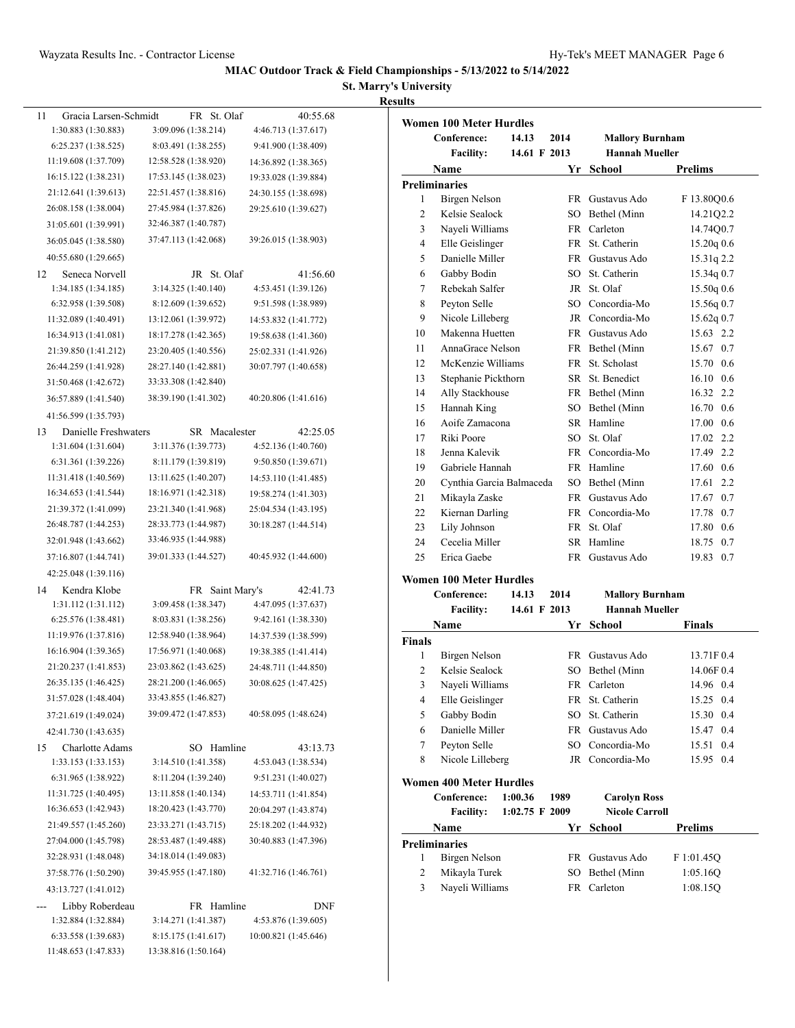**MIAC Outdoor Track & Field Championships - 5/13/2022 to 5/14/2022**

**St. Marry's University**

**Results**

| Place | Name | Yr | School | Time |
|---|---|---|---|---|
| 11 | Gracia Larsen-Schmidt | FR | St. Olaf | 40:55.68 |
| | 1:30.883 (1:30.883) | 3:09.096 (1:38.214) | 4:46.713 (1:37.617) | |
| | 6:25.237 (1:38.525) | 8:03.491 (1:38.255) | 9:41.900 (1:38.409) | |
| | 11:19.608 (1:37.709) | 12:58.528 (1:38.920) | 14:36.892 (1:38.365) | |
| | 16:15.122 (1:38.231) | 17:53.145 (1:38.023) | 19:33.028 (1:39.884) | |
| | 21:12.641 (1:39.613) | 22:51.457 (1:38.816) | 24:30.155 (1:38.698) | |
| | 26:08.158 (1:38.004) | 27:45.984 (1:37.826) | 29:25.610 (1:39.627) | |
| | 31:05.601 (1:39.991) | 32:46.387 (1:40.787) | | |
| | 36:05.045 (1:38.580) | 37:47.113 (1:42.068) | 39:26.015 (1:38.903) | |
| | 40:55.680 (1:29.665) | | | |
| 12 | Seneca Norvell | JR | St. Olaf | 41:56.60 |
| | 1:34.185 (1:34.185) | 3:14.325 (1:40.140) | 4:53.451 (1:39.126) | |
| | 6:32.958 (1:39.508) | 8:12.609 (1:39.652) | 9:51.598 (1:38.989) | |
| | 11:32.089 (1:40.491) | 13:12.061 (1:39.972) | 14:53.832 (1:41.772) | |
| | 16:34.913 (1:41.081) | 18:17.278 (1:42.365) | 19:58.638 (1:41.360) | |
| | 21:39.850 (1:41.212) | 23:20.405 (1:40.556) | 25:02.331 (1:41.926) | |
| | 26:44.259 (1:41.928) | 28:27.140 (1:42.881) | 30:07.797 (1:40.658) | |
| | 31:50.468 (1:42.672) | 33:33.308 (1:42.840) | | |
| | 36:57.889 (1:41.540) | 38:39.190 (1:41.302) | 40:20.806 (1:41.616) | |
| | 41:56.599 (1:35.793) | | | |
| 13 | Danielle Freshwaters | SR | Macalester | 42:25.05 |
| | 1:31.604 (1:31.604) | 3:11.376 (1:39.773) | 4:52.136 (1:40.760) | |
| | 6:31.361 (1:39.226) | 8:11.179 (1:39.819) | 9:50.850 (1:39.671) | |
| | 11:31.418 (1:40.569) | 13:11.625 (1:40.207) | 14:53.110 (1:41.485) | |
| | 16:34.653 (1:41.544) | 18:16.971 (1:42.318) | 19:58.274 (1:41.303) | |
| | 21:39.372 (1:41.099) | 23:21.340 (1:41.968) | 25:04.534 (1:43.195) | |
| | 26:48.787 (1:44.253) | 28:33.773 (1:44.987) | 30:18.287 (1:44.514) | |
| | 32:01.948 (1:43.662) | 33:46.935 (1:44.988) | | |
| | 37:16.807 (1:44.741) | 39:01.333 (1:44.527) | 40:45.932 (1:44.600) | |
| | 42:25.048 (1:39.116) | | | |
| 14 | Kendra Klobe | FR | Saint Mary's | 42:41.73 |
| | 1:31.112 (1:31.112) | 3:09.458 (1:38.347) | 4:47.095 (1:37.637) | |
| | 6:25.576 (1:38.481) | 8:03.831 (1:38.256) | 9:42.161 (1:38.330) | |
| | 11:19.976 (1:37.816) | 12:58.940 (1:38.964) | 14:37.539 (1:38.599) | |
| | 16:16.904 (1:39.365) | 17:56.971 (1:40.068) | 19:38.385 (1:41.414) | |
| | 21:20.237 (1:41.853) | 23:03.862 (1:43.625) | 24:48.711 (1:44.850) | |
| | 26:35.135 (1:46.425) | 28:21.200 (1:46.065) | 30:08.625 (1:47.425) | |
| | 31:57.028 (1:48.404) | 33:43.855 (1:46.827) | | |
| | 37:21.619 (1:49.024) | 39:09.472 (1:47.853) | 40:58.095 (1:48.624) | |
| | 42:41.730 (1:43.635) | | | |
| 15 | Charlotte Adams | SO | Hamline | 43:13.73 |
| | 1:33.153 (1:33.153) | 3:14.510 (1:41.358) | 4:53.043 (1:38.534) | |
| | 6:31.965 (1:38.922) | 8:11.204 (1:39.240) | 9:51.231 (1:40.027) | |
| | 11:31.725 (1:40.495) | 13:11.858 (1:40.134) | 14:53.711 (1:41.854) | |
| | 16:36.653 (1:42.943) | 18:20.423 (1:43.770) | 20:04.297 (1:43.874) | |
| | 21:49.557 (1:45.260) | 23:33.271 (1:43.715) | 25:18.202 (1:44.932) | |
| | 27:04.000 (1:45.798) | 28:53.487 (1:49.488) | 30:40.883 (1:47.396) | |
| | 32:28.931 (1:48.048) | 34:18.014 (1:49.083) | | |
| | 37:58.776 (1:50.290) | 39:45.955 (1:47.180) | 41:32.716 (1:46.761) | |
| | 43:13.727 (1:41.012) | | | |
| --- | Libby Roberdeau | FR | Hamline | DNF |
| | 1:32.884 (1:32.884) | 3:14.271 (1:41.387) | 4:53.876 (1:39.605) | |
| | 6:33.558 (1:39.683) | 8:15.175 (1:41.617) | 10:00.821 (1:45.646) | |
| | 11:48.653 (1:47.833) | 13:38.816 (1:50.164) | | |

## Women 100 Meter Hurdles

**Conference:** 14.13 2014 Mallory Burnham
**Facility:** 14.61 F 2013 Hannah Mueller

**Preliminaries**

| Place | Name | Yr | School | Prelims | Wind |
|---|---|---|---|---|---|
| 1 | Birgen Nelson | FR | Gustavus Ado | F 13.80Q | 0.6 |
| 2 | Kelsie Sealock | SO | Bethel (Minn | 14.21Q | 2.2 |
| 3 | Nayeli Williams | FR | Carleton | 14.74Q | 0.7 |
| 4 | Elle Geislinger | FR | St. Catherin | 15.20q | 0.6 |
| 5 | Danielle Miller | FR | Gustavus Ado | 15.31q | 2.2 |
| 6 | Gabby Bodin | SO | St. Catherin | 15.34q | 0.7 |
| 7 | Rebekah Salfer | JR | St. Olaf | 15.50q | 0.6 |
| 8 | Peyton Selle | SO | Concordia-Mo | 15.56q | 0.7 |
| 9 | Nicole Lilleberg | JR | Concordia-Mo | 15.62q | 0.7 |
| 10 | Makenna Huetten | FR | Gustavus Ado | 15.63 | 2.2 |
| 11 | AnnaGrace Nelson | FR | Bethel (Minn | 15.67 | 0.7 |
| 12 | McKenzie Williams | FR | St. Scholast | 15.70 | 0.6 |
| 13 | Stephanie Pickthorn | SR | St. Benedict | 16.10 | 0.6 |
| 14 | Ally Stackhouse | FR | Bethel (Minn | 16.32 | 2.2 |
| 15 | Hannah King | SO | Bethel (Minn | 16.70 | 0.6 |
| 16 | Aoife Zamacona | SR | Hamline | 17.00 | 0.6 |
| 17 | Riki Poore | SO | St. Olaf | 17.02 | 2.2 |
| 18 | Jenna Kalevik | FR | Concordia-Mo | 17.49 | 2.2 |
| 19 | Gabriele Hannah | FR | Hamline | 17.60 | 0.6 |
| 20 | Cynthia Garcia Balmaceda | SO | Bethel (Minn | 17.61 | 2.2 |
| 21 | Mikayla Zaske | FR | Gustavus Ado | 17.67 | 0.7 |
| 22 | Kiernan Darling | FR | Concordia-Mo | 17.78 | 0.7 |
| 23 | Lily Johnson | FR | St. Olaf | 17.80 | 0.6 |
| 24 | Cecelia Miller | SR | Hamline | 18.75 | 0.7 |
| 25 | Erica Gaebe | FR | Gustavus Ado | 19.83 | 0.7 |

## Women 100 Meter Hurdles

**Conference:** 14.13 2014 Mallory Burnham
**Facility:** 14.61 F 2013 Hannah Mueller

**Finals**

| Place | Name | Yr | School | Finals | Wind |
|---|---|---|---|---|---|
| 1 | Birgen Nelson | FR | Gustavus Ado | 13.71F | 0.4 |
| 2 | Kelsie Sealock | SO | Bethel (Minn | 14.06F | 0.4 |
| 3 | Nayeli Williams | FR | Carleton | 14.96 | 0.4 |
| 4 | Elle Geislinger | FR | St. Catherin | 15.25 | 0.4 |
| 5 | Gabby Bodin | SO | St. Catherin | 15.30 | 0.4 |
| 6 | Danielle Miller | FR | Gustavus Ado | 15.47 | 0.4 |
| 7 | Peyton Selle | SO | Concordia-Mo | 15.51 | 0.4 |
| 8 | Nicole Lilleberg | JR | Concordia-Mo | 15.95 | 0.4 |

## Women 400 Meter Hurdles

**Conference:** 1:00.36 1989 Carolyn Ross
**Facility:** 1:02.75 F 2009 Nicole Carroll

**Preliminaries**

| Place | Name | Yr | School | Prelims |
|---|---|---|---|---|
| 1 | Birgen Nelson | FR | Gustavus Ado | F 1:01.45Q |
| 2 | Mikayla Turek | SO | Bethel (Minn | 1:05.16Q |
| 3 | Nayeli Williams | FR | Carleton | 1:08.15Q |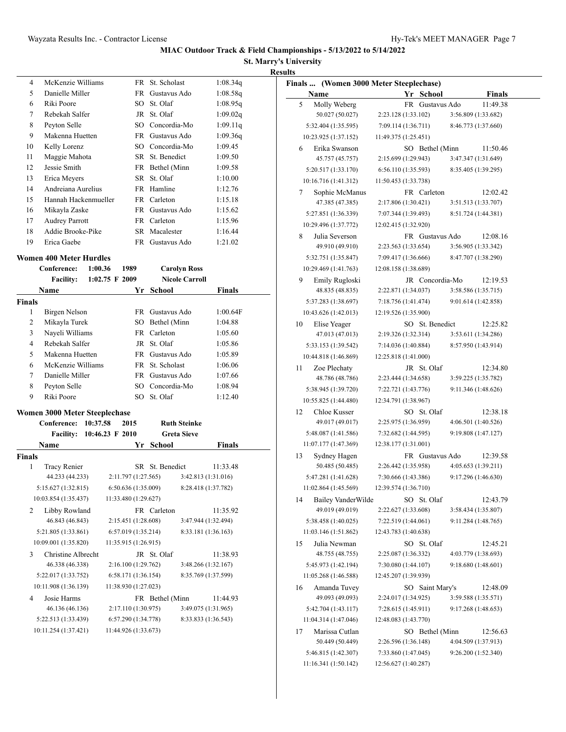**MIAC Outdoor Track & Field Championships - 5/13/2022 to 5/14/2022**

**St. Marry's University**

**Results**

| | Name | Yr | School | Finals |
|---|---|---|---|---|
| 4 | McKenzie Williams | FR | St. Scholast | 1:08.34q |
| 5 | Danielle Miller | FR | Gustavus Ado | 1:08.58q |
| 6 | Riki Poore | SO | St. Olaf | 1:08.95q |
| 7 | Rebekah Salfer | JR | St. Olaf | 1:09.02q |
| 8 | Peyton Selle | SO | Concordia-Mo | 1:09.11q |
| 9 | Makenna Huetten | FR | Gustavus Ado | 1:09.36q |
| 10 | Kelly Lorenz | SO | Concordia-Mo | 1:09.45 |
| 11 | Maggie Mahota | SR | St. Benedict | 1:09.50 |
| 12 | Jessie Smith | FR | Bethel (Minn | 1:09.58 |
| 13 | Erica Meyers | SR | St. Olaf | 1:10.00 |
| 14 | Andreiana Aurelius | FR | Hamline | 1:12.76 |
| 15 | Hannah Hackenmueller | FR | Carleton | 1:15.18 |
| 16 | Mikayla Zaske | FR | Gustavus Ado | 1:15.62 |
| 17 | Audrey Parrott | FR | Carleton | 1:15.96 |
| 18 | Addie Brooke-Pike | SR | Macalester | 1:16.44 |
| 19 | Erica Gaebe | FR | Gustavus Ado | 1:21.02 |

## Women 400 Meter Hurdles

Conference: 1:00.36 1989 Carolyn Ross
Facility: 1:02.75 F 2009 Nicole Carroll

**Finals**

| | Name | Yr | School | Finals |
|---|---|---|---|---|
| 1 | Birgen Nelson | FR | Gustavus Ado | 1:00.64F |
| 2 | Mikayla Turek | SO | Bethel (Minn | 1:04.88 |
| 3 | Nayeli Williams | FR | Carleton | 1:05.60 |
| 4 | Rebekah Salfer | JR | St. Olaf | 1:05.86 |
| 5 | Makenna Huetten | FR | Gustavus Ado | 1:05.89 |
| 6 | McKenzie Williams | FR | St. Scholast | 1:06.06 |
| 7 | Danielle Miller | FR | Gustavus Ado | 1:07.66 |
| 8 | Peyton Selle | SO | Concordia-Mo | 1:08.94 |
| 9 | Riki Poore | SO | St. Olaf | 1:12.40 |

## Women 3000 Meter Steeplechase

Conference: 10:37.58 2015 Ruth Steinke
Facility: 10:46.23 F 2010 Greta Sieve

**Finals**

| | Name | Yr | School | Finals |
|---|---|---|---|---|
| 1 | Tracy Renier | SR | St. Benedict | 11:33.48 |
| | 44.233 (44.233) | 2:11.797 (1:27.565) | 3:42.813 (1:31.016) | |
| | 5:15.627 (1:32.815) | 6:50.636 (1:35.009) | 8:28.418 (1:37.782) | |
| | 10:03.854 (1:35.437) | 11:33.480 (1:29.627) | | |
| 2 | Libby Rowland | FR | Carleton | 11:35.92 |
| | 46.843 (46.843) | 2:15.451 (1:28.608) | 3:47.944 (1:32.494) | |
| | 5:21.805 (1:33.861) | 6:57.019 (1:35.214) | 8:33.181 (1:36.163) | |
| | 10:09.001 (1:35.820) | 11:35.915 (1:26.915) | | |
| 3 | Christine Albrecht | JR | St. Olaf | 11:38.93 |
| | 46.338 (46.338) | 2:16.100 (1:29.762) | 3:48.266 (1:32.167) | |
| | 5:22.017 (1:33.752) | 6:58.171 (1:36.154) | 8:35.769 (1:37.599) | |
| | 10:11.908 (1:36.139) | 11:38.930 (1:27.023) | | |
| 4 | Josie Harms | FR | Bethel (Minn | 11:44.93 |
| | 46.136 (46.136) | 2:17.110 (1:30.975) | 3:49.075 (1:31.965) | |
| | 5:22.513 (1:33.439) | 6:57.290 (1:34.778) | 8:33.833 (1:36.543) | |
| | 10:11.254 (1:37.421) | 11:44.926 (1:33.673) | | |

**Finals ... (Women 3000 Meter Steeplechase)**

| | Name | Yr | School | Finals |
|---|---|---|---|---|
| 5 | Molly Weberg | FR | Gustavus Ado | 11:49.38 |
| | 50.027 (50.027) | 2:23.128 (1:33.102) | 3:56.809 (1:33.682) | |
| | 5:32.404 (1:35.595) | 7:09.114 (1:36.711) | 8:46.773 (1:37.660) | |
| | 10:23.925 (1:37.152) | 11:49.375 (1:25.451) | | |
| 6 | Erika Swanson | SO | Bethel (Minn | 11:50.46 |
| | 45.757 (45.757) | 2:15.699 (1:29.943) | 3:47.347 (1:31.649) | |
| | 5:20.517 (1:33.170) | 6:56.110 (1:35.593) | 8:35.405 (1:39.295) | |
| | 10:16.716 (1:41.312) | 11:50.453 (1:33.738) | | |
| 7 | Sophie McManus | FR | Carleton | 12:02.42 |
| | 47.385 (47.385) | 2:17.806 (1:30.421) | 3:51.513 (1:33.707) | |
| | 5:27.851 (1:36.339) | 7:07.344 (1:39.493) | 8:51.724 (1:44.381) | |
| | 10:29.496 (1:37.772) | 12:02.415 (1:32.920) | | |
| 8 | Julia Severson | FR | Gustavus Ado | 12:08.16 |
| | 49.910 (49.910) | 2:23.563 (1:33.654) | 3:56.905 (1:33.342) | |
| | 5:32.751 (1:35.847) | 7:09.417 (1:36.666) | 8:47.707 (1:38.290) | |
| | 10:29.469 (1:41.763) | 12:08.158 (1:38.689) | | |
| 9 | Emily Rugloski | JR | Concordia-Mo | 12:19.53 |
| | 48.835 (48.835) | 2:22.871 (1:34.037) | 3:58.586 (1:35.715) | |
| | 5:37.283 (1:38.697) | 7:18.756 (1:41.474) | 9:01.614 (1:42.858) | |
| | 10:43.626 (1:42.013) | 12:19.526 (1:35.900) | | |
| 10 | Elise Yeager | SO | St. Benedict | 12:25.82 |
| | 47.013 (47.013) | 2:19.326 (1:32.314) | 3:53.611 (1:34.286) | |
| | 5:33.153 (1:39.542) | 7:14.036 (1:40.884) | 8:57.950 (1:43.914) | |
| | 10:44.818 (1:46.869) | 12:25.818 (1:41.000) | | |
| 11 | Zoe Plechaty | JR | St. Olaf | 12:34.80 |
| | 48.786 (48.786) | 2:23.444 (1:34.658) | 3:59.225 (1:35.782) | |
| | 5:38.945 (1:39.720) | 7:22.721 (1:43.776) | 9:11.346 (1:48.626) | |
| | 10:55.825 (1:44.480) | 12:34.791 (1:38.967) | | |
| 12 | Chloe Kusser | SO | St. Olaf | 12:38.18 |
| | 49.017 (49.017) | 2:25.975 (1:36.959) | 4:06.501 (1:40.526) | |
| | 5:48.087 (1:41.586) | 7:32.682 (1:44.595) | 9:19.808 (1:47.127) | |
| | 11:07.177 (1:47.369) | 12:38.177 (1:31.001) | | |
| 13 | Sydney Hagen | FR | Gustavus Ado | 12:39.58 |
| | 50.485 (50.485) | 2:26.442 (1:35.958) | 4:05.653 (1:39.211) | |
| | 5:47.281 (1:41.628) | 7:30.666 (1:43.386) | 9:17.296 (1:46.630) | |
| | 11:02.864 (1:45.569) | 12:39.574 (1:36.710) | | |
| 14 | Bailey VanderWilde | SO | St. Olaf | 12:43.79 |
| | 49.019 (49.019) | 2:22.627 (1:33.608) | 3:58.434 (1:35.807) | |
| | 5:38.458 (1:40.025) | 7:22.519 (1:44.061) | 9:11.284 (1:48.765) | |
| | 11:03.146 (1:51.862) | 12:43.783 (1:40.638) | | |
| 15 | Julia Newman | SO | St. Olaf | 12:45.21 |
| | 48.755 (48.755) | 2:25.087 (1:36.332) | 4:03.779 (1:38.693) | |
| | 5:45.973 (1:42.194) | 7:30.080 (1:44.107) | 9:18.680 (1:48.601) | |
| | 11:05.268 (1:46.588) | 12:45.207 (1:39.939) | | |
| 16 | Amanda Tuvey | SO | Saint Mary's | 12:48.09 |
| | 49.093 (49.093) | 2:24.017 (1:34.925) | 3:59.588 (1:35.571) | |
| | 5:42.704 (1:43.117) | 7:28.615 (1:45.911) | 9:17.268 (1:48.653) | |
| | 11:04.314 (1:47.046) | 12:48.083 (1:43.770) | | |
| 17 | Marissa Cutlan | SO | Bethel (Minn | 12:56.63 |
| | 50.449 (50.449) | 2:26.596 (1:36.148) | 4:04.509 (1:37.913) | |
| | 5:46.815 (1:42.307) | 7:33.860 (1:47.045) | 9:26.200 (1:52.340) | |
| | 11:16.341 (1:50.142) | 12:56.627 (1:40.287) | | |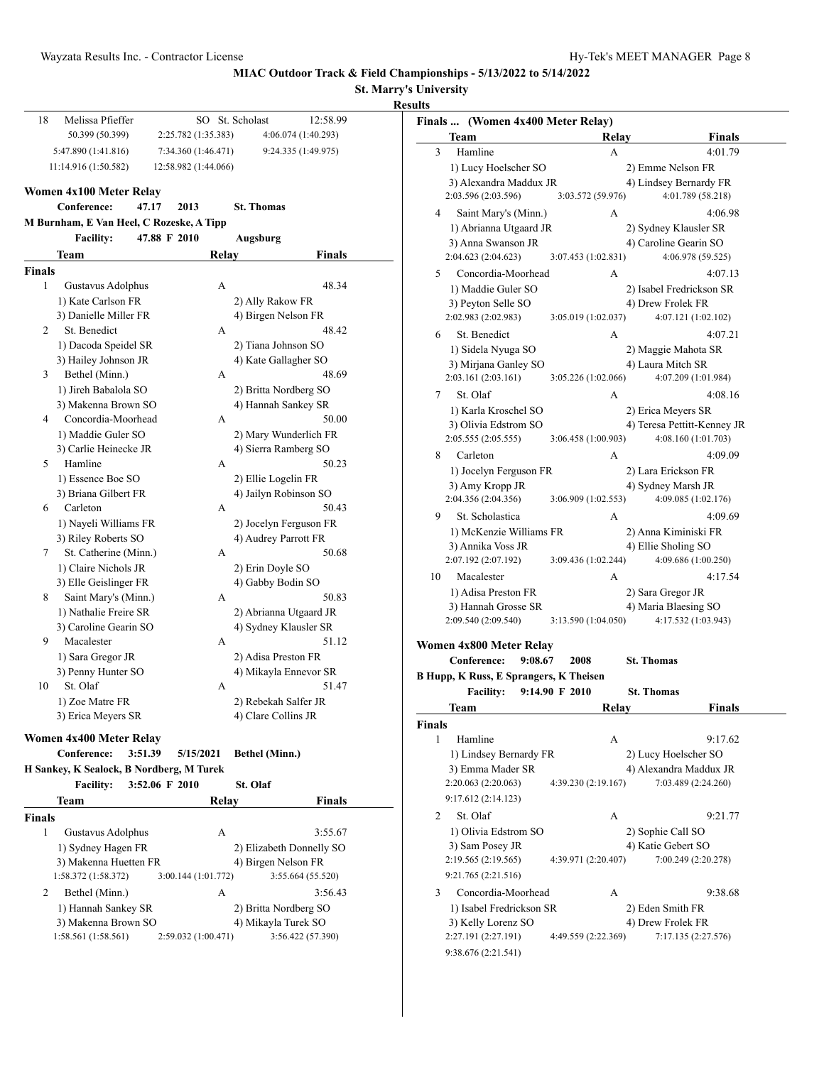**MIAC Outdoor Track & Field Championships - 5/13/2022 to 5/14/2022**

**St. Marry's University**

**Results**

| | | | | |
|---|---|---|---|---|
| 18 | Melissa Pfieffer | SO | St. Scholast | 12:58.99 |
| | 50.399 (50.399) | 2:25.782 (1:35.383) | 4:06.074 (1:40.293) | |
| | 5:47.890 (1:41.816) | 7:34.360 (1:46.471) | 9:24.335 (1:49.975) | |
| | 11:14.916 (1:50.582) | 12:58.982 (1:44.066) | | |

## Women 4x100 Meter Relay

**Conference:** 47.17 2013 **St. Thomas**

**M Burnham, E Van Heel, C Rozeske, A Tipp**

**Facility:** 47.88 F 2010 **Augsburg**

| Team | Relay | Finals |
|---|---|---|
| **Finals** | | |
| 1 Gustavus Adolphus | A | 48.34 |
| 1) Kate Carlson FR, 2) Ally Rakow FR, 3) Danielle Miller FR, 4) Birgen Nelson FR | | |
| 2 St. Benedict | A | 48.42 |
| 1) Dacoda Speidel SR, 2) Tiana Johnson SO, 3) Hailey Johnson JR, 4) Kate Gallagher SO | | |
| 3 Bethel (Minn.) | A | 48.69 |
| 1) Jireh Babalola SO, 2) Britta Nordberg SO, 3) Makenna Brown SO, 4) Hannah Sankey SR | | |
| 4 Concordia-Moorhead | A | 50.00 |
| 1) Maddie Guler SO, 2) Mary Wunderlich FR, 3) Carlie Heinecke JR, 4) Sierra Ramberg SO | | |
| 5 Hamline | A | 50.23 |
| 1) Essence Boe SO, 2) Ellie Logelin FR, 3) Briana Gilbert FR, 4) Jailyn Robinson SO | | |
| 6 Carleton | A | 50.43 |
| 1) Nayeli Williams FR, 2) Jocelyn Ferguson FR, 3) Riley Roberts SO, 4) Audrey Parrott FR | | |
| 7 St. Catherine (Minn.) | A | 50.68 |
| 1) Claire Nichols JR, 2) Erin Doyle SO, 3) Elle Geislinger FR, 4) Gabby Bodin SO | | |
| 8 Saint Mary's (Minn.) | A | 50.83 |
| 1) Nathalie Freire SR, 2) Abrianna Utgaard JR, 3) Caroline Gearin SO, 4) Sydney Klausler SR | | |
| 9 Macalester | A | 51.12 |
| 1) Sara Gregor JR, 2) Adisa Preston FR, 3) Penny Hunter SO, 4) Mikayla Ennevor SR | | |
| 10 St. Olaf | A | 51.47 |
| 1) Zoe Matre FR, 2) Rebekah Salfer JR, 3) Erica Meyers SR, 4) Clare Collins JR | | |

## Women 4x400 Meter Relay

**Conference:** 3:51.39 5/15/2021 **Bethel (Minn.)**

**H Sankey, K Sealock, B Nordberg, M Turek**

**Facility:** 3:52.06 F 2010 **St. Olaf**

| Team | Relay | Finals |
|---|---|---|
| **Finals** | | |
| 1 Gustavus Adolphus | A | 3:55.67 |
| 1) Sydney Hagen FR, 2) Elizabeth Donnelly SO, 3) Makenna Huetten FR, 4) Birgen Nelson FR | | |
| 1:58.372 (1:58.372), 3:00.144 (1:01.772), 3:55.664 (55.520) | | |
| 2 Bethel (Minn.) | A | 3:56.43 |
| 1) Hannah Sankey SR, 2) Britta Nordberg SO, 3) Makenna Brown SO, 4) Mikayla Turek SO | | |
| 1:58.561 (1:58.561), 2:59.032 (1:00.471), 3:56.422 (57.390) | | |
| 3 Hamline | A | 4:01.79 |
| 1) Lucy Hoelscher SO, 2) Emme Nelson FR, 3) Alexandra Maddux JR, 4) Lindsey Bernardy FR | | |
| 2:03.596 (2:03.596), 3:03.572 (59.976), 4:01.789 (58.218) | | |
| 4 Saint Mary's (Minn.) | A | 4:06.98 |
| 1) Abrianna Utgaard JR, 2) Sydney Klausler SR, 3) Anna Swanson JR, 4) Caroline Gearin SO | | |
| 2:04.623 (2:04.623), 3:07.453 (1:02.831), 4:06.978 (59.525) | | |
| 5 Concordia-Moorhead | A | 4:07.13 |
| 1) Maddie Guler SO, 2) Isabel Fredrickson SR, 3) Peyton Selle SO, 4) Drew Frolek FR | | |
| 2:02.983 (2:02.983), 3:05.019 (1:02.037), 4:07.121 (1:02.102) | | |
| 6 St. Benedict | A | 4:07.21 |
| 1) Sidela Nyuga SO, 2) Maggie Mahota SR, 3) Mirjana Ganley SO, 4) Laura Mitch SR | | |
| 2:03.161 (2:03.161), 3:05.226 (1:02.066), 4:07.209 (1:01.984) | | |
| 7 St. Olaf | A | 4:08.16 |
| 1) Karla Kroschel SO, 2) Erica Meyers SR, 3) Olivia Edstrom SO, 4) Teresa Pettitt-Kenney JR | | |
| 2:05.555 (2:05.555), 3:06.458 (1:00.903), 4:08.160 (1:01.703) | | |
| 8 Carleton | A | 4:09.09 |
| 1) Jocelyn Ferguson FR, 2) Lara Erickson FR, 3) Amy Kropp JR, 4) Sydney Marsh JR | | |
| 2:04.356 (2:04.356), 3:06.909 (1:02.553), 4:09.085 (1:02.176) | | |
| 9 St. Scholastica | A | 4:09.69 |
| 1) McKenzie Williams FR, 2) Anna Kiminiski FR, 3) Annika Voss JR, 4) Ellie Sholing SO | | |
| 2:07.192 (2:07.192), 3:09.436 (1:02.244), 4:09.686 (1:00.250) | | |
| 10 Macalester | A | 4:17.54 |
| 1) Adisa Preston FR, 2) Sara Gregor JR, 3) Hannah Grosse SR, 4) Maria Blaesing SO | | |
| 2:09.540 (2:09.540), 3:13.590 (1:04.050), 4:17.532 (1:03.943) | | |

## Women 4x800 Meter Relay

**Conference:** 9:08.67 2008 **St. Thomas**

**B Hupp, K Russ, E Sprangers, K Theisen**

**Facility:** 9:14.90 F 2010 **St. Thomas**

| Team | Relay | Finals |
|---|---|---|
| **Finals** | | |
| 1 Hamline | A | 9:17.62 |
| 1) Lindsey Bernardy FR, 2) Lucy Hoelscher SO, 3) Emma Mader SR, 4) Alexandra Maddux JR | | |
| 2:20.063 (2:20.063), 4:39.230 (2:19.167), 7:03.489 (2:24.260), 9:17.612 (2:14.123) | | |
| 2 St. Olaf | A | 9:21.77 |
| 1) Olivia Edstrom SO, 2) Sophie Call SO, 3) Sam Posey JR, 4) Katie Gebert SO | | |
| 2:19.565 (2:19.565), 4:39.971 (2:20.407), 7:00.249 (2:20.278), 9:21.765 (2:21.516) | | |
| 3 Concordia-Moorhead | A | 9:38.68 |
| 1) Isabel Fredrickson SR, 2) Eden Smith FR, 3) Kelly Lorenz SO, 4) Drew Frolek FR | | |
| 2:27.191 (2:27.191), 4:49.559 (2:22.369), 7:17.135 (2:27.576), 9:38.676 (2:21.541) | | |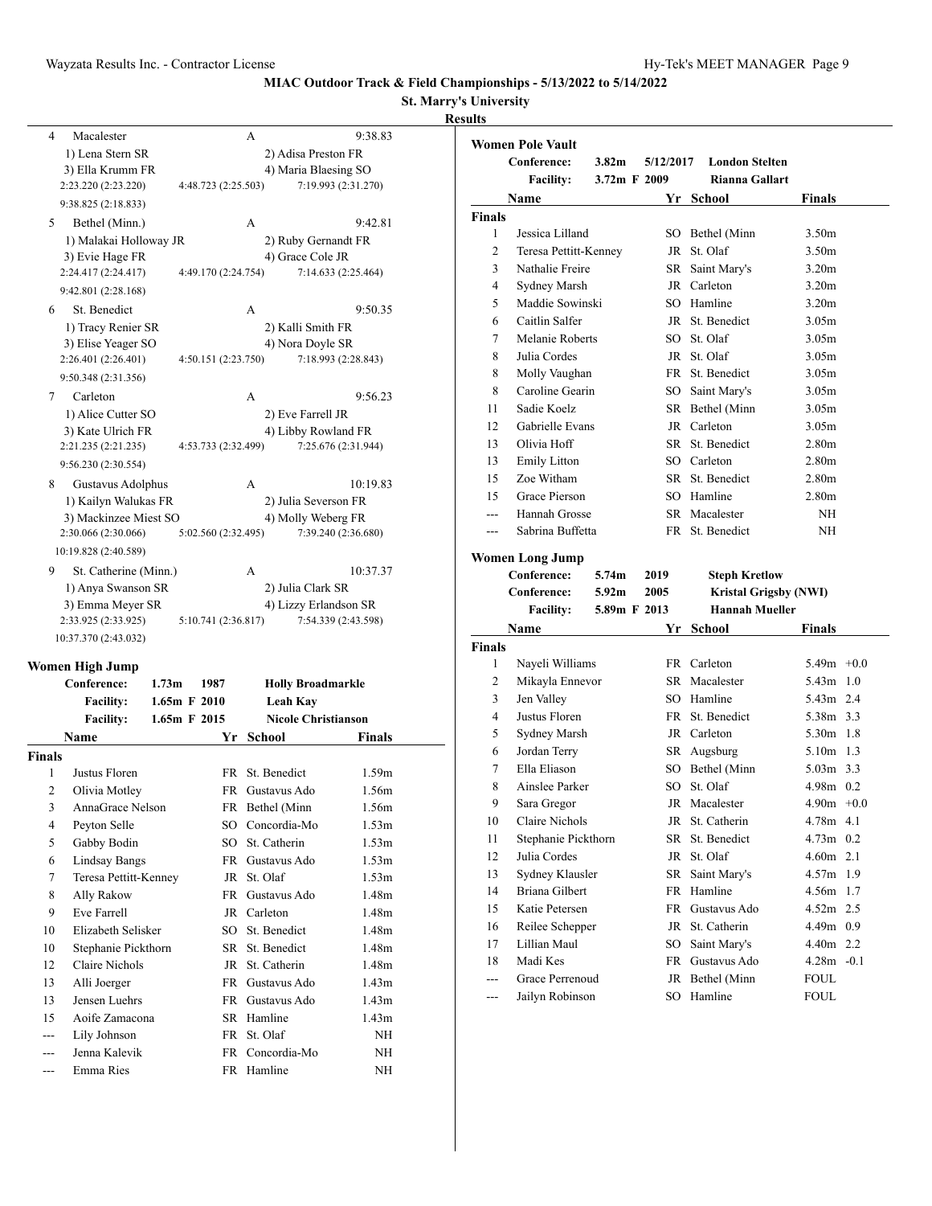**MIAC Outdoor Track & Field Championships - 5/13/2022 to 5/14/2022**

**St. Marry's University**

**Results**

| Place | Team | Relay | Finals |
|---|---|---|---|
| 4 | Macalester | A | 9:38.83 |
| | 1) Lena Stern SR | 2) Adisa Preston FR | |
| | 3) Ella Krumm FR | 4) Maria Blaesing SO | |
| | 2:23.220 (2:23.220) | 4:48.723 (2:25.503) | 7:19.993 (2:31.270) |
| | 9:38.825 (2:18.833) | | |
| 5 | Bethel (Minn.) | A | 9:42.81 |
| | 1) Malakai Holloway JR | 2) Ruby Gernandt FR | |
| | 3) Evie Hage FR | 4) Grace Cole JR | |
| | 2:24.417 (2:24.417) | 4:49.170 (2:24.754) | 7:14.633 (2:25.464) |
| | 9:42.801 (2:28.168) | | |
| 6 | St. Benedict | A | 9:50.35 |
| | 1) Tracy Renier SR | 2) Kalli Smith FR | |
| | 3) Elise Yeager SO | 4) Nora Doyle SR | |
| | 2:26.401 (2:26.401) | 4:50.151 (2:23.750) | 7:18.993 (2:28.843) |
| | 9:50.348 (2:31.356) | | |
| 7 | Carleton | A | 9:56.23 |
| | 1) Alice Cutter SO | 2) Eve Farrell JR | |
| | 3) Kate Ulrich FR | 4) Libby Rowland FR | |
| | 2:21.235 (2:21.235) | 4:53.733 (2:32.499) | 7:25.676 (2:31.944) |
| | 9:56.230 (2:30.554) | | |
| 8 | Gustavus Adolphus | A | 10:19.83 |
| | 1) Kailyn Walukas FR | 2) Julia Severson FR | |
| | 3) Mackinzee Miest SO | 4) Molly Weberg FR | |
| | 2:30.066 (2:30.066) | 5:02.560 (2:32.495) | 7:39.240 (2:36.680) |
| | 10:19.828 (2:40.589) | | |
| 9 | St. Catherine (Minn.) | A | 10:37.37 |
| | 1) Anya Swanson SR | 2) Julia Clark SR | |
| | 3) Emma Meyer SR | 4) Lizzy Erlandson SR | |
| | 2:33.925 (2:33.925) | 5:10.741 (2:36.817) | 7:54.339 (2:43.598) |
| | 10:37.370 (2:43.032) | | |

### Women High Jump

| | | | |
|---|---|---|---|
| **Conference:** | 1.73m | 1987 | **Holly Broadmarkle** |
| **Facility:** | 1.65m F | 2010 | **Leah Kay** |
| **Facility:** | 1.65m F | 2015 | **Nicole Christianson** |

**Finals**

| Place | Name | Yr | School | Finals |
|---|---|---|---|---|
| 1 | Justus Floren | FR | St. Benedict | 1.59m |
| 2 | Olivia Motley | FR | Gustavus Ado | 1.56m |
| 3 | AnnaGrace Nelson | FR | Bethel (Minn | 1.56m |
| 4 | Peyton Selle | SO | Concordia-Mo | 1.53m |
| 5 | Gabby Bodin | SO | St. Catherin | 1.53m |
| 6 | Lindsay Bangs | FR | Gustavus Ado | 1.53m |
| 7 | Teresa Pettitt-Kenney | JR | St. Olaf | 1.53m |
| 8 | Ally Rakow | FR | Gustavus Ado | 1.48m |
| 9 | Eve Farrell | JR | Carleton | 1.48m |
| 10 | Elizabeth Selisker | SO | St. Benedict | 1.48m |
| 10 | Stephanie Pickthorn | SR | St. Benedict | 1.48m |
| 12 | Claire Nichols | JR | St. Catherin | 1.48m |
| 13 | Alli Joerger | FR | Gustavus Ado | 1.43m |
| 13 | Jensen Luehrs | FR | Gustavus Ado | 1.43m |
| 15 | Aoife Zamacona | SR | Hamline | 1.43m |
| --- | Lily Johnson | FR | St. Olaf | NH |
| --- | Jenna Kalevik | FR | Concordia-Mo | NH |
| --- | Emma Ries | FR | Hamline | NH |

### Women Pole Vault

| | | | |
|---|---|---|---|
| **Conference:** | 3.82m | 5/12/2017 | **London Stelten** |
| **Facility:** | 3.72m F | 2009 | **Rianna Gallart** |

**Finals**

| Place | Name | Yr | School | Finals |
|---|---|---|---|---|
| 1 | Jessica Lilland | SO | Bethel (Minn | 3.50m |
| 2 | Teresa Pettitt-Kenney | JR | St. Olaf | 3.50m |
| 3 | Nathalie Freire | SR | Saint Mary's | 3.20m |
| 4 | Sydney Marsh | JR | Carleton | 3.20m |
| 5 | Maddie Sowinski | SO | Hamline | 3.20m |
| 6 | Caitlin Salfer | JR | St. Benedict | 3.05m |
| 7 | Melanie Roberts | SO | St. Olaf | 3.05m |
| 8 | Julia Cordes | JR | St. Olaf | 3.05m |
| 8 | Molly Vaughan | FR | St. Benedict | 3.05m |
| 8 | Caroline Gearin | SO | Saint Mary's | 3.05m |
| 11 | Sadie Koelz | SR | Bethel (Minn | 3.05m |
| 12 | Gabrielle Evans | JR | Carleton | 3.05m |
| 13 | Olivia Hoff | SR | St. Benedict | 2.80m |
| 13 | Emily Litton | SO | Carleton | 2.80m |
| 15 | Zoe Witham | SR | St. Benedict | 2.80m |
| 15 | Grace Pierson | SO | Hamline | 2.80m |
| --- | Hannah Grosse | SR | Macalester | NH |
| --- | Sabrina Buffetta | FR | St. Benedict | NH |

### Women Long Jump

| | | | |
|---|---|---|---|
| **Conference:** | 5.74m | 2019 | **Steph Kretlow** |
| **Conference:** | 5.92m | 2005 | **Kristal Grigsby (NWI)** |
| **Facility:** | 5.89m F | 2013 | **Hannah Mueller** |

**Finals**

| Place | Name | Yr | School | Finals | Wind |
|---|---|---|---|---|---|
| 1 | Nayeli Williams | FR | Carleton | 5.49m | +0.0 |
| 2 | Mikayla Ennevor | SR | Macalester | 5.43m | 1.0 |
| 3 | Jen Valley | SO | Hamline | 5.43m | 2.4 |
| 4 | Justus Floren | FR | St. Benedict | 5.38m | 3.3 |
| 5 | Sydney Marsh | JR | Carleton | 5.30m | 1.8 |
| 6 | Jordan Terry | SR | Augsburg | 5.10m | 1.3 |
| 7 | Ella Eliason | SO | Bethel (Minn | 5.03m | 3.3 |
| 8 | Ainslee Parker | SO | St. Olaf | 4.98m | 0.2 |
| 9 | Sara Gregor | JR | Macalester | 4.90m | +0.0 |
| 10 | Claire Nichols | JR | St. Catherin | 4.78m | 4.1 |
| 11 | Stephanie Pickthorn | SR | St. Benedict | 4.73m | 0.2 |
| 12 | Julia Cordes | JR | St. Olaf | 4.60m | 2.1 |
| 13 | Sydney Klausler | SR | Saint Mary's | 4.57m | 1.9 |
| 14 | Briana Gilbert | FR | Hamline | 4.56m | 1.7 |
| 15 | Katie Petersen | FR | Gustavus Ado | 4.52m | 2.5 |
| 16 | Reilee Schepper | JR | St. Catherin | 4.49m | 0.9 |
| 17 | Lillian Maul | SO | Saint Mary's | 4.40m | 2.2 |
| 18 | Madi Kes | FR | Gustavus Ado | 4.28m | -0.1 |
| --- | Grace Perrenoud | JR | Bethel (Minn | FOUL | |
| --- | Jailyn Robinson | SO | Hamline | FOUL | |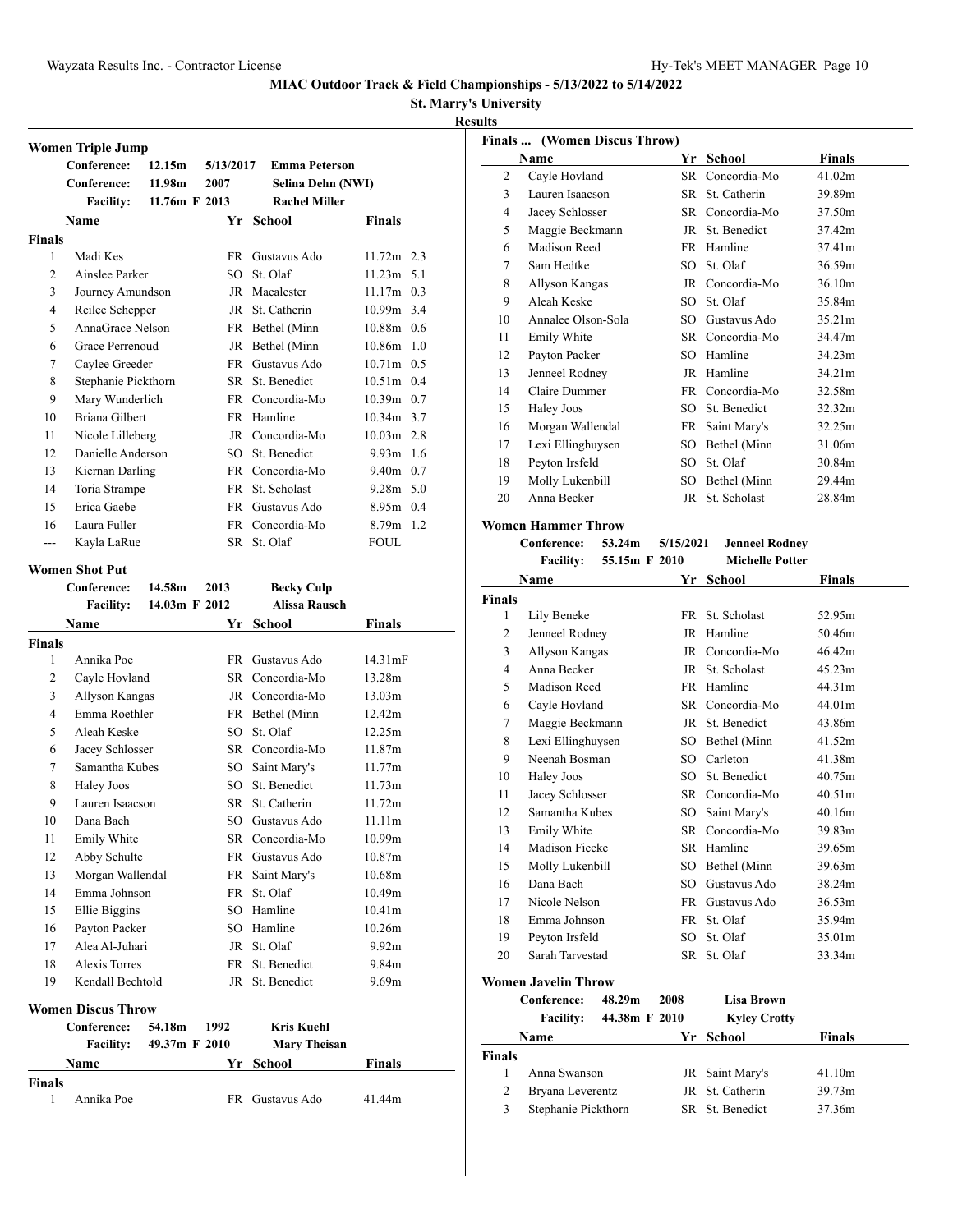**MIAC Outdoor Track & Field Championships - 5/13/2022 to 5/14/2022**

**St. Marry's University**

**Results**

### Women Triple Jump

| | | | |
|---|---|---|---|
| Conference: | 12.15m | 5/13/2017 | Emma Peterson |
| Conference: | 11.98m | 2007 | Selina Dehn (NWI) |
| Facility: | 11.76m F | 2013 | Rachel Miller |

**Finals**

| Place | Name | Yr | School | Finals | Wind |
|---|---|---|---|---|---|
| 1 | Madi Kes | FR | Gustavus Ado | 11.72m | 2.3 |
| 2 | Ainslee Parker | SO | St. Olaf | 11.23m | 5.1 |
| 3 | Journey Amundson | JR | Macalester | 11.17m | 0.3 |
| 4 | Reilee Schepper | JR | St. Catherin | 10.99m | 3.4 |
| 5 | AnnaGrace Nelson | FR | Bethel (Minn | 10.88m | 0.6 |
| 6 | Grace Perrenoud | JR | Bethel (Minn | 10.86m | 1.0 |
| 7 | Caylee Greeder | FR | Gustavus Ado | 10.71m | 0.5 |
| 8 | Stephanie Pickthorn | SR | St. Benedict | 10.51m | 0.4 |
| 9 | Mary Wunderlich | FR | Concordia-Mo | 10.39m | 0.7 |
| 10 | Briana Gilbert | FR | Hamline | 10.34m | 3.7 |
| 11 | Nicole Lilleberg | JR | Concordia-Mo | 10.03m | 2.8 |
| 12 | Danielle Anderson | SO | St. Benedict | 9.93m | 1.6 |
| 13 | Kiernan Darling | FR | Concordia-Mo | 9.40m | 0.7 |
| 14 | Toria Strampe | FR | St. Scholast | 9.28m | 5.0 |
| 15 | Erica Gaebe | FR | Gustavus Ado | 8.95m | 0.4 |
| 16 | Laura Fuller | FR | Concordia-Mo | 8.79m | 1.2 |
| --- | Kayla LaRue | SR | St. Olaf | FOUL | |

### Women Shot Put

| | | | |
|---|---|---|---|
| Conference: | 14.58m | 2013 | Becky Culp |
| Facility: | 14.03m F | 2012 | Alissa Rausch |

**Finals**

| Place | Name | Yr | School | Finals |
|---|---|---|---|---|
| 1 | Annika Poe | FR | Gustavus Ado | 14.31mF |
| 2 | Cayle Hovland | SR | Concordia-Mo | 13.28m |
| 3 | Allyson Kangas | JR | Concordia-Mo | 13.03m |
| 4 | Emma Roethler | FR | Bethel (Minn | 12.42m |
| 5 | Aleah Keske | SO | St. Olaf | 12.25m |
| 6 | Jacey Schlosser | SR | Concordia-Mo | 11.87m |
| 7 | Samantha Kubes | SO | Saint Mary's | 11.77m |
| 8 | Haley Joos | SO | St. Benedict | 11.73m |
| 9 | Lauren Isaacson | SR | St. Catherin | 11.72m |
| 10 | Dana Bach | SO | Gustavus Ado | 11.11m |
| 11 | Emily White | SR | Concordia-Mo | 10.99m |
| 12 | Abby Schulte | FR | Gustavus Ado | 10.87m |
| 13 | Morgan Wallendal | FR | Saint Mary's | 10.68m |
| 14 | Emma Johnson | FR | St. Olaf | 10.49m |
| 15 | Ellie Biggins | SO | Hamline | 10.41m |
| 16 | Payton Packer | SO | Hamline | 10.26m |
| 17 | Alea Al-Juhari | JR | St. Olaf | 9.92m |
| 18 | Alexis Torres | FR | St. Benedict | 9.84m |
| 19 | Kendall Bechtold | JR | St. Benedict | 9.69m |

### Women Discus Throw

| | | | |
|---|---|---|---|
| Conference: | 54.18m | 1992 | Kris Kuehl |
| Facility: | 49.37m F | 2010 | Mary Theisan |

**Finals**

| Place | Name | Yr | School | Finals |
|---|---|---|---|---|
| 1 | Annika Poe | FR | Gustavus Ado | 41.44m |
| 2 | Cayle Hovland | SR | Concordia-Mo | 41.02m |
| 3 | Lauren Isaacson | SR | St. Catherin | 39.89m |
| 4 | Jacey Schlosser | SR | Concordia-Mo | 37.50m |
| 5 | Maggie Beckmann | JR | St. Benedict | 37.42m |
| 6 | Madison Reed | FR | Hamline | 37.41m |
| 7 | Sam Hedtke | SO | St. Olaf | 36.59m |
| 8 | Allyson Kangas | JR | Concordia-Mo | 36.10m |
| 9 | Aleah Keske | SO | St. Olaf | 35.84m |
| 10 | Annalee Olson-Sola | SO | Gustavus Ado | 35.21m |
| 11 | Emily White | SR | Concordia-Mo | 34.47m |
| 12 | Payton Packer | SO | Hamline | 34.23m |
| 13 | Jenneel Rodney | JR | Hamline | 34.21m |
| 14 | Claire Dummer | FR | Concordia-Mo | 32.58m |
| 15 | Haley Joos | SO | St. Benedict | 32.32m |
| 16 | Morgan Wallendal | FR | Saint Mary's | 32.25m |
| 17 | Lexi Ellinghuysen | SO | Bethel (Minn | 31.06m |
| 18 | Peyton Irsfeld | SO | St. Olaf | 30.84m |
| 19 | Molly Lukenbill | SO | Bethel (Minn | 29.44m |
| 20 | Anna Becker | JR | St. Scholast | 28.84m |

### Women Hammer Throw

| | | | |
|---|---|---|---|
| Conference: | 53.24m | 5/15/2021 | Jenneel Rodney |
| Facility: | 55.15m F | 2010 | Michelle Potter |

**Finals**

| Place | Name | Yr | School | Finals |
|---|---|---|---|---|
| 1 | Lily Beneke | FR | St. Scholast | 52.95m |
| 2 | Jenneel Rodney | JR | Hamline | 50.46m |
| 3 | Allyson Kangas | JR | Concordia-Mo | 46.42m |
| 4 | Anna Becker | JR | St. Scholast | 45.23m |
| 5 | Madison Reed | FR | Hamline | 44.31m |
| 6 | Cayle Hovland | SR | Concordia-Mo | 44.01m |
| 7 | Maggie Beckmann | JR | St. Benedict | 43.86m |
| 8 | Lexi Ellinghuysen | SO | Bethel (Minn | 41.52m |
| 9 | Neenah Bosman | SO | Carleton | 41.38m |
| 10 | Haley Joos | SO | St. Benedict | 40.75m |
| 11 | Jacey Schlosser | SR | Concordia-Mo | 40.51m |
| 12 | Samantha Kubes | SO | Saint Mary's | 40.16m |
| 13 | Emily White | SR | Concordia-Mo | 39.83m |
| 14 | Madison Fiecke | SR | Hamline | 39.65m |
| 15 | Molly Lukenbill | SO | Bethel (Minn | 39.63m |
| 16 | Dana Bach | SO | Gustavus Ado | 38.24m |
| 17 | Nicole Nelson | FR | Gustavus Ado | 36.53m |
| 18 | Emma Johnson | FR | St. Olaf | 35.94m |
| 19 | Peyton Irsfeld | SO | St. Olaf | 35.01m |
| 20 | Sarah Tarvestad | SR | St. Olaf | 33.34m |

### Women Javelin Throw

| | | | |
|---|---|---|---|
| Conference: | 48.29m | 2008 | Lisa Brown |
| Facility: | 44.38m F | 2010 | Kyley Crotty |

**Finals**

| Place | Name | Yr | School | Finals |
|---|---|---|---|---|
| 1 | Anna Swanson | JR | Saint Mary's | 41.10m |
| 2 | Bryana Leverentz | JR | St. Catherin | 39.73m |
| 3 | Stephanie Pickthorn | SR | St. Benedict | 37.36m |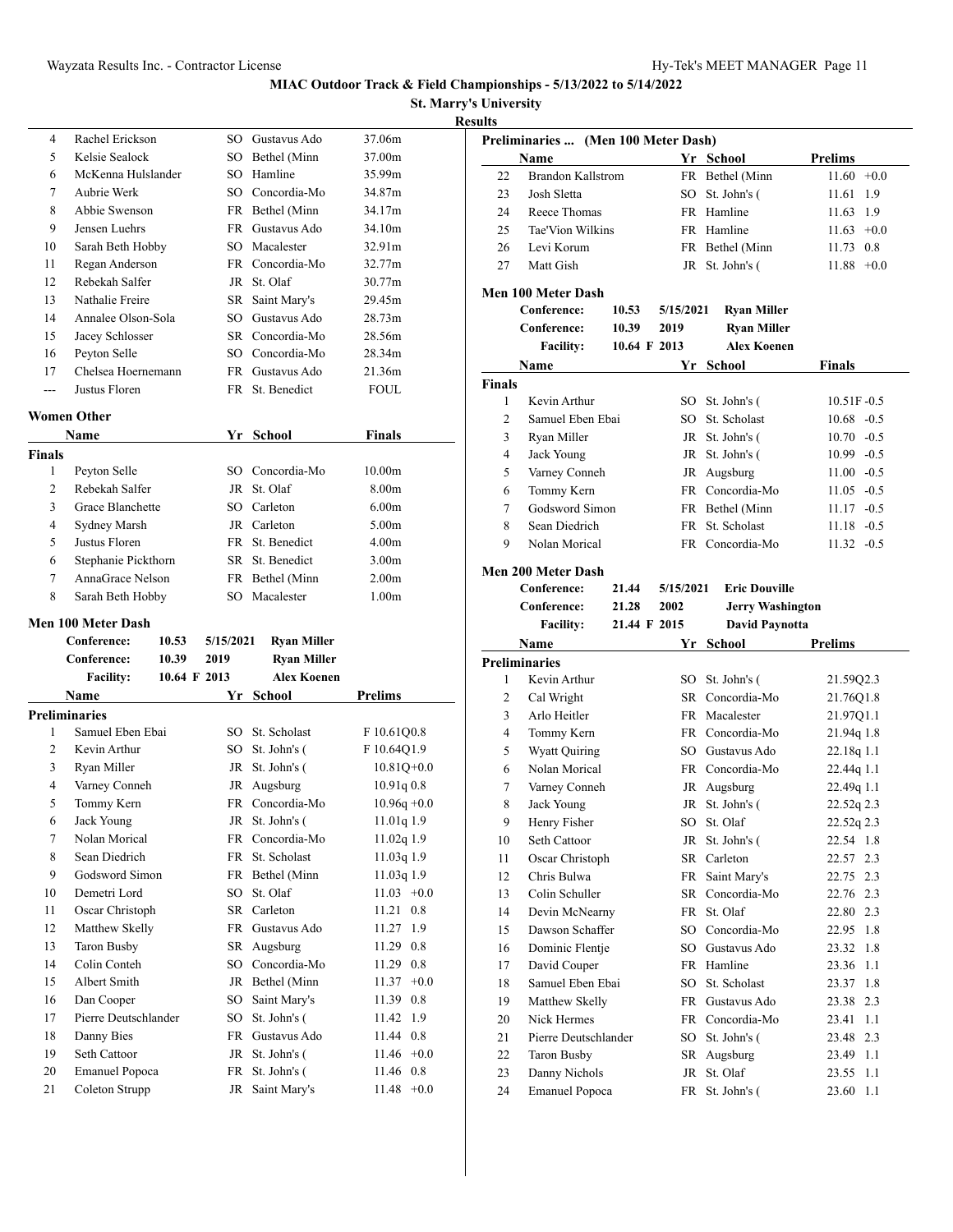MIAC Outdoor Track & Field Championships - 5/13/2022 to 5/14/2022

St. Marry's University

Results

| | Name | Yr | School | Finals |
|---|---|---|---|---|
| 4 | Rachel Erickson | SO | Gustavus Ado | 37.06m |
| 5 | Kelsie Sealock | SO | Bethel (Minn | 37.00m |
| 6 | McKenna Hulslander | SO | Hamline | 35.99m |
| 7 | Aubrie Werk | SO | Concordia-Mo | 34.87m |
| 8 | Abbie Swenson | FR | Bethel (Minn | 34.17m |
| 9 | Jensen Luehrs | FR | Gustavus Ado | 34.10m |
| 10 | Sarah Beth Hobby | SO | Macalester | 32.91m |
| 11 | Regan Anderson | FR | Concordia-Mo | 32.77m |
| 12 | Rebekah Salfer | JR | St. Olaf | 30.77m |
| 13 | Nathalie Freire | SR | Saint Mary's | 29.45m |
| 14 | Annalee Olson-Sola | SO | Gustavus Ado | 28.73m |
| 15 | Jacey Schlosser | SR | Concordia-Mo | 28.56m |
| 16 | Peyton Selle | SO | Concordia-Mo | 28.34m |
| 17 | Chelsea Hoernemann | FR | Gustavus Ado | 21.36m |
| --- | Justus Floren | FR | St. Benedict | FOUL |

## Women Other

| | Name | Yr | School | Finals |
|---|---|---|---|---|
| **Finals** | | | | |
| 1 | Peyton Selle | SO | Concordia-Mo | 10.00m |
| 2 | Rebekah Salfer | JR | St. Olaf | 8.00m |
| 3 | Grace Blanchette | SO | Carleton | 6.00m |
| 4 | Sydney Marsh | JR | Carleton | 5.00m |
| 5 | Justus Floren | FR | St. Benedict | 4.00m |
| 6 | Stephanie Pickthorn | SR | St. Benedict | 3.00m |
| 7 | AnnaGrace Nelson | FR | Bethel (Minn | 2.00m |
| 8 | Sarah Beth Hobby | SO | Macalester | 1.00m |

## Men 100 Meter Dash

| | | | |
|---|---|---|---|
| **Conference:** | 10.53 | 5/15/2021 | Ryan Miller |
| **Conference:** | 10.39 | 2019 | Ryan Miller |
| **Facility:** | 10.64 F | 2013 | Alex Koenen |

| | Name | Yr | School | Prelims | Wind |
|---|---|---|---|---|---|
| **Preliminaries** | | | | | |
| 1 | Samuel Eben Ebai | SO | St. Scholast | F 10.61Q | 0.8 |
| 2 | Kevin Arthur | SO | St. John's ( | F 10.64Q | 1.9 |
| 3 | Ryan Miller | JR | St. John's ( | 10.81Q | +0.0 |
| 4 | Varney Conneh | JR | Augsburg | 10.91q | 0.8 |
| 5 | Tommy Kern | FR | Concordia-Mo | 10.96q | +0.0 |
| 6 | Jack Young | JR | St. John's ( | 11.01q | 1.9 |
| 7 | Nolan Morical | FR | Concordia-Mo | 11.02q | 1.9 |
| 8 | Sean Diedrich | FR | St. Scholast | 11.03q | 1.9 |
| 9 | Godsword Simon | FR | Bethel (Minn | 11.03q | 1.9 |
| 10 | Demetri Lord | SO | St. Olaf | 11.03 | +0.0 |
| 11 | Oscar Christoph | SR | Carleton | 11.21 | 0.8 |
| 12 | Matthew Skelly | FR | Gustavus Ado | 11.27 | 1.9 |
| 13 | Taron Busby | SR | Augsburg | 11.29 | 0.8 |
| 14 | Colin Conteh | SO | Concordia-Mo | 11.29 | 0.8 |
| 15 | Albert Smith | JR | Bethel (Minn | 11.37 | +0.0 |
| 16 | Dan Cooper | SO | Saint Mary's | 11.39 | 0.8 |
| 17 | Pierre Deutschlander | SO | St. John's ( | 11.42 | 1.9 |
| 18 | Danny Bies | FR | Gustavus Ado | 11.44 | 0.8 |
| 19 | Seth Cattoor | JR | St. John's ( | 11.46 | +0.0 |
| 20 | Emanuel Popoca | FR | St. John's ( | 11.46 | 0.8 |
| 21 | Coleton Strupp | JR | Saint Mary's | 11.48 | +0.0 |
| 22 | Brandon Kallstrom | FR | Bethel (Minn | 11.60 | +0.0 |
| 23 | Josh Sletta | SO | St. John's ( | 11.61 | 1.9 |
| 24 | Reece Thomas | FR | Hamline | 11.63 | 1.9 |
| 25 | Tae'Vion Wilkins | FR | Hamline | 11.63 | +0.0 |
| 26 | Levi Korum | FR | Bethel (Minn | 11.73 | 0.8 |
| 27 | Matt Gish | JR | St. John's ( | 11.88 | +0.0 |

## Men 100 Meter Dash

| | | | |
|---|---|---|---|
| **Conference:** | 10.53 | 5/15/2021 | Ryan Miller |
| **Conference:** | 10.39 | 2019 | Ryan Miller |
| **Facility:** | 10.64 F | 2013 | Alex Koenen |

| | Name | Yr | School | Finals | Wind |
|---|---|---|---|---|---|
| **Finals** | | | | | |
| 1 | Kevin Arthur | SO | St. John's ( | 10.51F | -0.5 |
| 2 | Samuel Eben Ebai | SO | St. Scholast | 10.68 | -0.5 |
| 3 | Ryan Miller | JR | St. John's ( | 10.70 | -0.5 |
| 4 | Jack Young | JR | St. John's ( | 10.99 | -0.5 |
| 5 | Varney Conneh | JR | Augsburg | 11.00 | -0.5 |
| 6 | Tommy Kern | FR | Concordia-Mo | 11.05 | -0.5 |
| 7 | Godsword Simon | FR | Bethel (Minn | 11.17 | -0.5 |
| 8 | Sean Diedrich | FR | St. Scholast | 11.18 | -0.5 |
| 9 | Nolan Morical | FR | Concordia-Mo | 11.32 | -0.5 |

## Men 200 Meter Dash

| | | | |
|---|---|---|---|
| **Conference:** | 21.44 | 5/15/2021 | Eric Douville |
| **Conference:** | 21.28 | 2002 | Jerry Washington |
| **Facility:** | 21.44 F | 2015 | David Paynotta |

| | Name | Yr | School | Prelims | Wind |
|---|---|---|---|---|---|
| **Preliminaries** | | | | | |
| 1 | Kevin Arthur | SO | St. John's ( | 21.59Q | 2.3 |
| 2 | Cal Wright | SR | Concordia-Mo | 21.76Q | 1.8 |
| 3 | Arlo Heitler | FR | Macalester | 21.97Q | 1.1 |
| 4 | Tommy Kern | FR | Concordia-Mo | 21.94q | 1.8 |
| 5 | Wyatt Quiring | SO | Gustavus Ado | 22.18q | 1.1 |
| 6 | Nolan Morical | FR | Concordia-Mo | 22.44q | 1.1 |
| 7 | Varney Conneh | JR | Augsburg | 22.49q | 1.1 |
| 8 | Jack Young | JR | St. John's ( | 22.52q | 2.3 |
| 9 | Henry Fisher | SO | St. Olaf | 22.52q | 2.3 |
| 10 | Seth Cattoor | JR | St. John's ( | 22.54 | 1.8 |
| 11 | Oscar Christoph | SR | Carleton | 22.57 | 2.3 |
| 12 | Chris Bulwa | FR | Saint Mary's | 22.75 | 2.3 |
| 13 | Colin Schuller | SR | Concordia-Mo | 22.76 | 2.3 |
| 14 | Devin McNearny | FR | St. Olaf | 22.80 | 2.3 |
| 15 | Dawson Schaffer | SO | Concordia-Mo | 22.95 | 1.8 |
| 16 | Dominic Flentje | SO | Gustavus Ado | 23.32 | 1.8 |
| 17 | David Couper | FR | Hamline | 23.36 | 1.1 |
| 18 | Samuel Eben Ebai | SO | St. Scholast | 23.37 | 1.8 |
| 19 | Matthew Skelly | FR | Gustavus Ado | 23.38 | 2.3 |
| 20 | Nick Hermes | FR | Concordia-Mo | 23.41 | 1.1 |
| 21 | Pierre Deutschlander | SO | St. John's ( | 23.48 | 2.3 |
| 22 | Taron Busby | SR | Augsburg | 23.49 | 1.1 |
| 23 | Danny Nichols | JR | St. Olaf | 23.55 | 1.1 |
| 24 | Emanuel Popoca | FR | St. John's ( | 23.60 | 1.1 |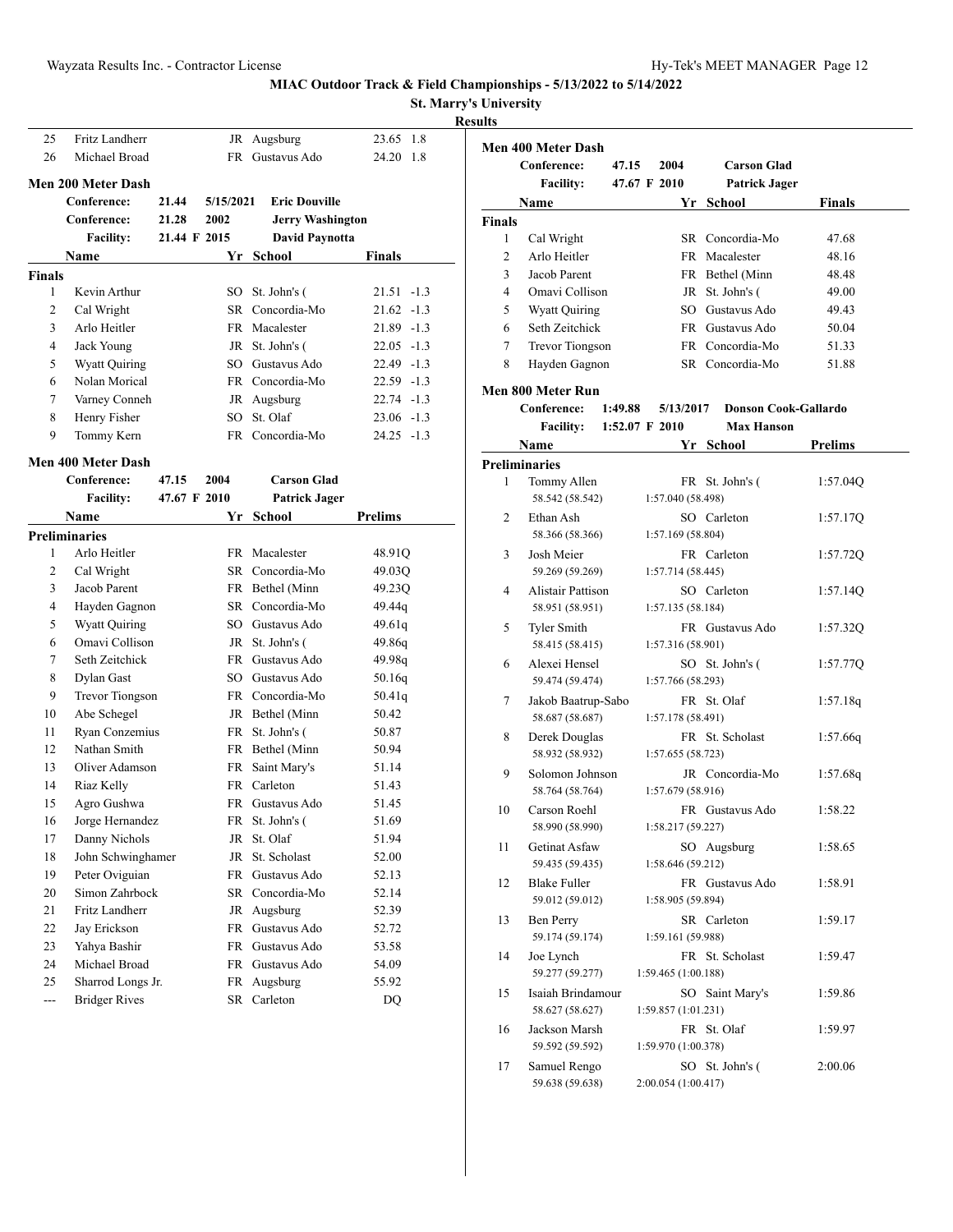MIAC Outdoor Track & Field Championships - 5/13/2022 to 5/14/2022

St. Marry's University

Results

| | Name | Yr | School | Finals | Wind |
|---|---|---|---|---|---|
| 25 | Fritz Landherr | JR | Augsburg | 23.65 | 1.8 |
| 26 | Michael Broad | FR | Gustavus Ado | 24.20 | 1.8 |

### Men 200 Meter Dash

| | | | |
|---|---|---|---|
| Conference: | 21.44 | 5/15/2021 | Eric Douville |
| Conference: | 21.28 | 2002 | Jerry Washington |
| Facility: | 21.44 F | 2015 | David Paynotta |

| | Name | Yr | School | Finals | Wind |
|---|---|---|---|---|---|
| **Finals** | | | | | |
| 1 | Kevin Arthur | SO | St. John's ( | 21.51 | -1.3 |
| 2 | Cal Wright | SR | Concordia-Mo | 21.62 | -1.3 |
| 3 | Arlo Heitler | FR | Macalester | 21.89 | -1.3 |
| 4 | Jack Young | JR | St. John's ( | 22.05 | -1.3 |
| 5 | Wyatt Quiring | SO | Gustavus Ado | 22.49 | -1.3 |
| 6 | Nolan Morical | FR | Concordia-Mo | 22.59 | -1.3 |
| 7 | Varney Conneh | JR | Augsburg | 22.74 | -1.3 |
| 8 | Henry Fisher | SO | St. Olaf | 23.06 | -1.3 |
| 9 | Tommy Kern | FR | Concordia-Mo | 24.25 | -1.3 |

### Men 400 Meter Dash

| | | | |
|---|---|---|---|
| Conference: | 47.15 | 2004 | Carson Glad |
| Facility: | 47.67 F | 2010 | Patrick Jager |

| | Name | Yr | School | Prelims |
|---|---|---|---|---|
| **Preliminaries** | | | | |
| 1 | Arlo Heitler | FR | Macalester | 48.91Q |
| 2 | Cal Wright | SR | Concordia-Mo | 49.03Q |
| 3 | Jacob Parent | FR | Bethel (Minn | 49.23Q |
| 4 | Hayden Gagnon | SR | Concordia-Mo | 49.44q |
| 5 | Wyatt Quiring | SO | Gustavus Ado | 49.61q |
| 6 | Omavi Collison | JR | St. John's ( | 49.86q |
| 7 | Seth Zeitchick | FR | Gustavus Ado | 49.98q |
| 8 | Dylan Gast | SO | Gustavus Ado | 50.16q |
| 9 | Trevor Tiongson | FR | Concordia-Mo | 50.41q |
| 10 | Abe Schegel | JR | Bethel (Minn | 50.42 |
| 11 | Ryan Conzemius | FR | St. John's ( | 50.87 |
| 12 | Nathan Smith | FR | Bethel (Minn | 50.94 |
| 13 | Oliver Adamson | FR | Saint Mary's | 51.14 |
| 14 | Riaz Kelly | FR | Carleton | 51.43 |
| 15 | Agro Gushwa | FR | Gustavus Ado | 51.45 |
| 16 | Jorge Hernandez | FR | St. John's ( | 51.69 |
| 17 | Danny Nichols | JR | St. Olaf | 51.94 |
| 18 | John Schwinghamer | JR | St. Scholast | 52.00 |
| 19 | Peter Oviguian | FR | Gustavus Ado | 52.13 |
| 20 | Simon Zahrbock | SR | Concordia-Mo | 52.14 |
| 21 | Fritz Landherr | JR | Augsburg | 52.39 |
| 22 | Jay Erickson | FR | Gustavus Ado | 52.72 |
| 23 | Yahya Bashir | FR | Gustavus Ado | 53.58 |
| 24 | Michael Broad | FR | Gustavus Ado | 54.09 |
| 25 | Sharrod Longs Jr. | FR | Augsburg | 55.92 |
| --- | Bridger Rives | SR | Carleton | DQ |

### Men 400 Meter Dash

| | | | |
|---|---|---|---|
| Conference: | 47.15 | 2004 | Carson Glad |
| Facility: | 47.67 F | 2010 | Patrick Jager |

| | Name | Yr | School | Finals |
|---|---|---|---|---|
| **Finals** | | | | |
| 1 | Cal Wright | SR | Concordia-Mo | 47.68 |
| 2 | Arlo Heitler | FR | Macalester | 48.16 |
| 3 | Jacob Parent | FR | Bethel (Minn | 48.48 |
| 4 | Omavi Collison | JR | St. John's ( | 49.00 |
| 5 | Wyatt Quiring | SO | Gustavus Ado | 49.43 |
| 6 | Seth Zeitchick | FR | Gustavus Ado | 50.04 |
| 7 | Trevor Tiongson | FR | Concordia-Mo | 51.33 |
| 8 | Hayden Gagnon | SR | Concordia-Mo | 51.88 |

### Men 800 Meter Run

| | | | |
|---|---|---|---|
| Conference: | 1:49.88 | 5/13/2017 | Donson Cook-Gallardo |
| Facility: | 1:52.07 F | 2010 | Max Hanson |

| | Name | Yr | School | Prelims |
|---|---|---|---|---|
| **Preliminaries** | | | | |
| 1 | Tommy Allen | FR | St. John's ( | 1:57.04Q |
| | 58.542 (58.542) | 1:57.040 (58.498) | | |
| 2 | Ethan Ash | SO | Carleton | 1:57.17Q |
| | 58.366 (58.366) | 1:57.169 (58.804) | | |
| 3 | Josh Meier | FR | Carleton | 1:57.72Q |
| | 59.269 (59.269) | 1:57.714 (58.445) | | |
| 4 | Alistair Pattison | SO | Carleton | 1:57.14Q |
| | 58.951 (58.951) | 1:57.135 (58.184) | | |
| 5 | Tyler Smith | FR | Gustavus Ado | 1:57.32Q |
| | 58.415 (58.415) | 1:57.316 (58.901) | | |
| 6 | Alexei Hensel | SO | St. John's ( | 1:57.77Q |
| | 59.474 (59.474) | 1:57.766 (58.293) | | |
| 7 | Jakob Baatrup-Sabo | FR | St. Olaf | 1:57.18q |
| | 58.687 (58.687) | 1:57.178 (58.491) | | |
| 8 | Derek Douglas | FR | St. Scholast | 1:57.66q |
| | 58.932 (58.932) | 1:57.655 (58.723) | | |
| 9 | Solomon Johnson | JR | Concordia-Mo | 1:57.68q |
| | 58.764 (58.764) | 1:57.679 (58.916) | | |
| 10 | Carson Roehl | FR | Gustavus Ado | 1:58.22 |
| | 58.990 (58.990) | 1:58.217 (59.227) | | |
| 11 | Getinat Asfaw | SO | Augsburg | 1:58.65 |
| | 59.435 (59.435) | 1:58.646 (59.212) | | |
| 12 | Blake Fuller | FR | Gustavus Ado | 1:58.91 |
| | 59.012 (59.012) | 1:58.905 (59.894) | | |
| 13 | Ben Perry | SR | Carleton | 1:59.17 |
| | 59.174 (59.174) | 1:59.161 (59.988) | | |
| 14 | Joe Lynch | FR | St. Scholast | 1:59.47 |
| | 59.277 (59.277) | 1:59.465 (1:00.188) | | |
| 15 | Isaiah Brindamour | SO | Saint Mary's | 1:59.86 |
| | 58.627 (58.627) | 1:59.857 (1:01.231) | | |
| 16 | Jackson Marsh | FR | St. Olaf | 1:59.97 |
| | 59.592 (59.592) | 1:59.970 (1:00.378) | | |
| 17 | Samuel Rengo | SO | St. John's ( | 2:00.06 |
| | 59.638 (59.638) | 2:00.054 (1:00.417) | | |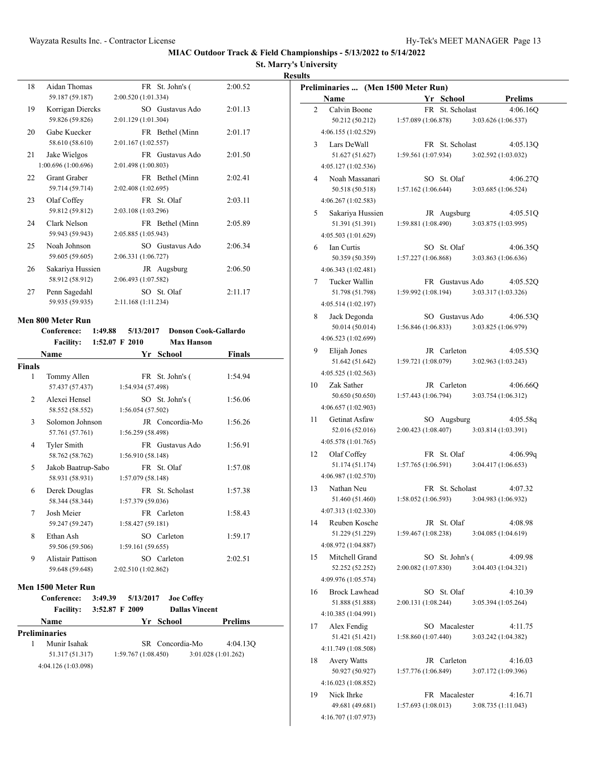# MIAC Outdoor Track & Field Championships - 5/13/2022 to 5/14/2022

**St. Marry's University**

**Results**

| | Name | Yr | School | Finals |
|---|---|---|---|---|
| 18 | Aidan Thomas | FR | St. John's ( | 2:00.52 |
| | 59.187 (59.187) | 2:00.520 (1:01.334) | | |
| 19 | Korrigan Diercks | SO | Gustavus Ado | 2:01.13 |
| | 59.826 (59.826) | 2:01.129 (1:01.304) | | |
| 20 | Gabe Kuecker | FR | Bethel (Minn | 2:01.17 |
| | 58.610 (58.610) | 2:01.167 (1:02.557) | | |
| 21 | Jake Wielgos | FR | Gustavus Ado | 2:01.50 |
| | 1:00.696 (1:00.696) | 2:01.498 (1:00.803) | | |
| 22 | Grant Graber | FR | Bethel (Minn | 2:02.41 |
| | 59.714 (59.714) | 2:02.408 (1:02.695) | | |
| 23 | Olaf Coffey | FR | St. Olaf | 2:03.11 |
| | 59.812 (59.812) | 2:03.108 (1:03.296) | | |
| 24 | Clark Nelson | FR | Bethel (Minn | 2:05.89 |
| | 59.943 (59.943) | 2:05.885 (1:05.943) | | |
| 25 | Noah Johnson | SO | Gustavus Ado | 2:06.34 |
| | 59.605 (59.605) | 2:06.331 (1:06.727) | | |
| 26 | Sakariya Hussien | JR | Augsburg | 2:06.50 |
| | 58.912 (58.912) | 2:06.493 (1:07.582) | | |
| 27 | Penn Sagedahl | SO | St. Olaf | 2:11.17 |
| | 59.935 (59.935) | 2:11.168 (1:11.234) | | |

## Men 800 Meter Run

**Conference:** 1:49.88 5/13/2017 **Donson Cook-Gallardo**
**Facility:** 1:52.07 F 2010 **Max Hanson**

| | Name | Yr | School | Finals |
|---|---|---|---|---|
| **Finals** | | | | |
| 1 | Tommy Allen | FR | St. John's ( | 1:54.94 |
| | 57.437 (57.437) | 1:54.934 (57.498) | | |
| 2 | Alexei Hensel | SO | St. John's ( | 1:56.06 |
| | 58.552 (58.552) | 1:56.054 (57.502) | | |
| 3 | Solomon Johnson | JR | Concordia-Mo | 1:56.26 |
| | 57.761 (57.761) | 1:56.259 (58.498) | | |
| 4 | Tyler Smith | FR | Gustavus Ado | 1:56.91 |
| | 58.762 (58.762) | 1:56.910 (58.148) | | |
| 5 | Jakob Baatrup-Sabo | FR | St. Olaf | 1:57.08 |
| | 58.931 (58.931) | 1:57.079 (58.148) | | |
| 6 | Derek Douglas | FR | St. Scholast | 1:57.38 |
| | 58.344 (58.344) | 1:57.379 (59.036) | | |
| 7 | Josh Meier | FR | Carleton | 1:58.43 |
| | 59.247 (59.247) | 1:58.427 (59.181) | | |
| 8 | Ethan Ash | SO | Carleton | 1:59.17 |
| | 59.506 (59.506) | 1:59.161 (59.655) | | |
| 9 | Alistair Pattison | SO | Carleton | 2:02.51 |
| | 59.648 (59.648) | 2:02.510 (1:02.862) | | |

## Men 1500 Meter Run

**Conference:** 3:49.39 5/13/2017 **Joe Coffey**
**Facility:** 3:52.87 F 2009 **Dallas Vincent**

| | Name | Yr | School | Prelims |
|---|---|---|---|---|
| **Preliminaries** | | | | |
| 1 | Munir Isahak | SR | Concordia-Mo | 4:04.13Q |
| | 51.317 (51.317) | 1:59.767 (1:08.450) | 3:01.028 (1:01.262) | |
| | 4:04.126 (1:03.098) | | | |

### Preliminaries ... (Men 1500 Meter Run)

| | Name | Yr | School | Prelims |
|---|---|---|---|---|
| 2 | Calvin Boone | FR | St. Scholast | 4:06.16Q |
| | 50.212 (50.212) | 1:57.089 (1:06.878) | 3:03.626 (1:06.537) | |
| | 4:06.155 (1:02.529) | | | |
| 3 | Lars DeWall | FR | St. Scholast | 4:05.13Q |
| | 51.627 (51.627) | 1:59.561 (1:07.934) | 3:02.592 (1:03.032) | |
| | 4:05.127 (1:02.536) | | | |
| 4 | Noah Massanari | SO | St. Olaf | 4:06.27Q |
| | 50.518 (50.518) | 1:57.162 (1:06.644) | 3:03.685 (1:06.524) | |
| | 4:06.267 (1:02.583) | | | |
| 5 | Sakariya Hussien | JR | Augsburg | 4:05.51Q |
| | 51.391 (51.391) | 1:59.881 (1:08.490) | 3:03.875 (1:03.995) | |
| | 4:05.503 (1:01.629) | | | |
| 6 | Ian Curtis | SO | St. Olaf | 4:06.35Q |
| | 50.359 (50.359) | 1:57.227 (1:06.868) | 3:03.863 (1:06.636) | |
| | 4:06.343 (1:02.481) | | | |
| 7 | Tucker Wallin | FR | Gustavus Ado | 4:05.52Q |
| | 51.798 (51.798) | 1:59.992 (1:08.194) | 3:03.317 (1:03.326) | |
| | 4:05.514 (1:02.197) | | | |
| 8 | Jack Degonda | SO | Gustavus Ado | 4:06.53Q |
| | 50.014 (50.014) | 1:56.846 (1:06.833) | 3:03.825 (1:06.979) | |
| | 4:06.523 (1:02.699) | | | |
| 9 | Elijah Jones | JR | Carleton | 4:05.53Q |
| | 51.642 (51.642) | 1:59.721 (1:08.079) | 3:02.963 (1:03.243) | |
| | 4:05.525 (1:02.563) | | | |
| 10 | Zak Sather | JR | Carleton | 4:06.66Q |
| | 50.650 (50.650) | 1:57.443 (1:06.794) | 3:03.754 (1:06.312) | |
| | 4:06.657 (1:02.903) | | | |
| 11 | Getinat Asfaw | SO | Augsburg | 4:05.58q |
| | 52.016 (52.016) | 2:00.423 (1:08.407) | 3:03.814 (1:03.391) | |
| | 4:05.578 (1:01.765) | | | |
| 12 | Olaf Coffey | FR | St. Olaf | 4:06.99q |
| | 51.174 (51.174) | 1:57.765 (1:06.591) | 3:04.417 (1:06.653) | |
| | 4:06.987 (1:02.570) | | | |
| 13 | Nathan Neu | FR | St. Scholast | 4:07.32 |
| | 51.460 (51.460) | 1:58.052 (1:06.593) | 3:04.983 (1:06.932) | |
| | 4:07.313 (1:02.330) | | | |
| 14 | Reuben Kosche | JR | St. Olaf | 4:08.98 |
| | 51.229 (51.229) | 1:59.467 (1:08.238) | 3:04.085 (1:04.619) | |
| | 4:08.972 (1:04.887) | | | |
| 15 | Mitchell Grand | SO | St. John's ( | 4:09.98 |
| | 52.252 (52.252) | 2:00.082 (1:07.830) | 3:04.403 (1:04.321) | |
| | 4:09.976 (1:05.574) | | | |
| 16 | Brock Lawhead | SO | St. Olaf | 4:10.39 |
| | 51.888 (51.888) | 2:00.131 (1:08.244) | 3:05.394 (1:05.264) | |
| | 4:10.385 (1:04.991) | | | |
| 17 | Alex Fendig | SO | Macalester | 4:11.75 |
| | 51.421 (51.421) | 1:58.860 (1:07.440) | 3:03.242 (1:04.382) | |
| | 4:11.749 (1:08.508) | | | |
| 18 | Avery Watts | JR | Carleton | 4:16.03 |
| | 50.927 (50.927) | 1:57.776 (1:06.849) | 3:07.172 (1:09.396) | |
| | 4:16.023 (1:08.852) | | | |
| 19 | Nick Ihrke | FR | Macalester | 4:16.71 |
| | 49.681 (49.681) | 1:57.693 (1:08.013) | 3:08.735 (1:11.043) | |
| | 4:16.707 (1:07.973) | | | |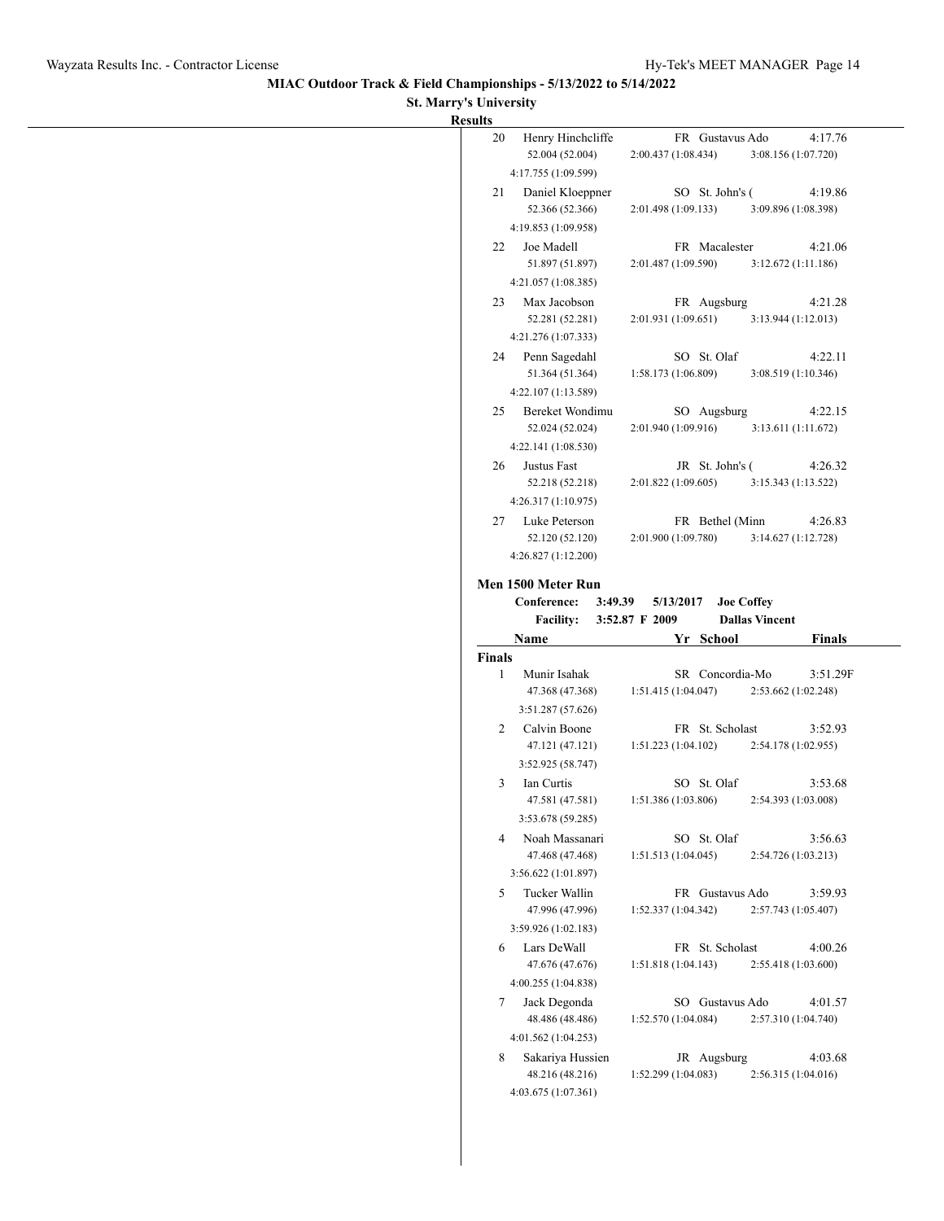**MIAC Outdoor Track & Field Championships - 5/13/2022 to 5/14/2022**

**St. Marry's University**

**Results**

| Place | Name | Yr | School | Finals |
|---|---|---|---|---|
| 20 | Henry Hinchcliffe | FR | Gustavus Ado | 4:17.76 |
| | 52.004 (52.004) | 2:00.437 (1:08.434) | 3:08.156 (1:07.720) | 4:17.755 (1:09.599) |
| 21 | Daniel Kloeppner | SO | St. John's ( | 4:19.86 |
| | 52.366 (52.366) | 2:01.498 (1:09.133) | 3:09.896 (1:08.398) | 4:19.853 (1:09.958) |
| 22 | Joe Madell | FR | Macalester | 4:21.06 |
| | 51.897 (51.897) | 2:01.487 (1:09.590) | 3:12.672 (1:11.186) | 4:21.057 (1:08.385) |
| 23 | Max Jacobson | FR | Augsburg | 4:21.28 |
| | 52.281 (52.281) | 2:01.931 (1:09.651) | 3:13.944 (1:12.013) | 4:21.276 (1:07.333) |
| 24 | Penn Sagedahl | SO | St. Olaf | 4:22.11 |
| | 51.364 (51.364) | 1:58.173 (1:06.809) | 3:08.519 (1:10.346) | 4:22.107 (1:13.589) |
| 25 | Bereket Wondimu | SO | Augsburg | 4:22.15 |
| | 52.024 (52.024) | 2:01.940 (1:09.916) | 3:13.611 (1:11.672) | 4:22.141 (1:08.530) |
| 26 | Justus Fast | JR | St. John's ( | 4:26.32 |
| | 52.218 (52.218) | 2:01.822 (1:09.605) | 3:15.343 (1:13.522) | 4:26.317 (1:10.975) |
| 27 | Luke Peterson | FR | Bethel (Minn | 4:26.83 |
| | 52.120 (52.120) | 2:01.900 (1:09.780) | 3:14.627 (1:12.728) | 4:26.827 (1:12.200) |

### Men 1500 Meter Run

**Conference:** 3:49.39 5/13/2017 Joe Coffey

**Facility:** 3:52.87 F 2009 Dallas Vincent

**Finals**

| Place | Name | Yr | School | Finals |
|---|---|---|---|---|
| 1 | Munir Isahak | SR | Concordia-Mo | 3:51.29F |
| | 47.368 (47.368) | 1:51.415 (1:04.047) | 2:53.662 (1:02.248) | 3:51.287 (57.626) |
| 2 | Calvin Boone | FR | St. Scholast | 3:52.93 |
| | 47.121 (47.121) | 1:51.223 (1:04.102) | 2:54.178 (1:02.955) | 3:52.925 (58.747) |
| 3 | Ian Curtis | SO | St. Olaf | 3:53.68 |
| | 47.581 (47.581) | 1:51.386 (1:03.806) | 2:54.393 (1:03.008) | 3:53.678 (59.285) |
| 4 | Noah Massanari | SO | St. Olaf | 3:56.63 |
| | 47.468 (47.468) | 1:51.513 (1:04.045) | 2:54.726 (1:03.213) | 3:56.622 (1:01.897) |
| 5 | Tucker Wallin | FR | Gustavus Ado | 3:59.93 |
| | 47.996 (47.996) | 1:52.337 (1:04.342) | 2:57.743 (1:05.407) | 3:59.926 (1:02.183) |
| 6 | Lars DeWall | FR | St. Scholast | 4:00.26 |
| | 47.676 (47.676) | 1:51.818 (1:04.143) | 2:55.418 (1:03.600) | 4:00.255 (1:04.838) |
| 7 | Jack Degonda | SO | Gustavus Ado | 4:01.57 |
| | 48.486 (48.486) | 1:52.570 (1:04.084) | 2:57.310 (1:04.740) | 4:01.562 (1:04.253) |
| 8 | Sakariya Hussien | JR | Augsburg | 4:03.68 |
| | 48.216 (48.216) | 1:52.299 (1:04.083) | 2:56.315 (1:04.016) | 4:03.675 (1:07.361) |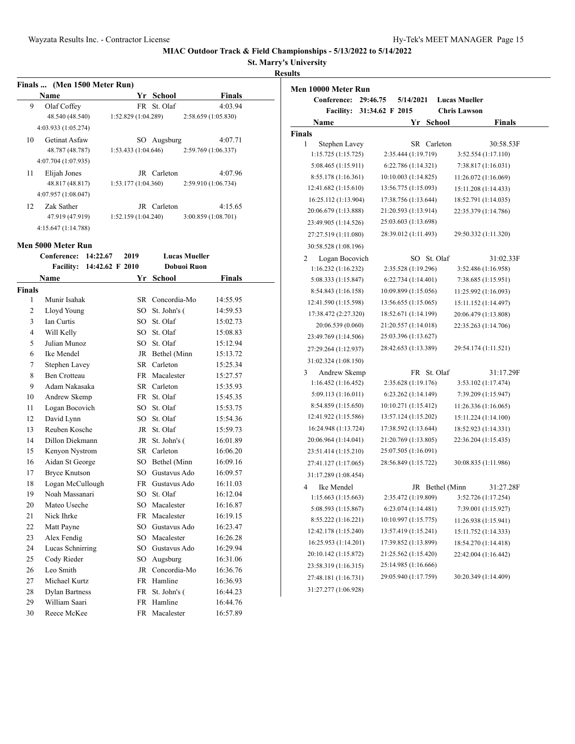**MIAC Outdoor Track & Field Championships - 5/13/2022 to 5/14/2022**

**St. Marry's University**

**Results**

### Finals ... (Men 1500 Meter Run)

| | Name | Yr | School | Finals |
|---|---|---|---|---|
| 9 | Olaf Coffey | FR | St. Olaf | 4:03.94 |
| | 48.540 (48.540) | 1:52.829 (1:04.289) | 2:58.659 (1:05.830) | |
| | 4:03.933 (1:05.274) | | | |
| 10 | Getinat Asfaw | SO | Augsburg | 4:07.71 |
| | 48.787 (48.787) | 1:53.433 (1:04.646) | 2:59.769 (1:06.337) | |
| | 4:07.704 (1:07.935) | | | |
| 11 | Elijah Jones | JR | Carleton | 4:07.96 |
| | 48.817 (48.817) | 1:53.177 (1:04.360) | 2:59.910 (1:06.734) | |
| | 4:07.957 (1:08.047) | | | |
| 12 | Zak Sather | JR | Carleton | 4:15.65 |
| | 47.919 (47.919) | 1:52.159 (1:04.240) | 3:00.859 (1:08.701) | |
| | 4:15.647 (1:14.788) | | | |

### Men 5000 Meter Run

| | | | |
|---|---|---|---|
| Conference: | 14:22.67 | 2019 | Lucas Mueller |
| Facility: | 14:42.62 F | 2010 | Dobuoi Ruon |

**Finals**

| | Name | Yr | School | Finals |
|---|---|---|---|---|
| 1 | Munir Isahak | SR | Concordia-Mo | 14:55.95 |
| 2 | Lloyd Young | SO | St. John's ( | 14:59.53 |
| 3 | Ian Curtis | SO | St. Olaf | 15:02.73 |
| 4 | Will Kelly | SO | St. Olaf | 15:08.83 |
| 5 | Julian Munoz | SO | St. Olaf | 15:12.94 |
| 6 | Ike Mendel | JR | Bethel (Minn | 15:13.72 |
| 7 | Stephen Lavey | SR | Carleton | 15:25.34 |
| 8 | Ben Crotteau | FR | Macalester | 15:27.57 |
| 9 | Adam Nakasaka | SR | Carleton | 15:35.93 |
| 10 | Andrew Skemp | FR | St. Olaf | 15:45.35 |
| 11 | Logan Bocovich | SO | St. Olaf | 15:53.75 |
| 12 | David Lynn | SO | St. Olaf | 15:54.36 |
| 13 | Reuben Kosche | JR | St. Olaf | 15:59.73 |
| 14 | Dillon Diekmann | JR | St. John's ( | 16:01.89 |
| 15 | Kenyon Nystrom | SR | Carleton | 16:06.20 |
| 16 | Aidan St George | SO | Bethel (Minn | 16:09.16 |
| 17 | Bryce Knutson | SO | Gustavus Ado | 16:09.57 |
| 18 | Logan McCullough | FR | Gustavus Ado | 16:11.03 |
| 19 | Noah Massanari | SO | St. Olaf | 16:12.04 |
| 20 | Mateo Useche | SO | Macalester | 16:16.87 |
| 21 | Nick Ihrke | FR | Macalester | 16:19.15 |
| 22 | Matt Payne | SO | Gustavus Ado | 16:23.47 |
| 23 | Alex Fendig | SO | Macalester | 16:26.28 |
| 24 | Lucas Schnirring | SO | Gustavus Ado | 16:29.94 |
| 25 | Cody Rieder | SO | Augsburg | 16:31.06 |
| 26 | Leo Smith | JR | Concordia-Mo | 16:36.76 |
| 27 | Michael Kurtz | FR | Hamline | 16:36.93 |
| 28 | Dylan Bartness | FR | St. John's ( | 16:44.23 |
| 29 | William Saari | FR | Hamline | 16:44.76 |
| 30 | Reece McKee | FR | Macalester | 16:57.89 |

### Men 10000 Meter Run

| | | | |
|---|---|---|---|
| Conference: | 29:46.75 | 5/14/2021 | Lucas Mueller |
| Facility: | 31:34.62 F | 2015 | Chris Lawson |

**Finals**

| | Name | Yr | School | Finals |
|---|---|---|---|---|
| 1 | Stephen Lavey | SR | Carleton | 30:58.53F |
| | 1:15.725 (1:15.725) | 2:35.444 (1:19.719) | 3:52.554 (1:17.110) | |
| | 5:08.465 (1:15.911) | 6:22.786 (1:14.321) | 7:38.817 (1:16.031) | |
| | 8:55.178 (1:16.361) | 10:10.003 (1:14.825) | 11:26.072 (1:16.069) | |
| | 12:41.682 (1:15.610) | 13:56.775 (1:15.093) | 15:11.208 (1:14.433) | |
| | 16:25.112 (1:13.904) | 17:38.756 (1:13.644) | 18:52.791 (1:14.035) | |
| | 20:06.679 (1:13.888) | 21:20.593 (1:13.914) | 22:35.379 (1:14.786) | |
| | 23:49.905 (1:14.526) | 25:03.603 (1:13.698) | | |
| | 27:27.519 (1:11.080) | 28:39.012 (1:11.493) | 29:50.332 (1:11.320) | |
| | 30:58.528 (1:08.196) | | | |
| 2 | Logan Bocovich | SO | St. Olaf | 31:02.33F |
| | 1:16.232 (1:16.232) | 2:35.528 (1:19.296) | 3:52.486 (1:16.958) | |
| | 5:08.333 (1:15.847) | 6:22.734 (1:14.401) | 7:38.685 (1:15.951) | |
| | 8:54.843 (1:16.158) | 10:09.899 (1:15.056) | 11:25.992 (1:16.093) | |
| | 12:41.590 (1:15.598) | 13:56.655 (1:15.065) | 15:11.152 (1:14.497) | |
| | 17:38.472 (2:27.320) | 18:52.671 (1:14.199) | 20:06.479 (1:13.808) | |
| | 20:06.539 (0.060) | 21:20.557 (1:14.018) | 22:35.263 (1:14.706) | |
| | 23:49.769 (1:14.506) | 25:03.396 (1:13.627) | | |
| | 27:29.264 (1:12.937) | 28:42.653 (1:13.389) | 29:54.174 (1:11.521) | |
| | 31:02.324 (1:08.150) | | | |
| 3 | Andrew Skemp | FR | St. Olaf | 31:17.29F |
| | 1:16.452 (1:16.452) | 2:35.628 (1:19.176) | 3:53.102 (1:17.474) | |
| | 5:09.113 (1:16.011) | 6:23.262 (1:14.149) | 7:39.209 (1:15.947) | |
| | 8:54.859 (1:15.650) | 10:10.271 (1:15.412) | 11:26.336 (1:16.065) | |
| | 12:41.922 (1:15.586) | 13:57.124 (1:15.202) | 15:11.224 (1:14.100) | |
| | 16:24.948 (1:13.724) | 17:38.592 (1:13.644) | 18:52.923 (1:14.331) | |
| | 20:06.964 (1:14.041) | 21:20.769 (1:13.805) | 22:36.204 (1:15.435) | |
| | 23:51.414 (1:15.210) | 25:07.505 (1:16.091) | | |
| | 27:41.127 (1:17.065) | 28:56.849 (1:15.722) | 30:08.835 (1:11.986) | |
| | 31:17.289 (1:08.454) | | | |
| 4 | Ike Mendel | JR | Bethel (Minn | 31:27.28F |
| | 1:15.663 (1:15.663) | 2:35.472 (1:19.809) | 3:52.726 (1:17.254) | |
| | 5:08.593 (1:15.867) | 6:23.074 (1:14.481) | 7:39.001 (1:15.927) | |
| | 8:55.222 (1:16.221) | 10:10.997 (1:15.775) | 11:26.938 (1:15.941) | |
| | 12:42.178 (1:15.240) | 13:57.419 (1:15.241) | 15:11.752 (1:14.333) | |
| | 16:25.953 (1:14.201) | 17:39.852 (1:13.899) | 18:54.270 (1:14.418) | |
| | 20:10.142 (1:15.872) | 21:25.562 (1:15.420) | 22:42.004 (1:16.442) | |
| | 23:58.319 (1:16.315) | 25:14.985 (1:16.666) | | |
| | 27:48.181 (1:16.731) | 29:05.940 (1:17.759) | 30:20.349 (1:14.409) | |
| | 31:27.277 (1:06.928) | | | |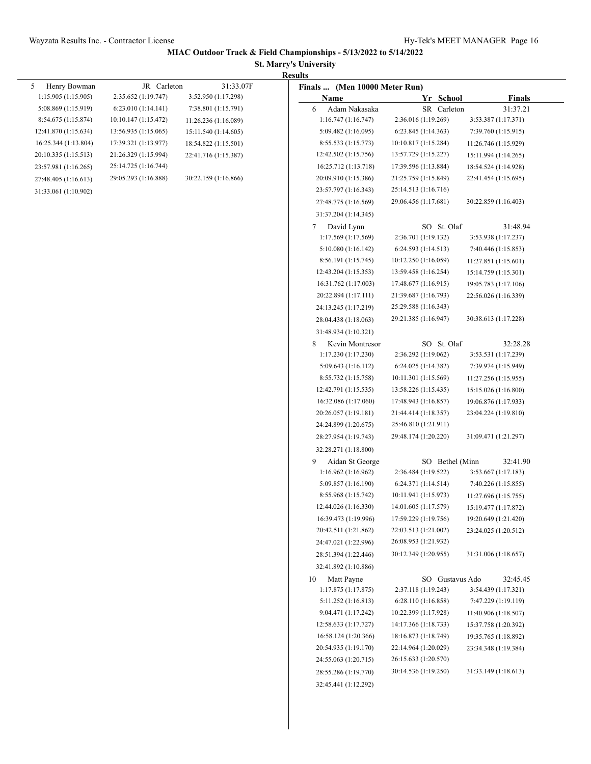**MIAC Outdoor Track & Field Championships - 5/13/2022 to 5/14/2022**

**St. Marry's University**

**Results**

| | | |
|---|---|---|
| 5 Henry Bowman | JR Carleton | 31:33.07F |
| 1:15.905 (1:15.905) | 2:35.652 (1:19.747) | 3:52.950 (1:17.298) |
| 5:08.869 (1:15.919) | 6:23.010 (1:14.141) | 7:38.801 (1:15.791) |
| 8:54.675 (1:15.874) | 10:10.147 (1:15.472) | 11:26.236 (1:16.089) |
| 12:41.870 (1:15.634) | 13:56.935 (1:15.065) | 15:11.540 (1:14.605) |
| 16:25.344 (1:13.804) | 17:39.321 (1:13.977) | 18:54.822 (1:15.501) |
| 20:10.335 (1:15.513) | 21:26.329 (1:15.994) | 22:41.716 (1:15.387) |
| 23:57.981 (1:16.265) | 25:14.725 (1:16.744) | |
| 27:48.405 (1:16.613) | 29:05.293 (1:16.888) | 30:22.159 (1:16.866) |
| 31:33.061 (1:10.902) | | |

**Finals ... (Men 10000 Meter Run)**

| Name | Yr School | Finals |
|---|---|---|
| 6 Adam Nakasaka | SR Carleton | 31:37.21 |
| 1:16.747 (1:16.747) | 2:36.016 (1:19.269) | 3:53.387 (1:17.371) |
| 5:09.482 (1:16.095) | 6:23.845 (1:14.363) | 7:39.760 (1:15.915) |
| 8:55.533 (1:15.773) | 10:10.817 (1:15.284) | 11:26.746 (1:15.929) |
| 12:42.502 (1:15.756) | 13:57.729 (1:15.227) | 15:11.994 (1:14.265) |
| 16:25.712 (1:13.718) | 17:39.596 (1:13.884) | 18:54.524 (1:14.928) |
| 20:09.910 (1:15.386) | 21:25.759 (1:15.849) | 22:41.454 (1:15.695) |
| 23:57.797 (1:16.343) | 25:14.513 (1:16.716) | |
| 27:48.775 (1:16.569) | 29:06.456 (1:17.681) | 30:22.859 (1:16.403) |
| 31:37.204 (1:14.345) | | |
| 7 David Lynn | SO St. Olaf | 31:48.94 |
| 1:17.569 (1:17.569) | 2:36.701 (1:19.132) | 3:53.938 (1:17.237) |
| 5:10.080 (1:16.142) | 6:24.593 (1:14.513) | 7:40.446 (1:15.853) |
| 8:56.191 (1:15.745) | 10:12.250 (1:16.059) | 11:27.851 (1:15.601) |
| 12:43.204 (1:15.353) | 13:59.458 (1:16.254) | 15:14.759 (1:15.301) |
| 16:31.762 (1:17.003) | 17:48.677 (1:16.915) | 19:05.783 (1:17.106) |
| 20:22.894 (1:17.111) | 21:39.687 (1:16.793) | 22:56.026 (1:16.339) |
| 24:13.245 (1:17.219) | 25:29.588 (1:16.343) | |
| 28:04.438 (1:18.063) | 29:21.385 (1:16.947) | 30:38.613 (1:17.228) |
| 31:48.934 (1:10.321) | | |
| 8 Kevin Montresor | SO St. Olaf | 32:28.28 |
| 1:17.230 (1:17.230) | 2:36.292 (1:19.062) | 3:53.531 (1:17.239) |
| 5:09.643 (1:16.112) | 6:24.025 (1:14.382) | 7:39.974 (1:15.949) |
| 8:55.732 (1:15.758) | 10:11.301 (1:15.569) | 11:27.256 (1:15.955) |
| 12:42.791 (1:15.535) | 13:58.226 (1:15.435) | 15:15.026 (1:16.800) |
| 16:32.086 (1:17.060) | 17:48.943 (1:16.857) | 19:06.876 (1:17.933) |
| 20:26.057 (1:19.181) | 21:44.414 (1:18.357) | 23:04.224 (1:19.810) |
| 24:24.899 (1:20.675) | 25:46.810 (1:21.911) | |
| 28:27.954 (1:19.743) | 29:48.174 (1:20.220) | 31:09.471 (1:21.297) |
| 32:28.271 (1:18.800) | | |
| 9 Aidan St George | SO Bethel (Minn | 32:41.90 |
| 1:16.962 (1:16.962) | 2:36.484 (1:19.522) | 3:53.667 (1:17.183) |
| 5:09.857 (1:16.190) | 6:24.371 (1:14.514) | 7:40.226 (1:15.855) |
| 8:55.968 (1:15.742) | 10:11.941 (1:15.973) | 11:27.696 (1:15.755) |
| 12:44.026 (1:16.330) | 14:01.605 (1:17.579) | 15:19.477 (1:17.872) |
| 16:39.473 (1:19.996) | 17:59.229 (1:19.756) | 19:20.649 (1:21.420) |
| 20:42.511 (1:21.862) | 22:03.513 (1:21.002) | 23:24.025 (1:20.512) |
| 24:47.021 (1:22.996) | 26:08.953 (1:21.932) | |
| 28:51.394 (1:22.446) | 30:12.349 (1:20.955) | 31:31.006 (1:18.657) |
| 32:41.892 (1:10.886) | | |
| 10 Matt Payne | SO Gustavus Ado | 32:45.45 |
| 1:17.875 (1:17.875) | 2:37.118 (1:19.243) | 3:54.439 (1:17.321) |
| 5:11.252 (1:16.813) | 6:28.110 (1:16.858) | 7:47.229 (1:19.119) |
| 9:04.471 (1:17.242) | 10:22.399 (1:17.928) | 11:40.906 (1:18.507) |
| 12:58.633 (1:17.727) | 14:17.366 (1:18.733) | 15:37.758 (1:20.392) |
| 16:58.124 (1:20.366) | 18:16.873 (1:18.749) | 19:35.765 (1:18.892) |
| 20:54.935 (1:19.170) | 22:14.964 (1:20.029) | 23:34.348 (1:19.384) |
| 24:55.063 (1:20.715) | 26:15.633 (1:20.570) | |
| 28:55.286 (1:19.770) | 30:14.536 (1:19.250) | 31:33.149 (1:18.613) |
| 32:45.441 (1:12.292) | | |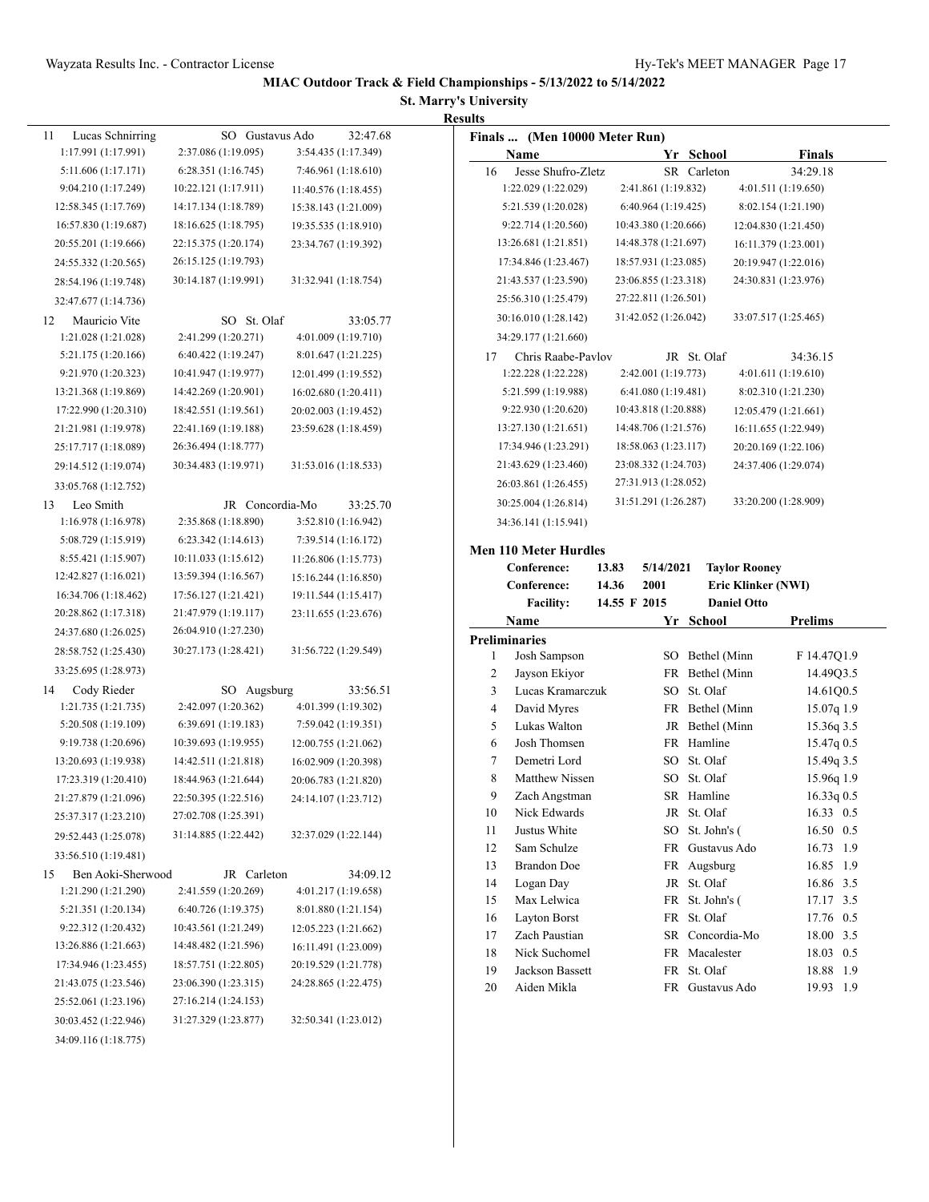MIAC Outdoor Track & Field Championships - 5/13/2022 to 5/14/2022

St. Marry's University

Results

| Place | Name | Yr | School | Finals |
|---|---|---|---|---|
| 11 | Lucas Schnirring | SO | Gustavus Ado | 32:47.68 |

1:17.991 (1:17.991) 2:37.086 (1:19.095) 3:54.435 (1:17.349)
5:11.606 (1:17.171) 6:28.351 (1:16.745) 7:46.961 (1:18.610)
9:04.210 (1:17.249) 10:22.121 (1:17.911) 11:40.576 (1:18.455)
12:58.345 (1:17.769) 14:17.134 (1:18.789) 15:38.143 (1:21.009)
16:57.830 (1:19.687) 18:16.625 (1:18.795) 19:35.535 (1:18.910)
20:55.201 (1:19.666) 22:15.375 (1:20.174) 23:34.767 (1:19.392)
24:55.332 (1:20.565) 26:15.125 (1:19.793)
28:54.196 (1:19.748) 30:14.187 (1:19.991) 31:32.941 (1:18.754)
32:47.677 (1:14.736)

| Place | Name | Yr | School | Finals |
|---|---|---|---|---|
| 12 | Mauricio Vite | SO | St. Olaf | 33:05.77 |

1:21.028 (1:21.028) 2:41.299 (1:20.271) 4:01.009 (1:19.710)
5:21.175 (1:20.166) 6:40.422 (1:19.247) 8:01.647 (1:21.225)
9:21.970 (1:20.323) 10:41.947 (1:19.977) 12:01.499 (1:19.552)
13:21.368 (1:19.869) 14:42.269 (1:20.901) 16:02.680 (1:20.411)
17:22.990 (1:20.310) 18:42.551 (1:19.561) 20:02.003 (1:19.452)
21:21.981 (1:19.978) 22:41.169 (1:19.188) 23:59.628 (1:18.459)
25:17.717 (1:18.089) 26:36.494 (1:18.777)
29:14.512 (1:19.074) 30:34.483 (1:19.971) 31:53.016 (1:18.533)
33:05.768 (1:12.752)

| Place | Name | Yr | School | Finals |
|---|---|---|---|---|
| 13 | Leo Smith | JR | Concordia-Mo | 33:25.70 |

1:16.978 (1:16.978) 2:35.868 (1:18.890) 3:52.810 (1:16.942)
5:08.729 (1:15.919) 6:23.342 (1:14.613) 7:39.514 (1:16.172)
8:55.421 (1:15.907) 10:11.033 (1:15.612) 11:26.806 (1:15.773)
12:42.827 (1:16.021) 13:59.394 (1:16.567) 15:16.244 (1:16.850)
16:34.706 (1:18.462) 17:56.127 (1:21.421) 19:11.544 (1:15.417)
20:28.862 (1:17.318) 21:47.979 (1:19.117) 23:11.655 (1:23.676)
24:37.680 (1:26.025) 26:04.910 (1:27.230)
28:58.752 (1:25.430) 30:27.173 (1:28.421) 31:56.722 (1:29.549)
33:25.695 (1:28.973)

| Place | Name | Yr | School | Finals |
|---|---|---|---|---|
| 14 | Cody Rieder | SO | Augsburg | 33:56.51 |

1:21.735 (1:21.735) 2:42.097 (1:20.362) 4:01.399 (1:19.302)
5:20.508 (1:19.109) 6:39.691 (1:19.183) 7:59.042 (1:19.351)
9:19.738 (1:20.696) 10:39.693 (1:19.955) 12:00.755 (1:21.062)
13:20.693 (1:19.938) 14:42.511 (1:21.818) 16:02.909 (1:20.398)
17:23.319 (1:20.410) 18:44.963 (1:21.644) 20:06.783 (1:21.820)
21:27.879 (1:21.096) 22:50.395 (1:22.516) 24:14.107 (1:23.712)
25:37.317 (1:23.210) 27:02.708 (1:25.391)
29:52.443 (1:25.078) 31:14.885 (1:22.442) 32:37.029 (1:22.144)
33:56.510 (1:19.481)

| Place | Name | Yr | School | Finals |
|---|---|---|---|---|
| 15 | Ben Aoki-Sherwood | JR | Carleton | 34:09.12 |

1:21.290 (1:21.290) 2:41.559 (1:20.269) 4:01.217 (1:19.658)
5:21.351 (1:20.134) 6:40.726 (1:19.375) 8:01.880 (1:21.154)
9:22.312 (1:20.432) 10:43.561 (1:21.249) 12:05.223 (1:21.662)
13:26.886 (1:21.663) 14:48.482 (1:21.596) 16:11.491 (1:23.009)
17:34.946 (1:23.455) 18:57.751 (1:22.805) 20:19.529 (1:21.778)
21:43.075 (1:23.546) 23:06.390 (1:23.315) 24:28.865 (1:22.475)
25:52.061 (1:23.196) 27:16.214 (1:24.153)
30:03.452 (1:22.946) 31:27.329 (1:23.877) 32:50.341 (1:23.012)
34:09.116 (1:18.775)

### Finals ... (Men 10000 Meter Run)

| Place | Name | Yr | School | Finals |
|---|---|---|---|---|
| 16 | Jesse Shufro-Zletz | SR | Carleton | 34:29.18 |

1:22.029 (1:22.029) 2:41.861 (1:19.832) 4:01.511 (1:19.650)
5:21.539 (1:20.028) 6:40.964 (1:19.425) 8:02.154 (1:21.190)
9:22.714 (1:20.560) 10:43.380 (1:20.666) 12:04.830 (1:21.450)
13:26.681 (1:21.851) 14:48.378 (1:21.697) 16:11.379 (1:23.001)
17:34.846 (1:23.467) 18:57.931 (1:23.085) 20:19.947 (1:22.016)
21:43.537 (1:23.590) 23:06.855 (1:23.318) 24:30.831 (1:23.976)
25:56.310 (1:25.479) 27:22.811 (1:26.501)
30:16.010 (1:28.142) 31:42.052 (1:26.042) 33:07.517 (1:25.465)
34:29.177 (1:21.660)

| Place | Name | Yr | School | Finals |
|---|---|---|---|---|
| 17 | Chris Raabe-Pavlov | JR | St. Olaf | 34:36.15 |

1:22.228 (1:22.228) 2:42.001 (1:19.773) 4:01.611 (1:19.610)
5:21.599 (1:19.988) 6:41.080 (1:19.481) 8:02.310 (1:21.230)
9:22.930 (1:20.620) 10:43.818 (1:20.888) 12:05.479 (1:21.661)
13:27.130 (1:21.651) 14:48.706 (1:21.576) 16:11.655 (1:22.949)
17:34.946 (1:23.291) 18:58.063 (1:23.117) 20:20.169 (1:22.106)
21:43.629 (1:23.460) 23:08.332 (1:24.703) 24:37.406 (1:29.074)
26:03.861 (1:26.455) 27:31.913 (1:28.052)
30:25.004 (1:26.814) 31:51.291 (1:26.287) 33:20.200 (1:28.909)
34:36.141 (1:15.941)

### Men 110 Meter Hurdles

| | | | |
|---|---|---|---|
| Conference: | 13.83 | 5/14/2021 | Taylor Rooney |
| Conference: | 14.36 | 2001 | Eric Klinker (NWI) |
| Facility: | 14.55 F | 2015 | Daniel Otto |

**Preliminaries**

| Place | Name | Yr | School | Prelims |
|---|---|---|---|---|
| 1 | Josh Sampson | SO | Bethel (Minn | F 14.47Q1.9 |
| 2 | Jayson Ekiyor | FR | Bethel (Minn | 14.49Q3.5 |
| 3 | Lucas Kramarczuk | SO | St. Olaf | 14.61Q0.5 |
| 4 | David Myres | FR | Bethel (Minn | 15.07q 1.9 |
| 5 | Lukas Walton | JR | Bethel (Minn | 15.36q 3.5 |
| 6 | Josh Thomsen | FR | Hamline | 15.47q 0.5 |
| 7 | Demetri Lord | SO | St. Olaf | 15.49q 3.5 |
| 8 | Matthew Nissen | SO | St. Olaf | 15.96q 1.9 |
| 9 | Zach Angstman | SR | Hamline | 16.33q 0.5 |
| 10 | Nick Edwards | JR | St. Olaf | 16.33 0.5 |
| 11 | Justus White | SO | St. John's ( | 16.50 0.5 |
| 12 | Sam Schulze | FR | Gustavus Ado | 16.73 1.9 |
| 13 | Brandon Doe | FR | Augsburg | 16.85 1.9 |
| 14 | Logan Day | JR | St. Olaf | 16.86 3.5 |
| 15 | Max Lelwica | FR | St. John's ( | 17.17 3.5 |
| 16 | Layton Borst | FR | St. Olaf | 17.76 0.5 |
| 17 | Zach Paustian | SR | Concordia-Mo | 18.00 3.5 |
| 18 | Nick Suchomel | FR | Macalester | 18.03 0.5 |
| 19 | Jackson Bassett | FR | St. Olaf | 18.88 1.9 |
| 20 | Aiden Mikla | FR | Gustavus Ado | 19.93 1.9 |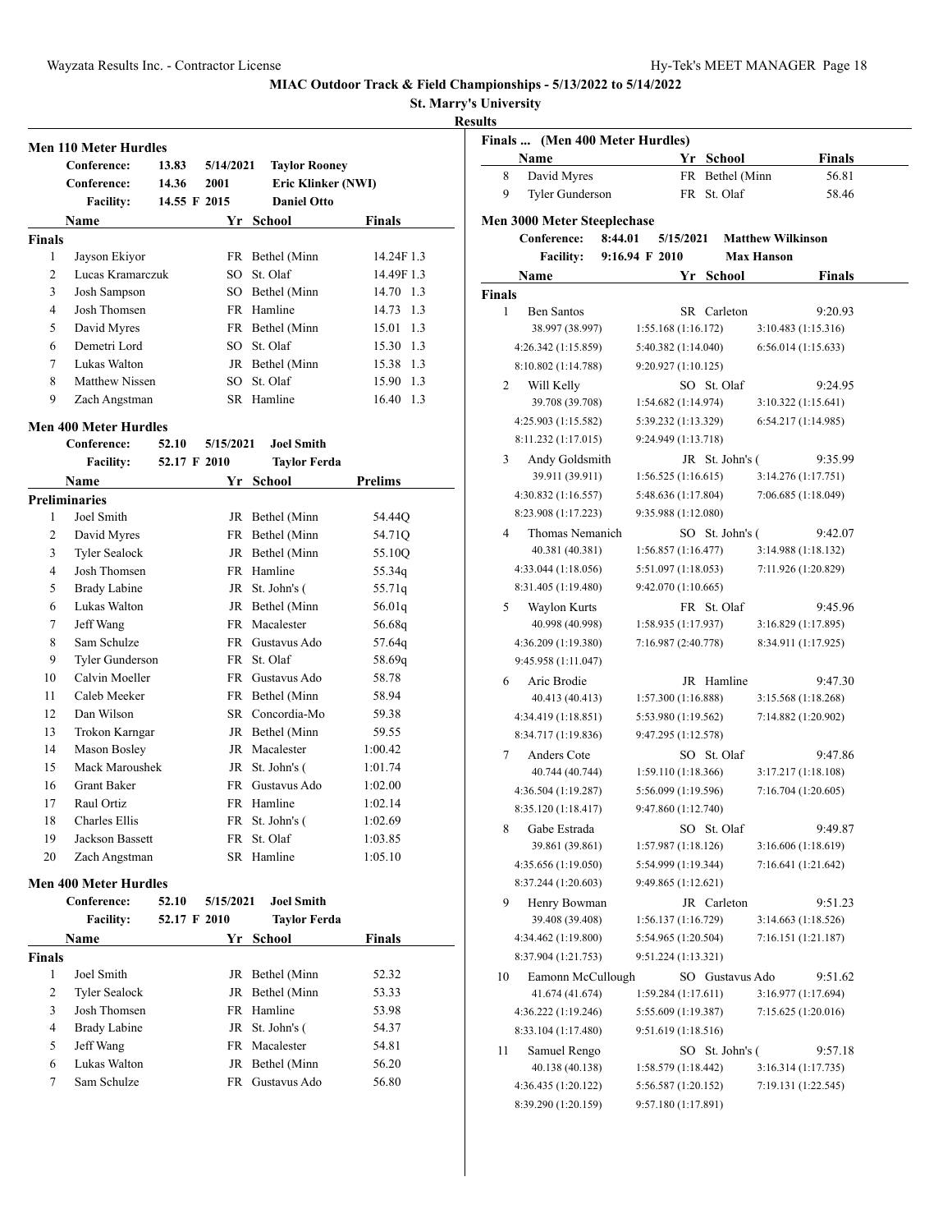# MIAC Outdoor Track & Field Championships - 5/13/2022 to 5/14/2022

**St. Marry's University**

**Results**

## Men 110 Meter Hurdles

| | | | |
|---|---|---|---|
| Conference: | 13.83 | 5/14/2021 | Taylor Rooney |
| Conference: | 14.36 | 2001 | Eric Klinker (NWI) |
| Facility: | 14.55 F | 2015 | Daniel Otto |

**Finals**

| | Name | Yr | School | Finals | Wind |
|---|---|---|---|---|---|
| 1 | Jayson Ekiyor | FR | Bethel (Minn | 14.24F | 1.3 |
| 2 | Lucas Kramarczuk | SO | St. Olaf | 14.49F | 1.3 |
| 3 | Josh Sampson | SO | Bethel (Minn | 14.70 | 1.3 |
| 4 | Josh Thomsen | FR | Hamline | 14.73 | 1.3 |
| 5 | David Myres | FR | Bethel (Minn | 15.01 | 1.3 |
| 6 | Demetri Lord | SO | St. Olaf | 15.30 | 1.3 |
| 7 | Lukas Walton | JR | Bethel (Minn | 15.38 | 1.3 |
| 8 | Matthew Nissen | SO | St. Olaf | 15.90 | 1.3 |
| 9 | Zach Angstman | SR | Hamline | 16.40 | 1.3 |

## Men 400 Meter Hurdles

| | | | |
|---|---|---|---|
| Conference: | 52.10 | 5/15/2021 | Joel Smith |
| Facility: | 52.17 F | 2010 | Taylor Ferda |

**Preliminaries**

| | Name | Yr | School | Prelims |
|---|---|---|---|---|
| 1 | Joel Smith | JR | Bethel (Minn | 54.44Q |
| 2 | David Myres | FR | Bethel (Minn | 54.71Q |
| 3 | Tyler Sealock | JR | Bethel (Minn | 55.10Q |
| 4 | Josh Thomsen | FR | Hamline | 55.34q |
| 5 | Brady Labine | JR | St. John's ( | 55.71q |
| 6 | Lukas Walton | JR | Bethel (Minn | 56.01q |
| 7 | Jeff Wang | FR | Macalester | 56.68q |
| 8 | Sam Schulze | FR | Gustavus Ado | 57.64q |
| 9 | Tyler Gunderson | FR | St. Olaf | 58.69q |
| 10 | Calvin Moeller | FR | Gustavus Ado | 58.78 |
| 11 | Caleb Meeker | FR | Bethel (Minn | 58.94 |
| 12 | Dan Wilson | SR | Concordia-Mo | 59.38 |
| 13 | Trokon Karngar | JR | Bethel (Minn | 59.55 |
| 14 | Mason Bosley | JR | Macalester | 1:00.42 |
| 15 | Mack Maroushek | JR | St. John's ( | 1:01.74 |
| 16 | Grant Baker | FR | Gustavus Ado | 1:02.00 |
| 17 | Raul Ortiz | FR | Hamline | 1:02.14 |
| 18 | Charles Ellis | FR | St. John's ( | 1:02.69 |
| 19 | Jackson Bassett | FR | St. Olaf | 1:03.85 |
| 20 | Zach Angstman | SR | Hamline | 1:05.10 |

## Men 400 Meter Hurdles

| | | | |
|---|---|---|---|
| Conference: | 52.10 | 5/15/2021 | Joel Smith |
| Facility: | 52.17 F | 2010 | Taylor Ferda |

**Finals**

| | Name | Yr | School | Finals |
|---|---|---|---|---|
| 1 | Joel Smith | JR | Bethel (Minn | 52.32 |
| 2 | Tyler Sealock | JR | Bethel (Minn | 53.33 |
| 3 | Josh Thomsen | FR | Hamline | 53.98 |
| 4 | Brady Labine | JR | St. John's ( | 54.37 |
| 5 | Jeff Wang | FR | Macalester | 54.81 |
| 6 | Lukas Walton | JR | Bethel (Minn | 56.20 |
| 7 | Sam Schulze | FR | Gustavus Ado | 56.80 |

**Finals ... (Men 400 Meter Hurdles)**

| | Name | Yr | School | Finals |
|---|---|---|---|---|
| 8 | David Myres | FR | Bethel (Minn | 56.81 |
| 9 | Tyler Gunderson | FR | St. Olaf | 58.46 |

## Men 3000 Meter Steeplechase

| | | | |
|---|---|---|---|
| Conference: | 8:44.01 | 5/15/2021 | Matthew Wilkinson |
| Facility: | 9:16.94 F | 2010 | Max Hanson |

**Finals**

| | Name | Yr | School | Finals |
|---|---|---|---|---|
| 1 | Ben Santos | SR | Carleton | 9:20.93 |
| | 38.997 (38.997) | 1:55.168 (1:16.172) | 3:10.483 (1:15.316) | |
| | 4:26.342 (1:15.859) | 5:40.382 (1:14.040) | 6:56.014 (1:15.633) | |
| | 8:10.802 (1:14.788) | 9:20.927 (1:10.125) | | |
| 2 | Will Kelly | SO | St. Olaf | 9:24.95 |
| | 39.708 (39.708) | 1:54.682 (1:14.974) | 3:10.322 (1:15.641) | |
| | 4:25.903 (1:15.582) | 5:39.232 (1:13.329) | 6:54.217 (1:14.985) | |
| | 8:11.232 (1:17.015) | 9:24.949 (1:13.718) | | |
| 3 | Andy Goldsmith | JR | St. John's ( | 9:35.99 |
| | 39.911 (39.911) | 1:56.525 (1:16.615) | 3:14.276 (1:17.751) | |
| | 4:30.832 (1:16.557) | 5:48.636 (1:17.804) | 7:06.685 (1:18.049) | |
| | 8:23.908 (1:17.223) | 9:35.988 (1:12.080) | | |
| 4 | Thomas Nemanich | SO | St. John's ( | 9:42.07 |
| | 40.381 (40.381) | 1:56.857 (1:16.477) | 3:14.988 (1:18.132) | |
| | 4:33.044 (1:18.056) | 5:51.097 (1:18.053) | 7:11.926 (1:20.829) | |
| | 8:31.405 (1:19.480) | 9:42.070 (1:10.665) | | |
| 5 | Waylon Kurts | FR | St. Olaf | 9:45.96 |
| | 40.998 (40.998) | 1:58.935 (1:17.937) | 3:16.829 (1:17.895) | |
| | 4:36.209 (1:19.380) | 7:16.987 (2:40.778) | 8:34.911 (1:17.925) | |
| | 9:45.958 (1:11.047) | | | |
| 6 | Aric Brodie | JR | Hamline | 9:47.30 |
| | 40.413 (40.413) | 1:57.300 (1:16.888) | 3:15.568 (1:18.268) | |
| | 4:34.419 (1:18.851) | 5:53.980 (1:19.562) | 7:14.882 (1:20.902) | |
| | 8:34.717 (1:19.836) | 9:47.295 (1:12.578) | | |
| 7 | Anders Cote | SO | St. Olaf | 9:47.86 |
| | 40.744 (40.744) | 1:59.110 (1:18.366) | 3:17.217 (1:18.108) | |
| | 4:36.504 (1:19.287) | 5:56.099 (1:19.596) | 7:16.704 (1:20.605) | |
| | 8:35.120 (1:18.417) | 9:47.860 (1:12.740) | | |
| 8 | Gabe Estrada | SO | St. Olaf | 9:49.87 |
| | 39.861 (39.861) | 1:57.987 (1:18.126) | 3:16.606 (1:18.619) | |
| | 4:35.656 (1:19.050) | 5:54.999 (1:19.344) | 7:16.641 (1:21.642) | |
| | 8:37.244 (1:20.603) | 9:49.865 (1:12.621) | | |
| 9 | Henry Bowman | JR | Carleton | 9:51.23 |
| | 39.408 (39.408) | 1:56.137 (1:16.729) | 3:14.663 (1:18.526) | |
| | 4:34.462 (1:19.800) | 5:54.965 (1:20.504) | 7:16.151 (1:21.187) | |
| | 8:37.904 (1:21.753) | 9:51.224 (1:13.321) | | |
| 10 | Eamonn McCullough | SO | Gustavus Ado | 9:51.62 |
| | 41.674 (41.674) | 1:59.284 (1:17.611) | 3:16.977 (1:17.694) | |
| | 4:36.222 (1:19.246) | 5:55.609 (1:19.387) | 7:15.625 (1:20.016) | |
| | 8:33.104 (1:17.480) | 9:51.619 (1:18.516) | | |
| 11 | Samuel Rengo | SO | St. John's ( | 9:57.18 |
| | 40.138 (40.138) | 1:58.579 (1:18.442) | 3:16.314 (1:17.735) | |
| | 4:36.435 (1:20.122) | 5:56.587 (1:20.152) | 7:19.131 (1:22.545) | |
| | 8:39.290 (1:20.159) | 9:57.180 (1:17.891) | | |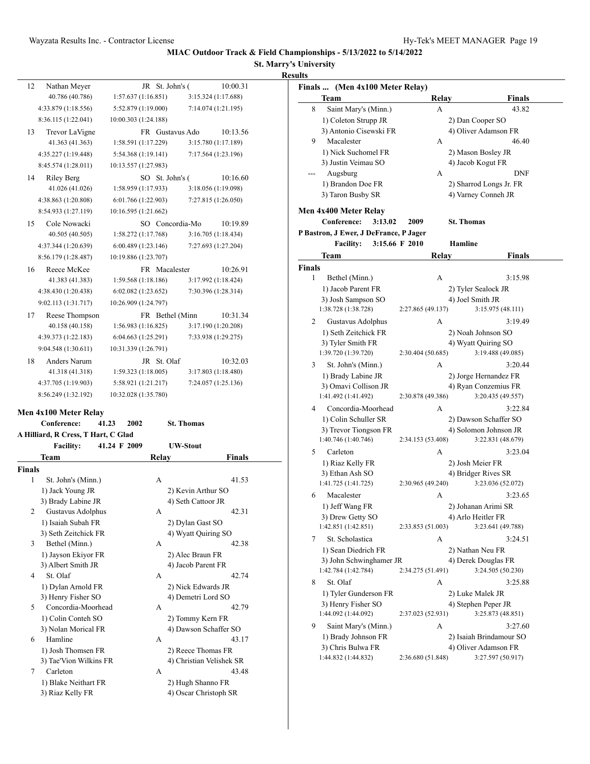**MIAC Outdoor Track & Field Championships - 5/13/2022 to 5/14/2022**

**St. Marry's University**

**Results**

| Place | Name | Year | School | Finals |
|---|---|---|---|---|
| 12 | Nathan Meyer | JR | St. John's ( | 10:00.31 |
| | 40.786 (40.786) | 1:57.637 (1:16.851) | 3:15.324 (1:17.688) | |
| | 4:33.879 (1:18.556) | 5:52.879 (1:19.000) | 7:14.074 (1:21.195) | |
| | 8:36.115 (1:22.041) | 10:00.303 (1:24.188) | | |
| 13 | Trevor LaVigne | FR | Gustavus Ado | 10:13.56 |
| | 41.363 (41.363) | 1:58.591 (1:17.229) | 3:15.780 (1:17.189) | |
| | 4:35.227 (1:19.448) | 5:54.368 (1:19.141) | 7:17.564 (1:23.196) | |
| | 8:45.574 (1:28.011) | 10:13.557 (1:27.983) | | |
| 14 | Riley Berg | SO | St. John's ( | 10:16.60 |
| | 41.026 (41.026) | 1:58.959 (1:17.933) | 3:18.056 (1:19.098) | |
| | 4:38.863 (1:20.808) | 6:01.766 (1:22.903) | 7:27.815 (1:26.050) | |
| | 8:54.933 (1:27.119) | 10:16.595 (1:21.662) | | |
| 15 | Cole Nowacki | SO | Concordia-Mo | 10:19.89 |
| | 40.505 (40.505) | 1:58.272 (1:17.768) | 3:16.705 (1:18.434) | |
| | 4:37.344 (1:20.639) | 6:00.489 (1:23.146) | 7:27.693 (1:27.204) | |
| | 8:56.179 (1:28.487) | 10:19.886 (1:23.707) | | |
| 16 | Reece McKee | FR | Macalester | 10:26.91 |
| | 41.383 (41.383) | 1:59.568 (1:18.186) | 3:17.992 (1:18.424) | |
| | 4:38.430 (1:20.438) | 6:02.082 (1:23.652) | 7:30.396 (1:28.314) | |
| | 9:02.113 (1:31.717) | 10:26.909 (1:24.797) | | |
| 17 | Reese Thompson | FR | Bethel (Minn | 10:31.34 |
| | 40.158 (40.158) | 1:56.983 (1:16.825) | 3:17.190 (1:20.208) | |
| | 4:39.373 (1:22.183) | 6:04.663 (1:25.291) | 7:33.938 (1:29.275) | |
| | 9:04.548 (1:30.611) | 10:31.339 (1:26.791) | | |
| 18 | Anders Narum | JR | St. Olaf | 10:32.03 |
| | 41.318 (41.318) | 1:59.323 (1:18.005) | 3:17.803 (1:18.480) | |
| | 4:37.705 (1:19.903) | 5:58.921 (1:21.217) | 7:24.057 (1:25.136) | |
| | 8:56.249 (1:32.192) | 10:32.028 (1:35.780) | | |

### Men 4x100 Meter Relay

Conference: 41.23 2002 St. Thomas
A Hilliard, R Cress, T Hart, C Glad
Facility: 41.24 F 2009 UW-Stout

| Place | Team | Relay | Finals |
|---|---|---|---|
| **Finals** | | | |
| 1 | St. John's (Minn.) | A | 41.53 |
| | 1) Jack Young JR | 2) Kevin Arthur SO | |
| | 3) Brady Labine JR | 4) Seth Cattoor JR | |
| 2 | Gustavus Adolphus | A | 42.31 |
| | 1) Isaiah Subah FR | 2) Dylan Gast SO | |
| | 3) Seth Zeitchick FR | 4) Wyatt Quiring SO | |
| 3 | Bethel (Minn.) | A | 42.38 |
| | 1) Jayson Ekiyor FR | 2) Alec Braun FR | |
| | 3) Albert Smith JR | 4) Jacob Parent FR | |
| 4 | St. Olaf | A | 42.74 |
| | 1) Dylan Arnold FR | 2) Nick Edwards JR | |
| | 3) Henry Fisher SO | 4) Demetri Lord SO | |
| 5 | Concordia-Moorhead | A | 42.79 |
| | 1) Colin Conteh SO | 2) Tommy Kern FR | |
| | 3) Nolan Morical FR | 4) Dawson Schaffer SO | |
| 6 | Hamline | A | 43.17 |
| | 1) Josh Thomsen FR | 2) Reece Thomas FR | |
| | 3) Tae'Vion Wilkins FR | 4) Christian Velishek SR | |
| 7 | Carleton | A | 43.48 |
| | 1) Blake Neithart FR | 2) Hugh Shanno FR | |
| | 3) Riaz Kelly FR | 4) Oscar Christoph SR | |

### Finals ... (Men 4x100 Meter Relay)

| Place | Team | Relay | Finals |
|---|---|---|---|
| 8 | Saint Mary's (Minn.) | A | 43.82 |
| | 1) Coleton Strupp JR | 2) Dan Cooper SO | |
| | 3) Antonio Cisewski FR | 4) Oliver Adamson FR | |
| 9 | Macalester | A | 46.40 |
| | 1) Nick Suchomel FR | 2) Mason Bosley JR | |
| | 3) Justin Veimau SO | 4) Jacob Kogut FR | |
| --- | Augsburg | A | DNF |
| | 1) Brandon Doe FR | 2) Sharrod Longs Jr. FR | |
| | 3) Taron Busby SR | 4) Varney Conneh JR | |

### Men 4x400 Meter Relay

Conference: 3:13.02 2009 St. Thomas
P Bastron, J Ewer, J DeFrance, P Jager
Facility: 3:15.66 F 2010 Hamline

| Place | Team | Relay | Finals |
|---|---|---|---|
| **Finals** | | | |
| 1 | Bethel (Minn.) | A | 3:15.98 |
| | 1) Jacob Parent FR | 2) Tyler Sealock JR | |
| | 3) Josh Sampson SO | 4) Joel Smith JR | |
| | 1:38.728 (1:38.728) | 2:27.865 (49.137) | 3:15.975 (48.111) |
| 2 | Gustavus Adolphus | A | 3:19.49 |
| | 1) Seth Zeitchick FR | 2) Noah Johnson SO | |
| | 3) Tyler Smith FR | 4) Wyatt Quiring SO | |
| | 1:39.720 (1:39.720) | 2:30.404 (50.685) | 3:19.488 (49.085) |
| 3 | St. John's (Minn.) | A | 3:20.44 |
| | 1) Brady Labine JR | 2) Jorge Hernandez FR | |
| | 3) Omavi Collison JR | 4) Ryan Conzemius FR | |
| | 1:41.492 (1:41.492) | 2:30.878 (49.386) | 3:20.435 (49.557) |
| 4 | Concordia-Moorhead | A | 3:22.84 |
| | 1) Colin Schuller SR | 2) Dawson Schaffer SO | |
| | 3) Trevor Tiongson FR | 4) Solomon Johnson JR | |
| | 1:40.746 (1:40.746) | 2:34.153 (53.408) | 3:22.831 (48.679) |
| 5 | Carleton | A | 3:23.04 |
| | 1) Riaz Kelly FR | 2) Josh Meier FR | |
| | 3) Ethan Ash SO | 4) Bridger Rives SR | |
| | 1:41.725 (1:41.725) | 2:30.965 (49.240) | 3:23.036 (52.072) |
| 6 | Macalester | A | 3:23.65 |
| | 1) Jeff Wang FR | 2) Johanan Arimi SR | |
| | 3) Drew Getty SO | 4) Arlo Heitler FR | |
| | 1:42.851 (1:42.851) | 2:33.853 (51.003) | 3:23.641 (49.788) |
| 7 | St. Scholastica | A | 3:24.51 |
| | 1) Sean Diedrich FR | 2) Nathan Neu FR | |
| | 3) John Schwinghamer JR | 4) Derek Douglas FR | |
| | 1:42.784 (1:42.784) | 2:34.275 (51.491) | 3:24.505 (50.230) |
| 8 | St. Olaf | A | 3:25.88 |
| | 1) Tyler Gunderson FR | 2) Luke Malek JR | |
| | 3) Henry Fisher SO | 4) Stephen Peper JR | |
| | 1:44.092 (1:44.092) | 2:37.023 (52.931) | 3:25.873 (48.851) |
| 9 | Saint Mary's (Minn.) | A | 3:27.60 |
| | 1) Brady Johnson FR | 2) Isaiah Brindamour SO | |
| | 3) Chris Bulwa FR | 4) Oliver Adamson FR | |
| | 1:44.832 (1:44.832) | 2:36.680 (51.848) | 3:27.597 (50.917) |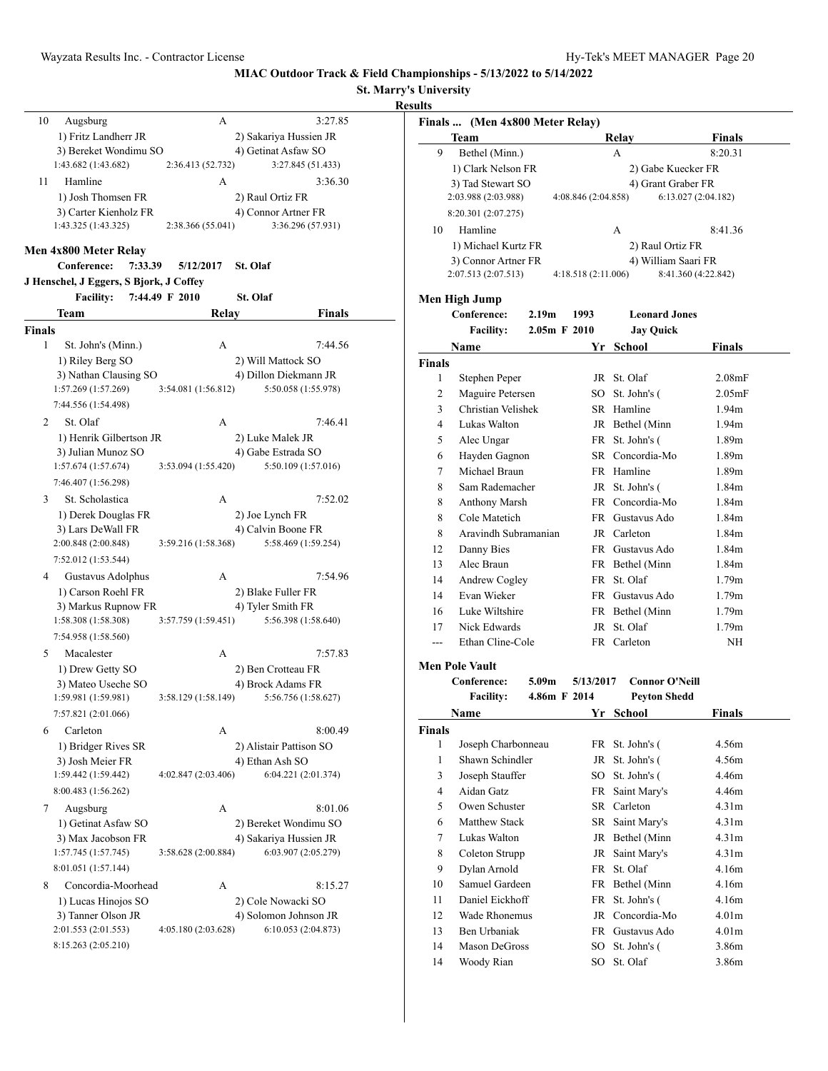**MIAC Outdoor Track & Field Championships - 5/13/2022 to 5/14/2022**

**St. Marry's University**

**Results**

| | Team | Relay | Finals |
|---|---|---|---|
| 10 | Augsburg | A | 3:27.85 |
| | 1) Fritz Landherr JR | 2) Sakariya Hussien JR | |
| | 3) Bereket Wondimu SO | 4) Getinat Asfaw SO | |
| | 1:43.682 (1:43.682) | 2:36.413 (52.732) | 3:27.845 (51.433) |
| 11 | Hamline | A | 3:36.30 |
| | 1) Josh Thomsen FR | 2) Raul Ortiz FR | |
| | 3) Carter Kienholz FR | 4) Connor Artner FR | |
| | 1:43.325 (1:43.325) | 2:38.366 (55.041) | 3:36.296 (57.931) |

## Men 4x800 Meter Relay

**Conference:** 7:33.39 5/12/2017 St. Olaf
J Henschel, J Eggers, S Bjork, J Coffey
**Facility:** 7:44.49 F 2010 St. Olaf

**Finals**

| | Team | Relay | Finals |
|---|---|---|---|
| 1 | St. John's (Minn.) | A | 7:44.56 |
| | 1) Riley Berg SO | 2) Will Mattock SO | |
| | 3) Nathan Clausing SO | 4) Dillon Diekmann JR | |
| | 1:57.269 (1:57.269) | 3:54.081 (1:56.812) | 5:50.058 (1:55.978) |
| | 7:44.556 (1:54.498) | | |
| 2 | St. Olaf | A | 7:46.41 |
| | 1) Henrik Gilbertson JR | 2) Luke Malek JR | |
| | 3) Julian Munoz SO | 4) Gabe Estrada SO | |
| | 1:57.674 (1:57.674) | 3:53.094 (1:55.420) | 5:50.109 (1:57.016) |
| | 7:46.407 (1:56.298) | | |
| 3 | St. Scholastica | A | 7:52.02 |
| | 1) Derek Douglas FR | 2) Joe Lynch FR | |
| | 3) Lars DeWall FR | 4) Calvin Boone FR | |
| | 2:00.848 (2:00.848) | 3:59.216 (1:58.368) | 5:58.469 (1:59.254) |
| | 7:52.012 (1:53.544) | | |
| 4 | Gustavus Adolphus | A | 7:54.96 |
| | 1) Carson Roehl FR | 2) Blake Fuller FR | |
| | 3) Markus Rupnow FR | 4) Tyler Smith FR | |
| | 1:58.308 (1:58.308) | 3:57.759 (1:59.451) | 5:56.398 (1:58.640) |
| | 7:54.958 (1:58.560) | | |
| 5 | Macalester | A | 7:57.83 |
| | 1) Drew Getty SO | 2) Ben Crotteau FR | |
| | 3) Mateo Useche SO | 4) Brock Adams FR | |
| | 1:59.981 (1:59.981) | 3:58.129 (1:58.149) | 5:56.756 (1:58.627) |
| | 7:57.821 (2:01.066) | | |
| 6 | Carleton | A | 8:00.49 |
| | 1) Bridger Rives SR | 2) Alistair Pattison SO | |
| | 3) Josh Meier FR | 4) Ethan Ash SO | |
| | 1:59.442 (1:59.442) | 4:02.847 (2:03.406) | 6:04.221 (2:01.374) |
| | 8:00.483 (1:56.262) | | |
| 7 | Augsburg | A | 8:01.06 |
| | 1) Getinat Asfaw SO | 2) Bereket Wondimu SO | |
| | 3) Max Jacobson FR | 4) Sakariya Hussien JR | |
| | 1:57.745 (1:57.745) | 3:58.628 (2:00.884) | 6:03.907 (2:05.279) |
| | 8:01.051 (1:57.144) | | |
| 8 | Concordia-Moorhead | A | 8:15.27 |
| | 1) Lucas Hinojos SO | 2) Cole Nowacki SO | |
| | 3) Tanner Olson JR | 4) Solomon Johnson JR | |
| | 2:01.553 (2:01.553) | 4:05.180 (2:03.628) | 6:10.053 (2:04.873) |
| | 8:15.263 (2:05.210) | | |
| 9 | Bethel (Minn.) | A | 8:20.31 |
| | 1) Clark Nelson FR | 2) Gabe Kuecker FR | |
| | 3) Tad Stewart SO | 4) Grant Graber FR | |
| | 2:03.988 (2:03.988) | 4:08.846 (2:04.858) | 6:13.027 (2:04.182) |
| | 8:20.301 (2:07.275) | | |
| 10 | Hamline | A | 8:41.36 |
| | 1) Michael Kurtz FR | 2) Raul Ortiz FR | |
| | 3) Connor Artner FR | 4) William Saari FR | |
| | 2:07.513 (2:07.513) | 4:18.518 (2:11.006) | 8:41.360 (4:22.842) |

## Men High Jump

**Conference:** 2.19m 1993 Leonard Jones
**Facility:** 2.05m F 2010 Jay Quick

**Finals**

| | Name | Yr | School | Finals |
|---|---|---|---|---|
| 1 | Stephen Peper | JR | St. Olaf | 2.08mF |
| 2 | Maguire Petersen | SO | St. John's ( | 2.05mF |
| 3 | Christian Velishek | SR | Hamline | 1.94m |
| 4 | Lukas Walton | JR | Bethel (Minn | 1.94m |
| 5 | Alec Ungar | FR | St. John's ( | 1.89m |
| 6 | Hayden Gagnon | SR | Concordia-Mo | 1.89m |
| 7 | Michael Braun | FR | Hamline | 1.89m |
| 8 | Sam Rademacher | JR | St. John's ( | 1.84m |
| 8 | Anthony Marsh | FR | Concordia-Mo | 1.84m |
| 8 | Cole Matetich | FR | Gustavus Ado | 1.84m |
| 8 | Aravindh Subramanian | JR | Carleton | 1.84m |
| 12 | Danny Bies | FR | Gustavus Ado | 1.84m |
| 13 | Alec Braun | FR | Bethel (Minn | 1.84m |
| 14 | Andrew Cogley | FR | St. Olaf | 1.79m |
| 14 | Evan Wieker | FR | Gustavus Ado | 1.79m |
| 16 | Luke Wiltshire | FR | Bethel (Minn | 1.79m |
| 17 | Nick Edwards | JR | St. Olaf | 1.79m |
| --- | Ethan Cline-Cole | FR | Carleton | NH |

## Men Pole Vault

**Conference:** 5.09m 5/13/2017 Connor O'Neill
**Facility:** 4.86m F 2014 Peyton Shedd

**Finals**

| | Name | Yr | School | Finals |
|---|---|---|---|---|
| 1 | Joseph Charbonneau | FR | St. John's ( | 4.56m |
| 1 | Shawn Schindler | JR | St. John's ( | 4.56m |
| 3 | Joseph Stauffer | SO | St. John's ( | 4.46m |
| 4 | Aidan Gatz | FR | Saint Mary's | 4.46m |
| 5 | Owen Schuster | SR | Carleton | 4.31m |
| 6 | Matthew Stack | SR | Saint Mary's | 4.31m |
| 7 | Lukas Walton | JR | Bethel (Minn | 4.31m |
| 8 | Coleton Strupp | JR | Saint Mary's | 4.31m |
| 9 | Dylan Arnold | FR | St. Olaf | 4.16m |
| 10 | Samuel Gardeen | FR | Bethel (Minn | 4.16m |
| 11 | Daniel Eickhoff | FR | St. John's ( | 4.16m |
| 12 | Wade Rhonemus | JR | Concordia-Mo | 4.01m |
| 13 | Ben Urbaniak | FR | Gustavus Ado | 4.01m |
| 14 | Mason DeGross | SO | St. John's ( | 3.86m |
| 14 | Woody Rian | SO | St. Olaf | 3.86m |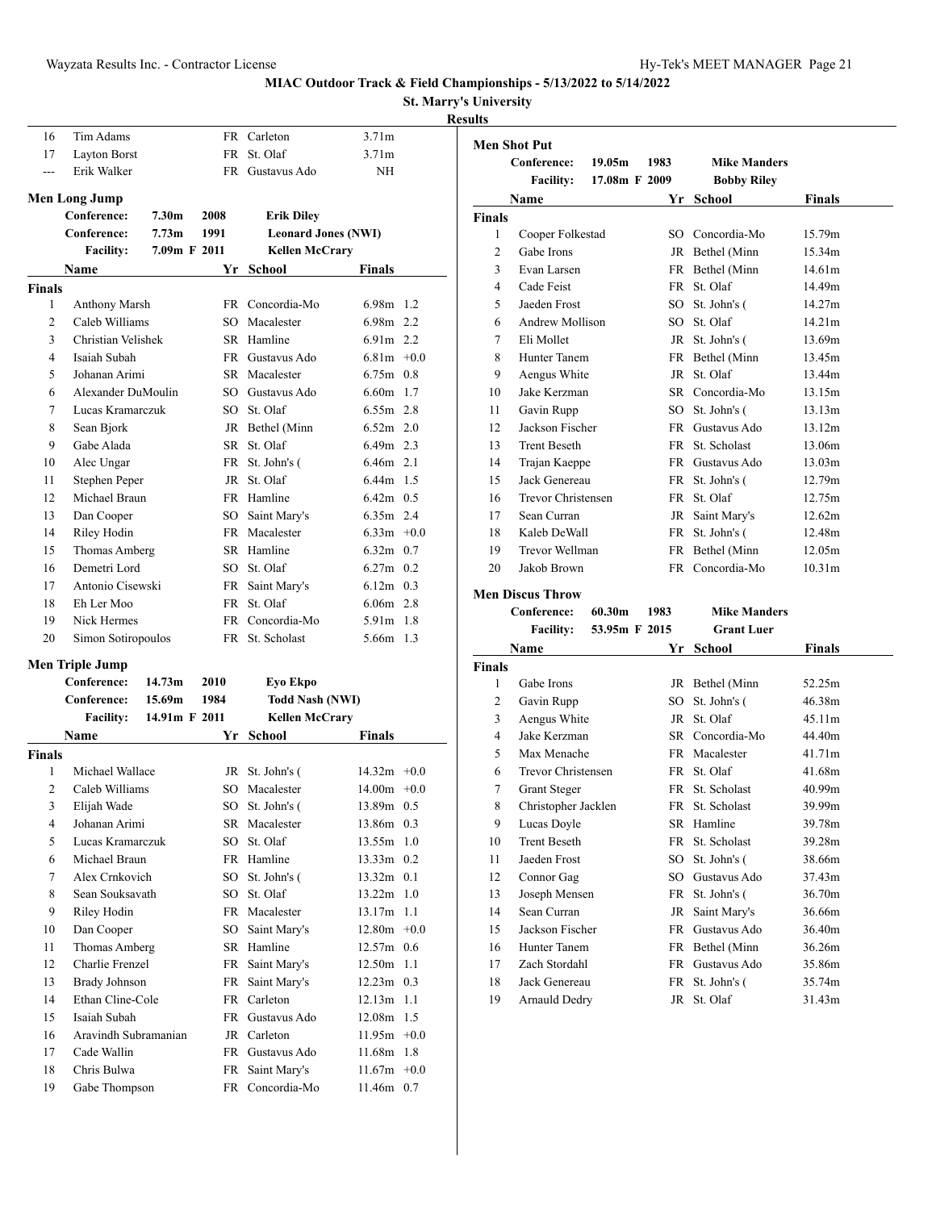MIAC Outdoor Track & Field Championships - 5/13/2022 to 5/14/2022

St. Marry's University

Results

| | Name | Yr | School | Finals | |
|---|---|---|---|---|---|
| 16 | Tim Adams | FR | Carleton | 3.71m | |
| 17 | Layton Borst | FR | St. Olaf | 3.71m | |
| --- | Erik Walker | FR | Gustavus Ado | NH | |

## Men Long Jump

| | | | |
|---|---|---|---|
| **Conference:** | **7.30m** | **2008** | **Erik Diley** |
| **Conference:** | **7.73m** | **1991** | **Leonard Jones (NWI)** |
| **Facility:** | **7.09m F 2011** | | **Kellen McCrary** |

| | Name | Yr | School | Finals | |
|---|---|---|---|---|---|
| **Finals** | | | | | |
| 1 | Anthony Marsh | FR | Concordia-Mo | 6.98m | 1.2 |
| 2 | Caleb Williams | SO | Macalester | 6.98m | 2.2 |
| 3 | Christian Velishek | SR | Hamline | 6.91m | 2.2 |
| 4 | Isaiah Subah | FR | Gustavus Ado | 6.81m | +0.0 |
| 5 | Johanan Arimi | SR | Macalester | 6.75m | 0.8 |
| 6 | Alexander DuMoulin | SO | Gustavus Ado | 6.60m | 1.7 |
| 7 | Lucas Kramarczuk | SO | St. Olaf | 6.55m | 2.8 |
| 8 | Sean Bjork | JR | Bethel (Minn | 6.52m | 2.0 |
| 9 | Gabe Alada | SR | St. Olaf | 6.49m | 2.3 |
| 10 | Alec Ungar | FR | St. John's ( | 6.46m | 2.1 |
| 11 | Stephen Peper | JR | St. Olaf | 6.44m | 1.5 |
| 12 | Michael Braun | FR | Hamline | 6.42m | 0.5 |
| 13 | Dan Cooper | SO | Saint Mary's | 6.35m | 2.4 |
| 14 | Riley Hodin | FR | Macalester | 6.33m | +0.0 |
| 15 | Thomas Amberg | SR | Hamline | 6.32m | 0.7 |
| 16 | Demetri Lord | SO | St. Olaf | 6.27m | 0.2 |
| 17 | Antonio Cisewski | FR | Saint Mary's | 6.12m | 0.3 |
| 18 | Eh Ler Moo | FR | St. Olaf | 6.06m | 2.8 |
| 19 | Nick Hermes | FR | Concordia-Mo | 5.91m | 1.8 |
| 20 | Simon Sotiropoulos | FR | St. Scholast | 5.66m | 1.3 |

## Men Triple Jump

| | | | |
|---|---|---|---|
| **Conference:** | **14.73m** | **2010** | **Eyo Ekpo** |
| **Conference:** | **15.69m** | **1984** | **Todd Nash (NWI)** |
| **Facility:** | **14.91m F 2011** | | **Kellen McCrary** |

| | Name | Yr | School | Finals | |
|---|---|---|---|---|---|
| **Finals** | | | | | |
| 1 | Michael Wallace | JR | St. John's ( | 14.32m | +0.0 |
| 2 | Caleb Williams | SO | Macalester | 14.00m | +0.0 |
| 3 | Elijah Wade | SO | St. John's ( | 13.89m | 0.5 |
| 4 | Johanan Arimi | SR | Macalester | 13.86m | 0.3 |
| 5 | Lucas Kramarczuk | SO | St. Olaf | 13.55m | 1.0 |
| 6 | Michael Braun | FR | Hamline | 13.33m | 0.2 |
| 7 | Alex Crnkovich | SO | St. John's ( | 13.32m | 0.1 |
| 8 | Sean Souksavath | SO | St. Olaf | 13.22m | 1.0 |
| 9 | Riley Hodin | FR | Macalester | 13.17m | 1.1 |
| 10 | Dan Cooper | SO | Saint Mary's | 12.80m | +0.0 |
| 11 | Thomas Amberg | SR | Hamline | 12.57m | 0.6 |
| 12 | Charlie Frenzel | FR | Saint Mary's | 12.50m | 1.1 |
| 13 | Brady Johnson | FR | Saint Mary's | 12.23m | 0.3 |
| 14 | Ethan Cline-Cole | FR | Carleton | 12.13m | 1.1 |
| 15 | Isaiah Subah | FR | Gustavus Ado | 12.08m | 1.5 |
| 16 | Aravindh Subramanian | JR | Carleton | 11.95m | +0.0 |
| 17 | Cade Wallin | FR | Gustavus Ado | 11.68m | 1.8 |
| 18 | Chris Bulwa | FR | Saint Mary's | 11.67m | +0.0 |
| 19 | Gabe Thompson | FR | Concordia-Mo | 11.46m | 0.7 |

## Men Shot Put

| | | | |
|---|---|---|---|
| **Conference:** | **19.05m** | **1983** | **Mike Manders** |
| **Facility:** | **17.08m F 2009** | | **Bobby Riley** |

| | Name | Yr | School | Finals |
|---|---|---|---|---|
| **Finals** | | | | |
| 1 | Cooper Folkestad | SO | Concordia-Mo | 15.79m |
| 2 | Gabe Irons | JR | Bethel (Minn | 15.34m |
| 3 | Evan Larsen | FR | Bethel (Minn | 14.61m |
| 4 | Cade Feist | FR | St. Olaf | 14.49m |
| 5 | Jaeden Frost | SO | St. John's ( | 14.27m |
| 6 | Andrew Mollison | SO | St. Olaf | 14.21m |
| 7 | Eli Mollet | JR | St. John's ( | 13.69m |
| 8 | Hunter Tanem | FR | Bethel (Minn | 13.45m |
| 9 | Aengus White | JR | St. Olaf | 13.44m |
| 10 | Jake Kerzman | SR | Concordia-Mo | 13.15m |
| 11 | Gavin Rupp | SO | St. John's ( | 13.13m |
| 12 | Jackson Fischer | FR | Gustavus Ado | 13.12m |
| 13 | Trent Beseth | FR | St. Scholast | 13.06m |
| 14 | Trajan Kaeppe | FR | Gustavus Ado | 13.03m |
| 15 | Jack Genereau | FR | St. John's ( | 12.79m |
| 16 | Trevor Christensen | FR | St. Olaf | 12.75m |
| 17 | Sean Curran | JR | Saint Mary's | 12.62m |
| 18 | Kaleb DeWall | FR | St. John's ( | 12.48m |
| 19 | Trevor Wellman | FR | Bethel (Minn | 12.05m |
| 20 | Jakob Brown | FR | Concordia-Mo | 10.31m |

## Men Discus Throw

| | | | |
|---|---|---|---|
| **Conference:** | **60.30m** | **1983** | **Mike Manders** |
| **Facility:** | **53.95m F 2015** | | **Grant Luer** |

| | Name | Yr | School | Finals |
|---|---|---|---|---|
| **Finals** | | | | |
| 1 | Gabe Irons | JR | Bethel (Minn | 52.25m |
| 2 | Gavin Rupp | SO | St. John's ( | 46.38m |
| 3 | Aengus White | JR | St. Olaf | 45.11m |
| 4 | Jake Kerzman | SR | Concordia-Mo | 44.40m |
| 5 | Max Menache | FR | Macalester | 41.71m |
| 6 | Trevor Christensen | FR | St. Olaf | 41.68m |
| 7 | Grant Steger | FR | St. Scholast | 40.99m |
| 8 | Christopher Jacklen | FR | St. Scholast | 39.99m |
| 9 | Lucas Doyle | SR | Hamline | 39.78m |
| 10 | Trent Beseth | FR | St. Scholast | 39.28m |
| 11 | Jaeden Frost | SO | St. John's ( | 38.66m |
| 12 | Connor Gag | SO | Gustavus Ado | 37.43m |
| 13 | Joseph Mensen | FR | St. John's ( | 36.70m |
| 14 | Sean Curran | JR | Saint Mary's | 36.66m |
| 15 | Jackson Fischer | FR | Gustavus Ado | 36.40m |
| 16 | Hunter Tanem | FR | Bethel (Minn | 36.26m |
| 17 | Zach Stordahl | FR | Gustavus Ado | 35.86m |
| 18 | Jack Genereau | FR | St. John's ( | 35.74m |
| 19 | Arnauld Dedry | JR | St. Olaf | 31.43m |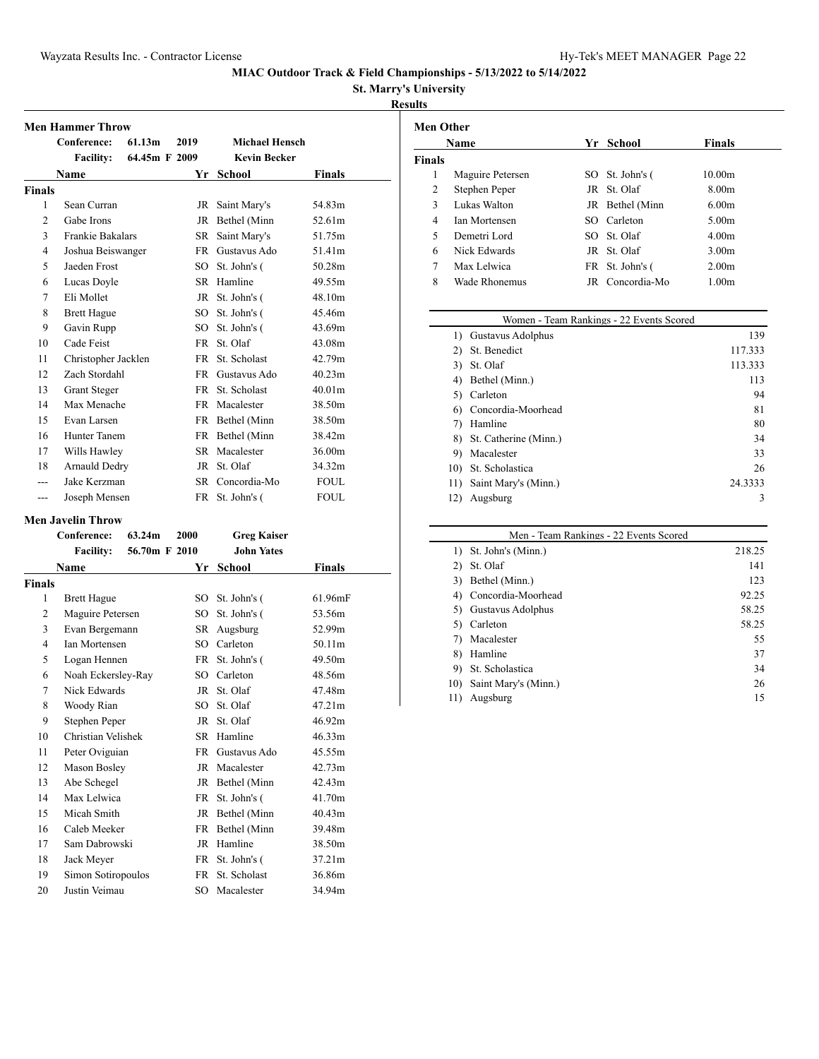**MIAC Outdoor Track & Field Championships - 5/13/2022 to 5/14/2022**

**St. Marry's University**

**Results**

### Men Hammer Throw

| | | | | |
|---|---|---|---|---|
| **Conference:** | 61.13m | 2019 | Michael Hensch | |
| **Facility:** | 64.45m F | 2009 | Kevin Becker | |

| | Name | Yr | School | Finals |
|---|---|---|---|---|
| **Finals** | | | | |
| 1 | Sean Curran | JR | Saint Mary's | 54.83m |
| 2 | Gabe Irons | JR | Bethel (Minn | 52.61m |
| 3 | Frankie Bakalars | SR | Saint Mary's | 51.75m |
| 4 | Joshua Beiswanger | FR | Gustavus Ado | 51.41m |
| 5 | Jaeden Frost | SO | St. John's ( | 50.28m |
| 6 | Lucas Doyle | SR | Hamline | 49.55m |
| 7 | Eli Mollet | JR | St. John's ( | 48.10m |
| 8 | Brett Hague | SO | St. John's ( | 45.46m |
| 9 | Gavin Rupp | SO | St. John's ( | 43.69m |
| 10 | Cade Feist | FR | St. Olaf | 43.08m |
| 11 | Christopher Jacklen | FR | St. Scholast | 42.79m |
| 12 | Zach Stordahl | FR | Gustavus Ado | 40.23m |
| 13 | Grant Steger | FR | St. Scholast | 40.01m |
| 14 | Max Menache | FR | Macalester | 38.50m |
| 15 | Evan Larsen | FR | Bethel (Minn | 38.50m |
| 16 | Hunter Tanem | FR | Bethel (Minn | 38.42m |
| 17 | Wills Hawley | SR | Macalester | 36.00m |
| 18 | Arnauld Dedry | JR | St. Olaf | 34.32m |
| --- | Jake Kerzman | SR | Concordia-Mo | FOUL |
| --- | Joseph Mensen | FR | St. John's ( | FOUL |

### Men Javelin Throw

| | | | | |
|---|---|---|---|---|
| **Conference:** | 63.24m | 2000 | Greg Kaiser | |
| **Facility:** | 56.70m F | 2010 | John Yates | |

| | Name | Yr | School | Finals |
|---|---|---|---|---|
| **Finals** | | | | |
| 1 | Brett Hague | SO | St. John's ( | 61.96mF |
| 2 | Maguire Petersen | SO | St. John's ( | 53.56m |
| 3 | Evan Bergemann | SR | Augsburg | 52.99m |
| 4 | Ian Mortensen | SO | Carleton | 50.11m |
| 5 | Logan Hennen | FR | St. John's ( | 49.50m |
| 6 | Noah Eckersley-Ray | SO | Carleton | 48.56m |
| 7 | Nick Edwards | JR | St. Olaf | 47.48m |
| 8 | Woody Rian | SO | St. Olaf | 47.21m |
| 9 | Stephen Peper | JR | St. Olaf | 46.92m |
| 10 | Christian Velishek | SR | Hamline | 46.33m |
| 11 | Peter Oviguian | FR | Gustavus Ado | 45.55m |
| 12 | Mason Bosley | JR | Macalester | 42.73m |
| 13 | Abe Schegel | JR | Bethel (Minn | 42.43m |
| 14 | Max Lelwica | FR | St. John's ( | 41.70m |
| 15 | Micah Smith | JR | Bethel (Minn | 40.43m |
| 16 | Caleb Meeker | FR | Bethel (Minn | 39.48m |
| 17 | Sam Dabrowski | JR | Hamline | 38.50m |
| 18 | Jack Meyer | FR | St. John's ( | 37.21m |
| 19 | Simon Sotiropoulos | FR | St. Scholast | 36.86m |
| 20 | Justin Veimau | SO | Macalester | 34.94m |

### Men Other

| | Name | Yr | School | Finals |
|---|---|---|---|---|
| **Finals** | | | | |
| 1 | Maguire Petersen | SO | St. John's ( | 10.00m |
| 2 | Stephen Peper | JR | St. Olaf | 8.00m |
| 3 | Lukas Walton | JR | Bethel (Minn | 6.00m |
| 4 | Ian Mortensen | SO | Carleton | 5.00m |
| 5 | Demetri Lord | SO | St. Olaf | 4.00m |
| 6 | Nick Edwards | JR | St. Olaf | 3.00m |
| 7 | Max Lelwica | FR | St. John's ( | 2.00m |
| 8 | Wade Rhonemus | JR | Concordia-Mo | 1.00m |

### Women - Team Rankings - 22 Events Scored

| | Team | Points |
|---|---|---|
| 1) | Gustavus Adolphus | 139 |
| 2) | St. Benedict | 117.333 |
| 3) | St. Olaf | 113.333 |
| 4) | Bethel (Minn.) | 113 |
| 5) | Carleton | 94 |
| 6) | Concordia-Moorhead | 81 |
| 7) | Hamline | 80 |
| 8) | St. Catherine (Minn.) | 34 |
| 9) | Macalester | 33 |
| 10) | St. Scholastica | 26 |
| 11) | Saint Mary's (Minn.) | 24.3333 |
| 12) | Augsburg | 3 |

### Men - Team Rankings - 22 Events Scored

| | Team | Points |
|---|---|---|
| 1) | St. John's (Minn.) | 218.25 |
| 2) | St. Olaf | 141 |
| 3) | Bethel (Minn.) | 123 |
| 4) | Concordia-Moorhead | 92.25 |
| 5) | Gustavus Adolphus | 58.25 |
| 5) | Carleton | 58.25 |
| 7) | Macalester | 55 |
| 8) | Hamline | 37 |
| 9) | St. Scholastica | 34 |
| 10) | Saint Mary's (Minn.) | 26 |
| 11) | Augsburg | 15 |